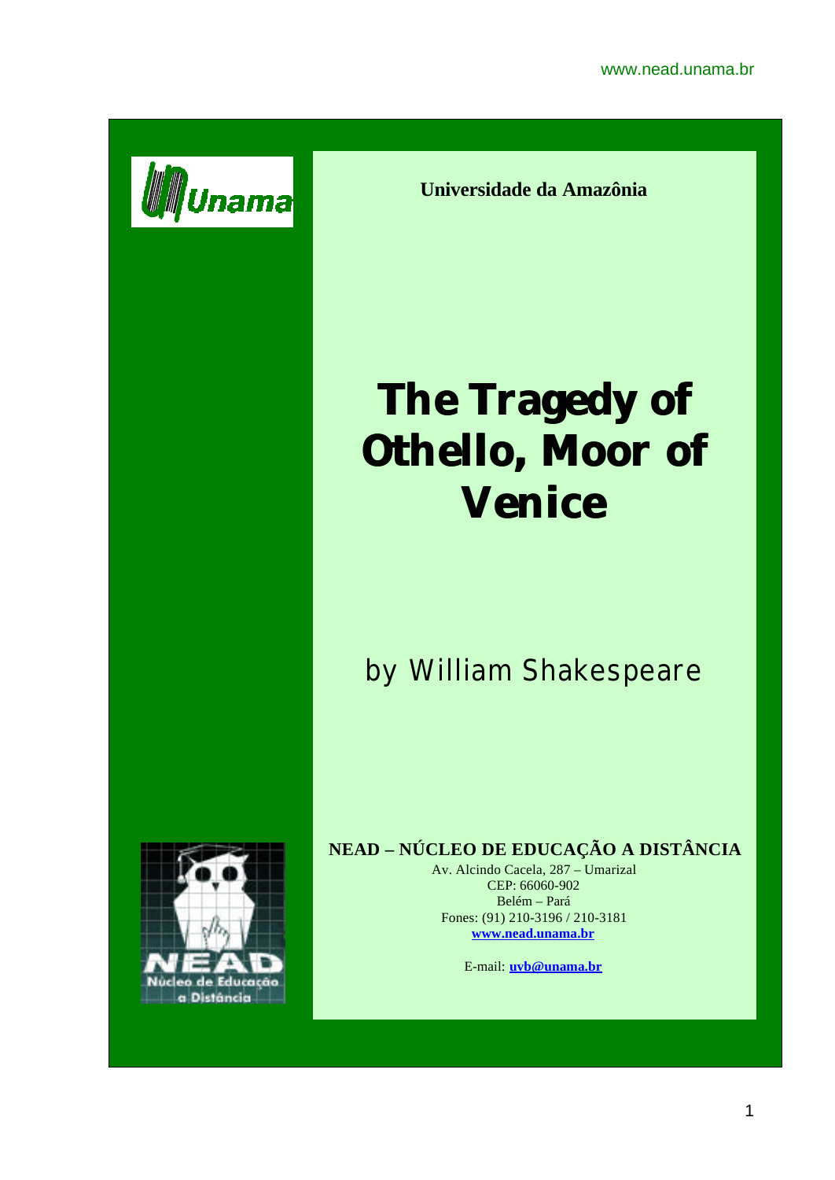**Universidade da Amazônia**

# The Tragedy of Othello, Moor of Venice

## by William Shakespeare

**NEAD – NÚCLEO DE EDUCAÇÃO A DISTÂNCIA**

Av. Alcindo Cacela, 287 – Umarizal
CEP: 66060-902
Belém – Pará
Fones: (91) 210-3196 / 210-3181
**www.nead.unama.br**

E-mail: **uvb@unama.br**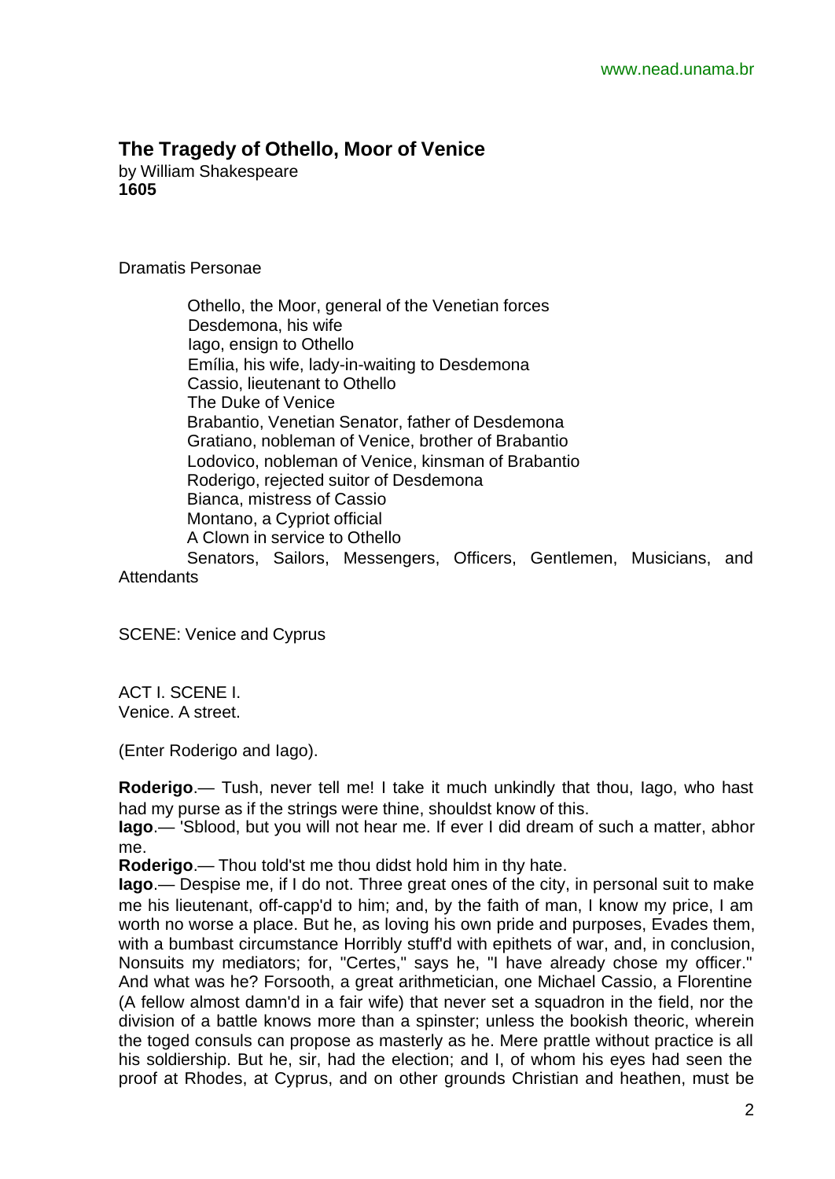# The Tragedy of Othello, Moor of Venice

by William Shakespeare
**1605**

Dramatis Personae

Othello, the Moor, general of the Venetian forces
Desdemona, his wife
Iago, ensign to Othello
Emília, his wife, lady-in-waiting to Desdemona
Cassio, lieutenant to Othello
The Duke of Venice
Brabantio, Venetian Senator, father of Desdemona
Gratiano, nobleman of Venice, brother of Brabantio
Lodovico, nobleman of Venice, kinsman of Brabantio
Roderigo, rejected suitor of Desdemona
Bianca, mistress of Cassio
Montano, a Cypriot official
A Clown in service to Othello
Senators, Sailors, Messengers, Officers, Gentlemen, Musicians, and Attendants

SCENE: Venice and Cyprus

ACT I. SCENE I.
Venice. A street.

(Enter Roderigo and Iago).

**Roderigo**.— Tush, never tell me! I take it much unkindly that thou, Iago, who hast had my purse as if the strings were thine, shouldst know of this.
**Iago**.— 'Sblood, but you will not hear me. If ever I did dream of such a matter, abhor me.
**Roderigo**.— Thou told'st me thou didst hold him in thy hate.
**Iago**.— Despise me, if I do not. Three great ones of the city, in personal suit to make me his lieutenant, off-capp'd to him; and, by the faith of man, I know my price, I am worth no worse a place. But he, as loving his own pride and purposes, Evades them, with a bumbast circumstance Horribly stuff'd with epithets of war, and, in conclusion, Nonsuits my mediators; for, "Certes," says he, "I have already chose my officer." And what was he? Forsooth, a great arithmetician, one Michael Cassio, a Florentine (A fellow almost damn'd in a fair wife) that never set a squadron in the field, nor the division of a battle knows more than a spinster; unless the bookish theoric, wherein the toged consuls can propose as masterly as he. Mere prattle without practice is all his soldiership. But he, sir, had the election; and I, of whom his eyes had seen the proof at Rhodes, at Cyprus, and on other grounds Christian and heathen, must be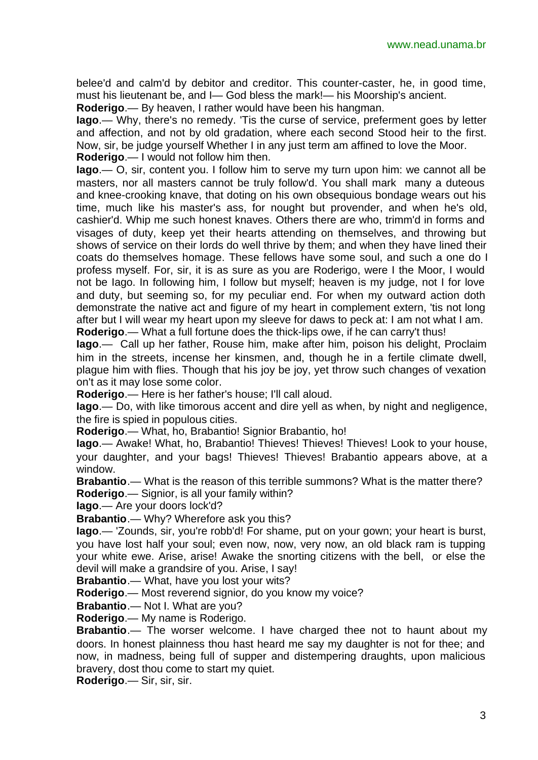belee'd and calm'd by debitor and creditor. This counter-caster, he, in good time, must his lieutenant be, and I— God bless the mark!— his Moorship's ancient.

**Roderigo**.— By heaven, I rather would have been his hangman.

**Iago**.— Why, there's no remedy. 'Tis the curse of service, preferment goes by letter and affection, and not by old gradation, where each second Stood heir to the first. Now, sir, be judge yourself Whether I in any just term am affined to love the Moor.

**Roderigo**.— I would not follow him then.

**Iago**.— O, sir, content you. I follow him to serve my turn upon him: we cannot all be masters, nor all masters cannot be truly follow'd. You shall mark many a duteous and knee-crooking knave, that doting on his own obsequious bondage wears out his time, much like his master's ass, for nought but provender, and when he's old, cashier'd. Whip me such honest knaves. Others there are who, trimm'd in forms and visages of duty, keep yet their hearts attending on themselves, and throwing but shows of service on their lords do well thrive by them; and when they have lined their coats do themselves homage. These fellows have some soul, and such a one do I profess myself. For, sir, it is as sure as you are Roderigo, were I the Moor, I would not be Iago. In following him, I follow but myself; heaven is my judge, not I for love and duty, but seeming so, for my peculiar end. For when my outward action doth demonstrate the native act and figure of my heart in complement extern, 'tis not long after but I will wear my heart upon my sleeve for daws to peck at: I am not what I am.

**Roderigo**.— What a full fortune does the thick-lips owe, if he can carry't thus!

**Iago**.— Call up her father, Rouse him, make after him, poison his delight, Proclaim him in the streets, incense her kinsmen, and, though he in a fertile climate dwell, plague him with flies. Though that his joy be joy, yet throw such changes of vexation on't as it may lose some color.

**Roderigo**.— Here is her father's house; I'll call aloud.

**Iago**.— Do, with like timorous accent and dire yell as when, by night and negligence, the fire is spied in populous cities.

**Roderigo**.— What, ho, Brabantio! Signior Brabantio, ho!

**Iago**.— Awake! What, ho, Brabantio! Thieves! Thieves! Thieves! Look to your house, your daughter, and your bags! Thieves! Thieves! Brabantio appears above, at a window.

**Brabantio**.— What is the reason of this terrible summons? What is the matter there?

**Roderigo**.— Signior, is all your family within?

**Iago**.— Are your doors lock'd?

**Brabantio**.— Why? Wherefore ask you this?

**Iago**.— 'Zounds, sir, you're robb'd! For shame, put on your gown; your heart is burst, you have lost half your soul; even now, now, very now, an old black ram is tupping your white ewe. Arise, arise! Awake the snorting citizens with the bell, or else the devil will make a grandsire of you. Arise, I say!

**Brabantio**.— What, have you lost your wits?

**Roderigo**.— Most reverend signior, do you know my voice?

**Brabantio**.— Not I. What are you?

**Roderigo**.— My name is Roderigo.

**Brabantio**.— The worser welcome. I have charged thee not to haunt about my doors. In honest plainness thou hast heard me say my daughter is not for thee; and now, in madness, being full of supper and distempering draughts, upon malicious bravery, dost thou come to start my quiet.

**Roderigo**.— Sir, sir, sir.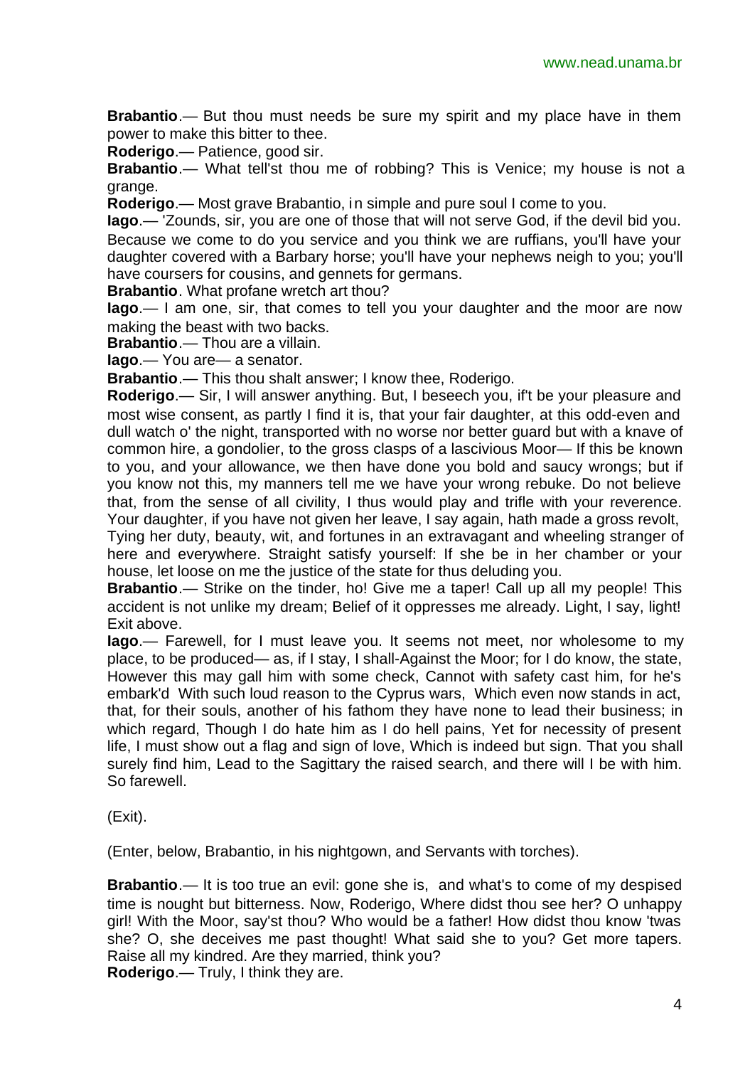**Brabantio**.— But thou must needs be sure my spirit and my place have in them power to make this bitter to thee.

**Roderigo**.— Patience, good sir.

**Brabantio**.— What tell'st thou me of robbing? This is Venice; my house is not a grange.

**Roderigo**.— Most grave Brabantio, in simple and pure soul I come to you.

**Iago**.— 'Zounds, sir, you are one of those that will not serve God, if the devil bid you. Because we come to do you service and you think we are ruffians, you'll have your daughter covered with a Barbary horse; you'll have your nephews neigh to you; you'll have coursers for cousins, and gennets for germans.

**Brabantio**. What profane wretch art thou?

**Iago**.— I am one, sir, that comes to tell you your daughter and the moor are now making the beast with two backs.

**Brabantio**.— Thou are a villain.

**Iago**.— You are— a senator.

**Brabantio**.— This thou shalt answer; I know thee, Roderigo.

**Roderigo**.— Sir, I will answer anything. But, I beseech you, if't be your pleasure and most wise consent, as partly I find it is, that your fair daughter, at this odd-even and dull watch o' the night, transported with no worse nor better guard but with a knave of common hire, a gondolier, to the gross clasps of a lascivious Moor— If this be known to you, and your allowance, we then have done you bold and saucy wrongs; but if you know not this, my manners tell me we have your wrong rebuke. Do not believe that, from the sense of all civility, I thus would play and trifle with your reverence. Your daughter, if you have not given her leave, I say again, hath made a gross revolt, Tying her duty, beauty, wit, and fortunes in an extravagant and wheeling stranger of here and everywhere. Straight satisfy yourself: If she be in her chamber or your house, let loose on me the justice of the state for thus deluding you.

**Brabantio**.— Strike on the tinder, ho! Give me a taper! Call up all my people! This accident is not unlike my dream; Belief of it oppresses me already. Light, I say, light! Exit above.

**Iago**.— Farewell, for I must leave you. It seems not meet, nor wholesome to my place, to be produced— as, if I stay, I shall-Against the Moor; for I do know, the state, However this may gall him with some check, Cannot with safety cast him, for he's embark'd With such loud reason to the Cyprus wars, Which even now stands in act, that, for their souls, another of his fathom they have none to lead their business; in which regard, Though I do hate him as I do hell pains, Yet for necessity of present life, I must show out a flag and sign of love, Which is indeed but sign. That you shall surely find him, Lead to the Sagittary the raised search, and there will I be with him. So farewell.

(Exit).

(Enter, below, Brabantio, in his nightgown, and Servants with torches).

**Brabantio**.— It is too true an evil: gone she is, and what's to come of my despised time is nought but bitterness. Now, Roderigo, Where didst thou see her? O unhappy girl! With the Moor, say'st thou? Who would be a father! How didst thou know 'twas she? O, she deceives me past thought! What said she to you? Get more tapers. Raise all my kindred. Are they married, think you?

**Roderigo**.— Truly, I think they are.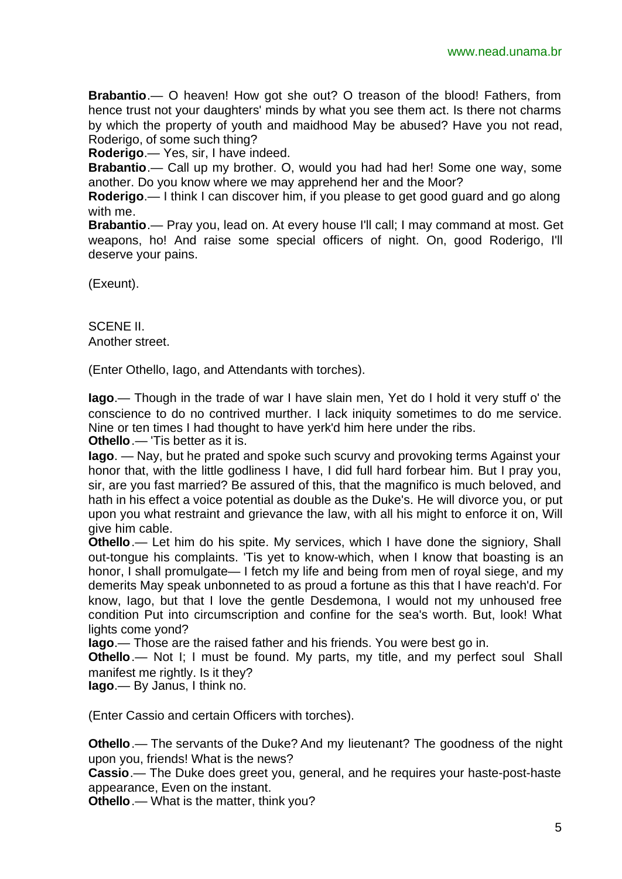**Brabantio**.— O heaven! How got she out? O treason of the blood! Fathers, from hence trust not your daughters' minds by what you see them act. Is there not charms by which the property of youth and maidhood May be abused? Have you not read, Roderigo, of some such thing?
**Roderigo**.— Yes, sir, I have indeed.
**Brabantio**.— Call up my brother. O, would you had had her! Some one way, some another. Do you know where we may apprehend her and the Moor?
**Roderigo**.— I think I can discover him, if you please to get good guard and go along with me.
**Brabantio**.— Pray you, lead on. At every house I'll call; I may command at most. Get weapons, ho! And raise some special officers of night. On, good Roderigo, I'll deserve your pains.

(Exeunt).

SCENE II.
Another street.

(Enter Othello, Iago, and Attendants with torches).

**Iago**.— Though in the trade of war I have slain men, Yet do I hold it very stuff o' the conscience to do no contrived murther. I lack iniquity sometimes to do me service. Nine or ten times I had thought to have yerk'd him here under the ribs.
**Othello**.— 'Tis better as it is.
**Iago**. — Nay, but he prated and spoke such scurvy and provoking terms Against your honor that, with the little godliness I have, I did full hard forbear him. But I pray you, sir, are you fast married? Be assured of this, that the magnifico is much beloved, and hath in his effect a voice potential as double as the Duke's. He will divorce you, or put upon you what restraint and grievance the law, with all his might to enforce it on, Will give him cable.
**Othello**.— Let him do his spite. My services, which I have done the signiory, Shall out-tongue his complaints. 'Tis yet to know-which, when I know that boasting is an honor, I shall promulgate— I fetch my life and being from men of royal siege, and my demerits May speak unbonneted to as proud a fortune as this that I have reach'd. For know, Iago, but that I love the gentle Desdemona, I would not my unhoused free condition Put into circumscription and confine for the sea's worth. But, look! What lights come yond?
**Iago**.— Those are the raised father and his friends. You were best go in.
**Othello**.— Not I; I must be found. My parts, my title, and my perfect soul Shall manifest me rightly. Is it they?
**Iago**.— By Janus, I think no.

(Enter Cassio and certain Officers with torches).

**Othello**.— The servants of the Duke? And my lieutenant? The goodness of the night upon you, friends! What is the news?
**Cassio**.— The Duke does greet you, general, and he requires your haste-post-haste appearance, Even on the instant.
**Othello**.— What is the matter, think you?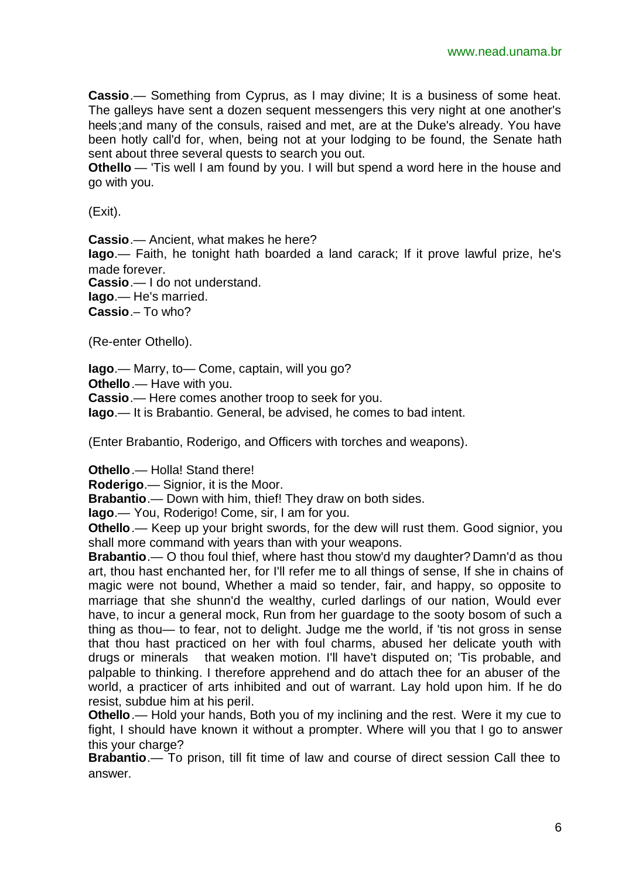**Cassio**.— Something from Cyprus, as I may divine; It is a business of some heat. The galleys have sent a dozen sequent messengers this very night at one another's heels;and many of the consuls, raised and met, are at the Duke's already. You have been hotly call'd for, when, being not at your lodging to be found, the Senate hath sent about three several quests to search you out.

**Othello** — 'Tis well I am found by you. I will but spend a word here in the house and go with you.

(Exit).

**Cassio**.— Ancient, what makes he here?

**Iago**.— Faith, he tonight hath boarded a land carack; If it prove lawful prize, he's made forever.

**Cassio**.— I do not understand.

**Iago**.— He's married.

**Cassio**.– To who?

(Re-enter Othello).

**Iago**.— Marry, to— Come, captain, will you go?

**Othello**.— Have with you.

**Cassio**.— Here comes another troop to seek for you.

**Iago**.— It is Brabantio. General, be advised, he comes to bad intent.

(Enter Brabantio, Roderigo, and Officers with torches and weapons).

**Othello**.— Holla! Stand there!

**Roderigo**.— Signior, it is the Moor.

**Brabantio**.— Down with him, thief! They draw on both sides.

**Iago**.— You, Roderigo! Come, sir, I am for you.

**Othello**.— Keep up your bright swords, for the dew will rust them. Good signior, you shall more command with years than with your weapons.

**Brabantio**.— O thou foul thief, where hast thou stow'd my daughter? Damn'd as thou art, thou hast enchanted her, for I'll refer me to all things of sense, If she in chains of magic were not bound, Whether a maid so tender, fair, and happy, so opposite to marriage that she shunn'd the wealthy, curled darlings of our nation, Would ever have, to incur a general mock, Run from her guardage to the sooty bosom of such a thing as thou— to fear, not to delight. Judge me the world, if 'tis not gross in sense that thou hast practiced on her with foul charms, abused her delicate youth with drugs or minerals that weaken motion. I'll have't disputed on; 'Tis probable, and palpable to thinking. I therefore apprehend and do attach thee for an abuser of the world, a practicer of arts inhibited and out of warrant. Lay hold upon him. If he do resist, subdue him at his peril.

**Othello**.— Hold your hands, Both you of my inclining and the rest. Were it my cue to fight, I should have known it without a prompter. Where will you that I go to answer this your charge?

**Brabantio**.— To prison, till fit time of law and course of direct session Call thee to answer.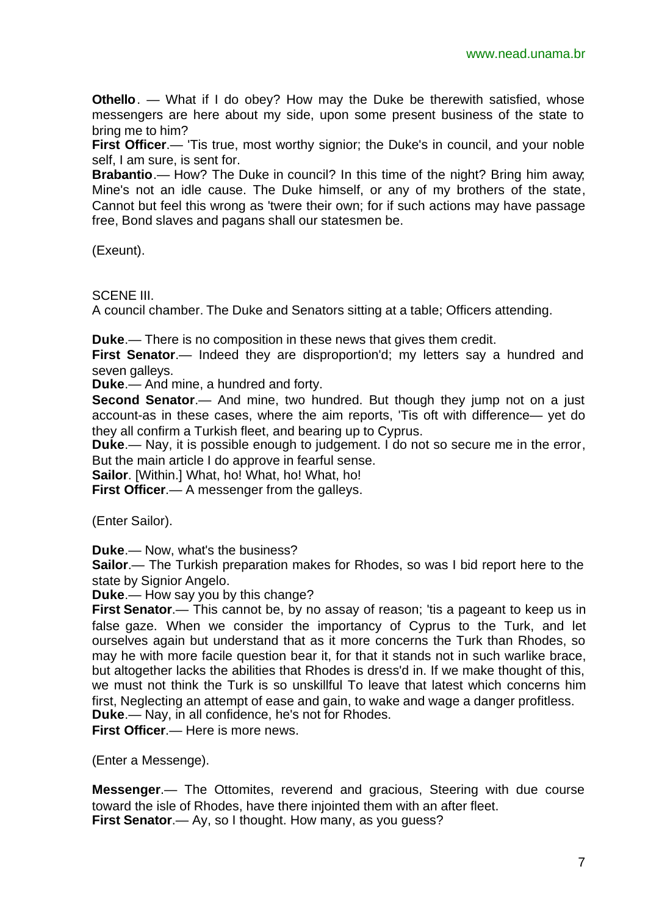**Othello**. — What if I do obey? How may the Duke be therewith satisfied, whose messengers are here about my side, upon some present business of the state to bring me to him?

**First Officer**.— 'Tis true, most worthy signior; the Duke's in council, and your noble self, I am sure, is sent for.

**Brabantio**.— How? The Duke in council? In this time of the night? Bring him away; Mine's not an idle cause. The Duke himself, or any of my brothers of the state, Cannot but feel this wrong as 'twere their own; for if such actions may have passage free, Bond slaves and pagans shall our statesmen be.

(Exeunt).

SCENE III.

A council chamber. The Duke and Senators sitting at a table; Officers attending.

**Duke**.— There is no composition in these news that gives them credit.

**First Senator**.— Indeed they are disproportion'd; my letters say a hundred and seven galleys.

**Duke**.— And mine, a hundred and forty.

**Second Senator**.— And mine, two hundred. But though they jump not on a just account-as in these cases, where the aim reports, 'Tis oft with difference— yet do they all confirm a Turkish fleet, and bearing up to Cyprus.

**Duke**.— Nay, it is possible enough to judgement. I do not so secure me in the error, But the main article I do approve in fearful sense.

**Sailor**. [Within.] What, ho! What, ho! What, ho!

**First Officer**.— A messenger from the galleys.

(Enter Sailor).

**Duke**.— Now, what's the business?

**Sailor**.— The Turkish preparation makes for Rhodes, so was I bid report here to the state by Signior Angelo.

**Duke**.— How say you by this change?

**First Senator**.— This cannot be, by no assay of reason; 'tis a pageant to keep us in false gaze. When we consider the importancy of Cyprus to the Turk, and let ourselves again but understand that as it more concerns the Turk than Rhodes, so may he with more facile question bear it, for that it stands not in such warlike brace, but altogether lacks the abilities that Rhodes is dress'd in. If we make thought of this, we must not think the Turk is so unskillful To leave that latest which concerns him first, Neglecting an attempt of ease and gain, to wake and wage a danger profitless.

**Duke**.— Nay, in all confidence, he's not for Rhodes.

**First Officer**.— Here is more news.

(Enter a Messenge).

**Messenger**.— The Ottomites, reverend and gracious, Steering with due course toward the isle of Rhodes, have there injointed them with an after fleet.

**First Senator**.— Ay, so I thought. How many, as you guess?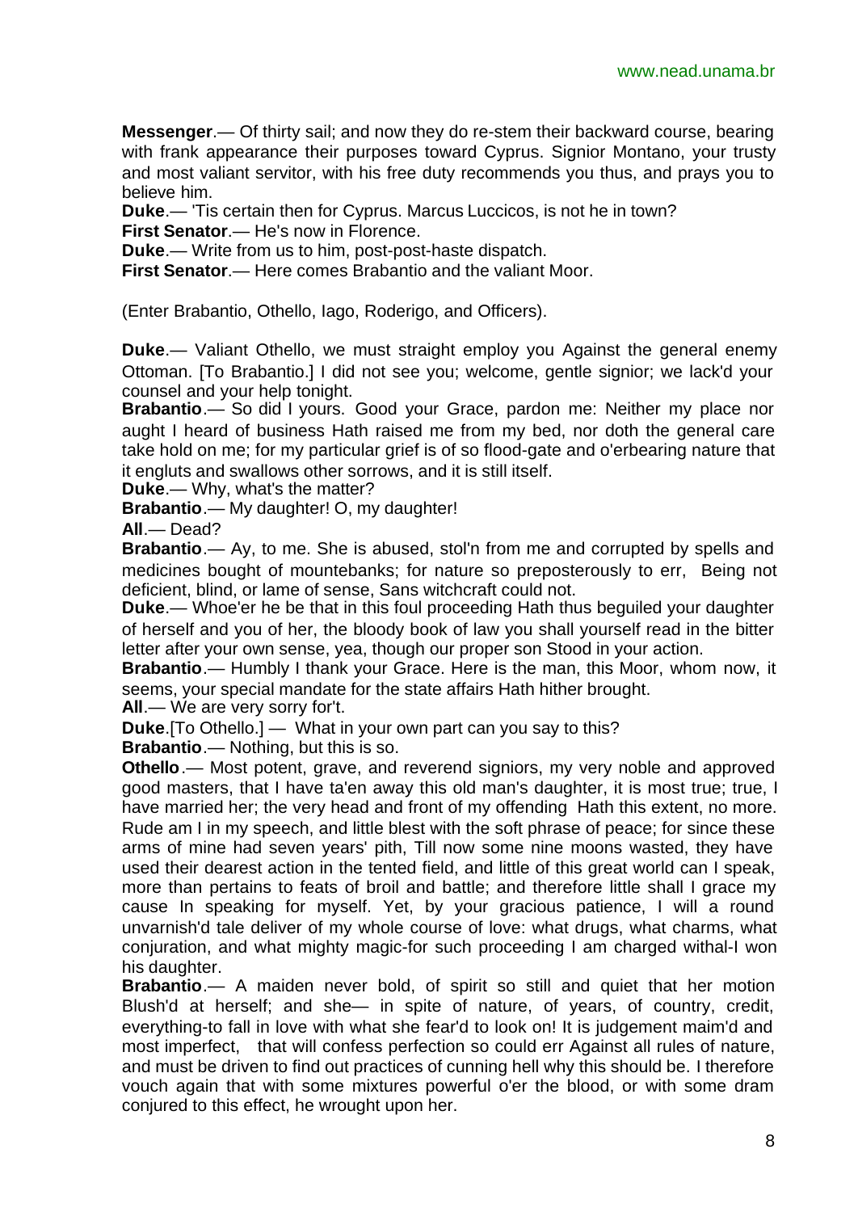**Messenger**.— Of thirty sail; and now they do re-stem their backward course, bearing with frank appearance their purposes toward Cyprus. Signior Montano, your trusty and most valiant servitor, with his free duty recommends you thus, and prays you to believe him.

**Duke**.— 'Tis certain then for Cyprus. Marcus Luccicos, is not he in town?

**First Senator**.— He's now in Florence.

**Duke**.— Write from us to him, post-post-haste dispatch.

**First Senator**.— Here comes Brabantio and the valiant Moor.

(Enter Brabantio, Othello, Iago, Roderigo, and Officers).

**Duke**.— Valiant Othello, we must straight employ you Against the general enemy Ottoman. [To Brabantio.] I did not see you; welcome, gentle signior; we lack'd your counsel and your help tonight.

**Brabantio**.— So did I yours. Good your Grace, pardon me: Neither my place nor aught I heard of business Hath raised me from my bed, nor doth the general care take hold on me; for my particular grief is of so flood-gate and o'erbearing nature that it engluts and swallows other sorrows, and it is still itself.

**Duke**.— Why, what's the matter?

**Brabantio**.— My daughter! O, my daughter!

**All**.— Dead?

**Brabantio**.— Ay, to me. She is abused, stol'n from me and corrupted by spells and medicines bought of mountebanks; for nature so preposterously to err, Being not deficient, blind, or lame of sense, Sans witchcraft could not.

**Duke**.— Whoe'er he be that in this foul proceeding Hath thus beguiled your daughter of herself and you of her, the bloody book of law you shall yourself read in the bitter letter after your own sense, yea, though our proper son Stood in your action.

**Brabantio**.— Humbly I thank your Grace. Here is the man, this Moor, whom now, it seems, your special mandate for the state affairs Hath hither brought.

**All**.— We are very sorry for't.

**Duke**.[To Othello.] — What in your own part can you say to this?

**Brabantio**.— Nothing, but this is so.

**Othello**.— Most potent, grave, and reverend signiors, my very noble and approved good masters, that I have ta'en away this old man's daughter, it is most true; true, I have married her; the very head and front of my offending Hath this extent, no more. Rude am I in my speech, and little blest with the soft phrase of peace; for since these arms of mine had seven years' pith, Till now some nine moons wasted, they have used their dearest action in the tented field, and little of this great world can I speak, more than pertains to feats of broil and battle; and therefore little shall I grace my cause In speaking for myself. Yet, by your gracious patience, I will a round unvarnish'd tale deliver of my whole course of love: what drugs, what charms, what conjuration, and what mighty magic-for such proceeding I am charged withal-I won his daughter.

**Brabantio**.— A maiden never bold, of spirit so still and quiet that her motion Blush'd at herself; and she— in spite of nature, of years, of country, credit, everything-to fall in love with what she fear'd to look on! It is judgement maim'd and most imperfect, that will confess perfection so could err Against all rules of nature, and must be driven to find out practices of cunning hell why this should be. I therefore vouch again that with some mixtures powerful o'er the blood, or with some dram conjured to this effect, he wrought upon her.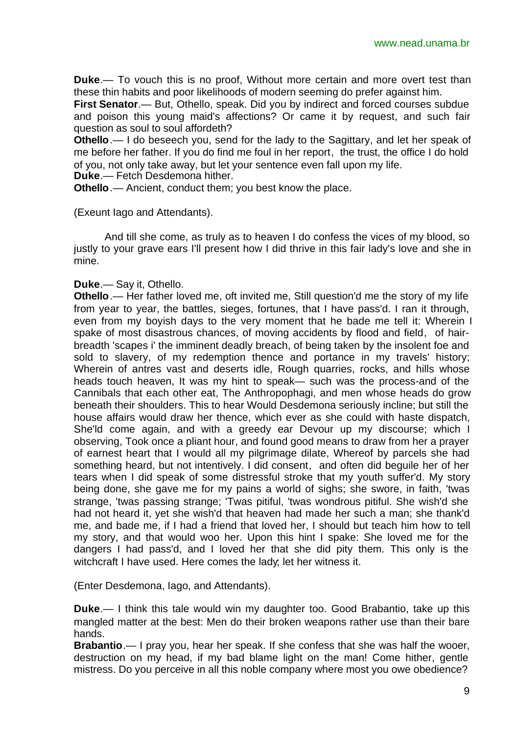**Duke**.— To vouch this is no proof, Without more certain and more overt test than these thin habits and poor likelihoods of modern seeming do prefer against him.

**First Senator**.— But, Othello, speak. Did you by indirect and forced courses subdue and poison this young maid's affections? Or came it by request, and such fair question as soul to soul affordeth?

**Othello**.— I do beseech you, send for the lady to the Sagittary, and let her speak of me before her father. If you do find me foul in her report, the trust, the office I do hold of you, not only take away, but let your sentence even fall upon my life.

**Duke**.— Fetch Desdemona hither.

**Othello**.— Ancient, conduct them; you best know the place.

(Exeunt Iago and Attendants).

And till she come, as truly as to heaven I do confess the vices of my blood, so justly to your grave ears I'll present how I did thrive in this fair lady's love and she in mine.

**Duke**.— Say it, Othello.

**Othello**.— Her father loved me, oft invited me, Still question'd me the story of my life from year to year, the battles, sieges, fortunes, that I have pass'd. I ran it through, even from my boyish days to the very moment that he bade me tell it: Wherein I spake of most disastrous chances, of moving accidents by flood and field, of hair-breadth 'scapes i' the imminent deadly breach, of being taken by the insolent foe and sold to slavery, of my redemption thence and portance in my travels' history; Wherein of antres vast and deserts idle, Rough quarries, rocks, and hills whose heads touch heaven, It was my hint to speak— such was the process-and of the Cannibals that each other eat, The Anthropophagi, and men whose heads do grow beneath their shoulders. This to hear Would Desdemona seriously incline; but still the house affairs would draw her thence, which ever as she could with haste dispatch, She'ld come again, and with a greedy ear Devour up my discourse; which I observing, Took once a pliant hour, and found good means to draw from her a prayer of earnest heart that I would all my pilgrimage dilate, Whereof by parcels she had something heard, but not intentively. I did consent, and often did beguile her of her tears when I did speak of some distressful stroke that my youth suffer'd. My story being done, she gave me for my pains a world of sighs; she swore, in faith, 'twas strange, 'twas passing strange; 'Twas pitiful, 'twas wondrous pitiful. She wish'd she had not heard it, yet she wish'd that heaven had made her such a man; she thank'd me, and bade me, if I had a friend that loved her, I should but teach him how to tell my story, and that would woo her. Upon this hint I spake: She loved me for the dangers I had pass'd, and I loved her that she did pity them. This only is the witchcraft I have used. Here comes the lady; let her witness it.

(Enter Desdemona, Iago, and Attendants).

**Duke**.— I think this tale would win my daughter too. Good Brabantio, take up this mangled matter at the best: Men do their broken weapons rather use than their bare hands.

**Brabantio**.— I pray you, hear her speak. If she confess that she was half the wooer, destruction on my head, if my bad blame light on the man! Come hither, gentle mistress. Do you perceive in all this noble company where most you owe obedience?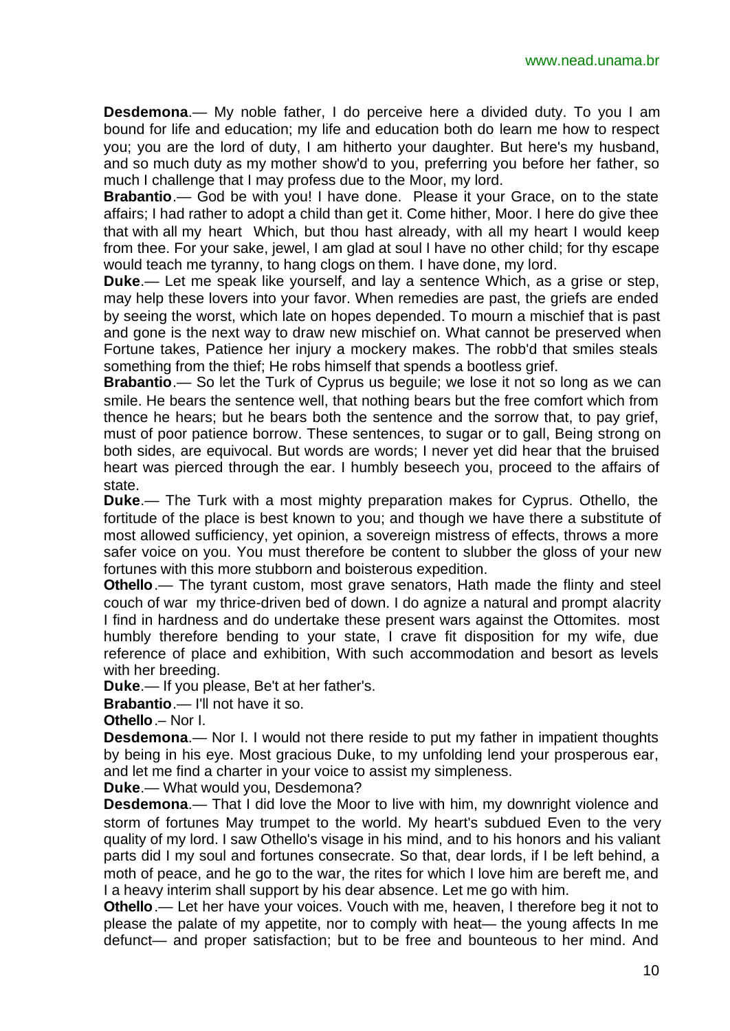**Desdemona**.— My noble father, I do perceive here a divided duty. To you I am bound for life and education; my life and education both do learn me how to respect you; you are the lord of duty, I am hitherto your daughter. But here's my husband, and so much duty as my mother show'd to you, preferring you before her father, so much I challenge that I may profess due to the Moor, my lord.

**Brabantio**.— God be with you! I have done. Please it your Grace, on to the state affairs; I had rather to adopt a child than get it. Come hither, Moor. I here do give thee that with all my heart Which, but thou hast already, with all my heart I would keep from thee. For your sake, jewel, I am glad at soul I have no other child; for thy escape would teach me tyranny, to hang clogs on them. I have done, my lord.

**Duke**.— Let me speak like yourself, and lay a sentence Which, as a grise or step, may help these lovers into your favor. When remedies are past, the griefs are ended by seeing the worst, which late on hopes depended. To mourn a mischief that is past and gone is the next way to draw new mischief on. What cannot be preserved when Fortune takes, Patience her injury a mockery makes. The robb'd that smiles steals something from the thief; He robs himself that spends a bootless grief.

**Brabantio**.— So let the Turk of Cyprus us beguile; we lose it not so long as we can smile. He bears the sentence well, that nothing bears but the free comfort which from thence he hears; but he bears both the sentence and the sorrow that, to pay grief, must of poor patience borrow. These sentences, to sugar or to gall, Being strong on both sides, are equivocal. But words are words; I never yet did hear that the bruised heart was pierced through the ear. I humbly beseech you, proceed to the affairs of state.

**Duke**.— The Turk with a most mighty preparation makes for Cyprus. Othello, the fortitude of the place is best known to you; and though we have there a substitute of most allowed sufficiency, yet opinion, a sovereign mistress of effects, throws a more safer voice on you. You must therefore be content to slubber the gloss of your new fortunes with this more stubborn and boisterous expedition.

**Othello**.— The tyrant custom, most grave senators, Hath made the flinty and steel couch of war my thrice-driven bed of down. I do agnize a natural and prompt alacrity I find in hardness and do undertake these present wars against the Ottomites. most humbly therefore bending to your state, I crave fit disposition for my wife, due reference of place and exhibition, With such accommodation and besort as levels with her breeding.

**Duke**.— If you please, Be't at her father's.

**Brabantio**.— I'll not have it so.

**Othello**.– Nor I.

**Desdemona**.— Nor I. I would not there reside to put my father in impatient thoughts by being in his eye. Most gracious Duke, to my unfolding lend your prosperous ear, and let me find a charter in your voice to assist my simpleness.

**Duke**.— What would you, Desdemona?

**Desdemona**.— That I did love the Moor to live with him, my downright violence and storm of fortunes May trumpet to the world. My heart's subdued Even to the very quality of my lord. I saw Othello's visage in his mind, and to his honors and his valiant parts did I my soul and fortunes consecrate. So that, dear lords, if I be left behind, a moth of peace, and he go to the war, the rites for which I love him are bereft me, and I a heavy interim shall support by his dear absence. Let me go with him.

**Othello**.— Let her have your voices. Vouch with me, heaven, I therefore beg it not to please the palate of my appetite, nor to comply with heat— the young affects In me defunct— and proper satisfaction; but to be free and bounteous to her mind. And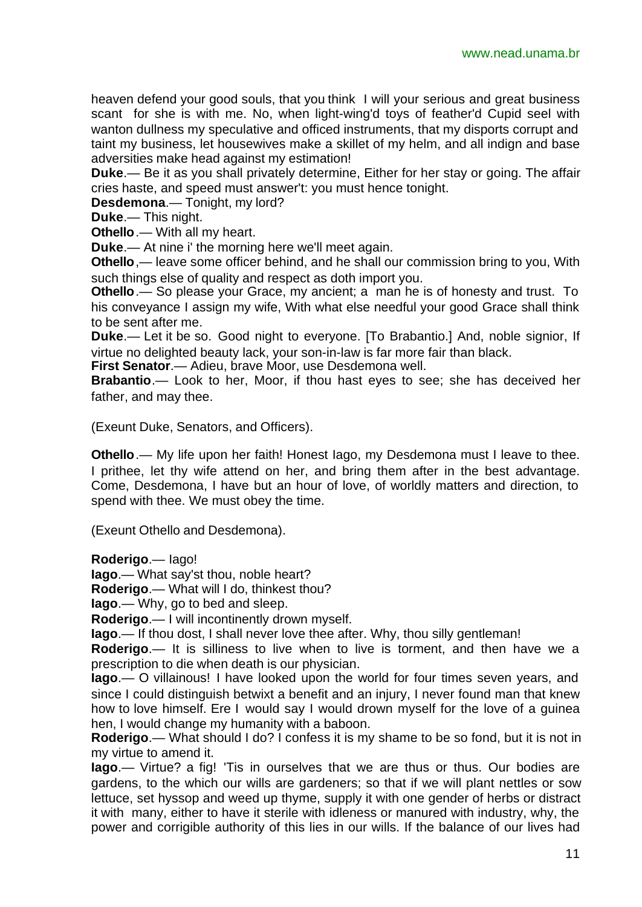heaven defend your good souls, that you think I will your serious and great business scant for she is with me. No, when light-wing'd toys of feather'd Cupid seel with wanton dullness my speculative and officed instruments, that my disports corrupt and taint my business, let housewives make a skillet of my helm, and all indign and base adversities make head against my estimation!

**Duke**.— Be it as you shall privately determine, Either for her stay or going. The affair cries haste, and speed must answer't: you must hence tonight.

**Desdemona**.— Tonight, my lord?

**Duke**.— This night.

**Othello**.— With all my heart.

**Duke**.— At nine i' the morning here we'll meet again.

**Othello**,— leave some officer behind, and he shall our commission bring to you, With such things else of quality and respect as doth import you.

**Othello**.— So please your Grace, my ancient; a man he is of honesty and trust. To his conveyance I assign my wife, With what else needful your good Grace shall think to be sent after me.

**Duke**.— Let it be so. Good night to everyone. [To Brabantio.] And, noble signior, If virtue no delighted beauty lack, your son-in-law is far more fair than black.

**First Senator**.— Adieu, brave Moor, use Desdemona well.

**Brabantio**.— Look to her, Moor, if thou hast eyes to see; she has deceived her father, and may thee.

(Exeunt Duke, Senators, and Officers).

**Othello**.— My life upon her faith! Honest Iago, my Desdemona must I leave to thee. I prithee, let thy wife attend on her, and bring them after in the best advantage. Come, Desdemona, I have but an hour of love, of worldly matters and direction, to spend with thee. We must obey the time.

(Exeunt Othello and Desdemona).

**Roderigo**.— Iago!

**Iago**.— What say'st thou, noble heart?

**Roderigo**.— What will I do, thinkest thou?

**Iago**.— Why, go to bed and sleep.

**Roderigo**.— I will incontinently drown myself.

**Iago**.— If thou dost, I shall never love thee after. Why, thou silly gentleman!

**Roderigo**.— It is silliness to live when to live is torment, and then have we a prescription to die when death is our physician.

**Iago**.— O villainous! I have looked upon the world for four times seven years, and since I could distinguish betwixt a benefit and an injury, I never found man that knew how to love himself. Ere I would say I would drown myself for the love of a guinea hen, I would change my humanity with a baboon.

**Roderigo**.— What should I do? I confess it is my shame to be so fond, but it is not in my virtue to amend it.

**Iago**.— Virtue? a fig! 'Tis in ourselves that we are thus or thus. Our bodies are gardens, to the which our wills are gardeners; so that if we will plant nettles or sow lettuce, set hyssop and weed up thyme, supply it with one gender of herbs or distract it with many, either to have it sterile with idleness or manured with industry, why, the power and corrigible authority of this lies in our wills. If the balance of our lives had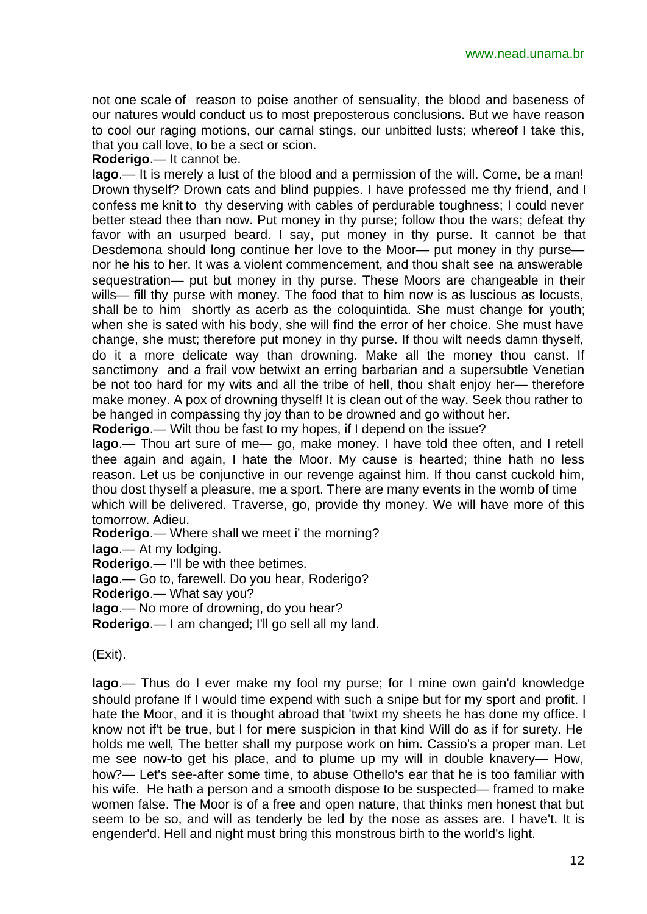not one scale of reason to poise another of sensuality, the blood and baseness of our natures would conduct us to most preposterous conclusions. But we have reason to cool our raging motions, our carnal stings, our unbitted lusts; whereof I take this, that you call love, to be a sect or scion.

**Roderigo**.— It cannot be.

**Iago**.— It is merely a lust of the blood and a permission of the will. Come, be a man! Drown thyself? Drown cats and blind puppies. I have professed me thy friend, and I confess me knit to thy deserving with cables of perdurable toughness; I could never better stead thee than now. Put money in thy purse; follow thou the wars; defeat thy favor with an usurped beard. I say, put money in thy purse. It cannot be that Desdemona should long continue her love to the Moor— put money in thy purse— nor he his to her. It was a violent commencement, and thou shalt see na answerable sequestration— put but money in thy purse. These Moors are changeable in their wills— fill thy purse with money. The food that to him now is as luscious as locusts, shall be to him shortly as acerb as the coloquintida. She must change for youth; when she is sated with his body, she will find the error of her choice. She must have change, she must; therefore put money in thy purse. If thou wilt needs damn thyself, do it a more delicate way than drowning. Make all the money thou canst. If sanctimony and a frail vow betwixt an erring barbarian and a supersubtle Venetian be not too hard for my wits and all the tribe of hell, thou shalt enjoy her— therefore make money. A pox of drowning thyself! It is clean out of the way. Seek thou rather to be hanged in compassing thy joy than to be drowned and go without her.

**Roderigo**.— Wilt thou be fast to my hopes, if I depend on the issue?

**Iago**.— Thou art sure of me— go, make money. I have told thee often, and I retell thee again and again, I hate the Moor. My cause is hearted; thine hath no less reason. Let us be conjunctive in our revenge against him. If thou canst cuckold him, thou dost thyself a pleasure, me a sport. There are many events in the womb of time which will be delivered. Traverse, go, provide thy money. We will have more of this tomorrow. Adieu.

**Roderigo**.— Where shall we meet i' the morning?

**Iago**.— At my lodging.

**Roderigo**.— I'll be with thee betimes.

**Iago**.— Go to, farewell. Do you hear, Roderigo?

**Roderigo**.— What say you?

**Iago**.— No more of drowning, do you hear?

**Roderigo**.— I am changed; I'll go sell all my land.

(Exit).

**Iago**.— Thus do I ever make my fool my purse; for I mine own gain'd knowledge should profane If I would time expend with such a snipe but for my sport and profit. I hate the Moor, and it is thought abroad that 'twixt my sheets he has done my office. I know not if't be true, but I for mere suspicion in that kind Will do as if for surety. He holds me well, The better shall my purpose work on him. Cassio's a proper man. Let me see now-to get his place, and to plume up my will in double knavery— How, how?— Let's see-after some time, to abuse Othello's ear that he is too familiar with his wife. He hath a person and a smooth dispose to be suspected— framed to make women false. The Moor is of a free and open nature, that thinks men honest that but seem to be so, and will as tenderly be led by the nose as asses are. I have't. It is engender'd. Hell and night must bring this monstrous birth to the world's light.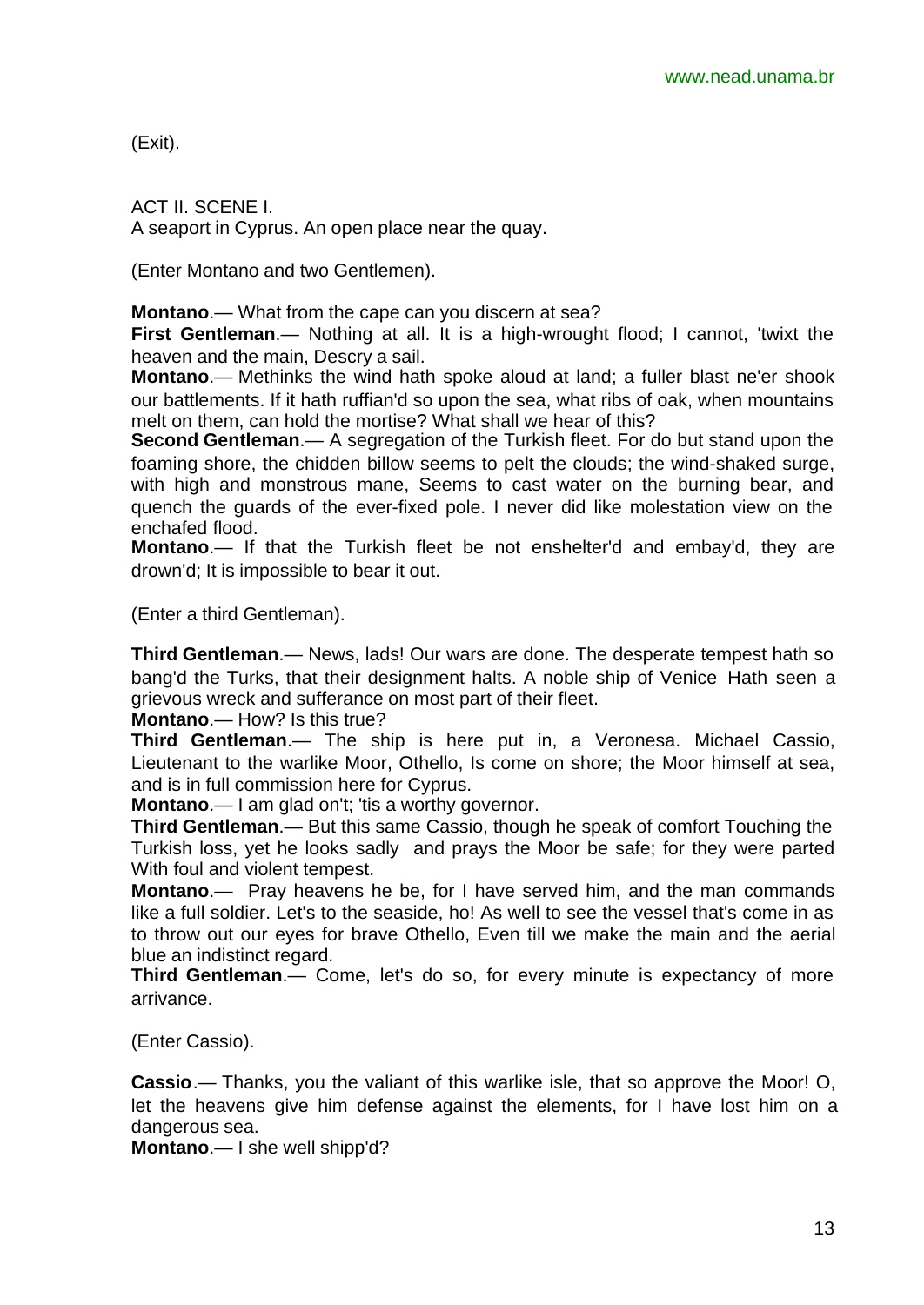(Exit).

ACT II. SCENE I.
A seaport in Cyprus. An open place near the quay.

(Enter Montano and two Gentlemen).

**Montano**.— What from the cape can you discern at sea?
**First Gentleman**.— Nothing at all. It is a high-wrought flood; I cannot, 'twixt the heaven and the main, Descry a sail.
**Montano**.— Methinks the wind hath spoke aloud at land; a fuller blast ne'er shook our battlements. If it hath ruffian'd so upon the sea, what ribs of oak, when mountains melt on them, can hold the mortise? What shall we hear of this?
**Second Gentleman**.— A segregation of the Turkish fleet. For do but stand upon the foaming shore, the chidden billow seems to pelt the clouds; the wind-shaked surge, with high and monstrous mane, Seems to cast water on the burning bear, and quench the guards of the ever-fixed pole. I never did like molestation view on the enchafed flood.
**Montano**.— If that the Turkish fleet be not enshelter'd and embay'd, they are drown'd; It is impossible to bear it out.

(Enter a third Gentleman).

**Third Gentleman**.— News, lads! Our wars are done. The desperate tempest hath so bang'd the Turks, that their designment halts. A noble ship of Venice Hath seen a grievous wreck and sufferance on most part of their fleet.
**Montano**.— How? Is this true?
**Third Gentleman**.— The ship is here put in, a Veronesa. Michael Cassio, Lieutenant to the warlike Moor, Othello, Is come on shore; the Moor himself at sea, and is in full commission here for Cyprus.
**Montano**.— I am glad on't; 'tis a worthy governor.
**Third Gentleman**.— But this same Cassio, though he speak of comfort Touching the Turkish loss, yet he looks sadly and prays the Moor be safe; for they were parted With foul and violent tempest.
**Montano**.— Pray heavens he be, for I have served him, and the man commands like a full soldier. Let's to the seaside, ho! As well to see the vessel that's come in as to throw out our eyes for brave Othello, Even till we make the main and the aerial blue an indistinct regard.
**Third Gentleman**.— Come, let's do so, for every minute is expectancy of more arrivance.

(Enter Cassio).

**Cassio**.— Thanks, you the valiant of this warlike isle, that so approve the Moor! O, let the heavens give him defense against the elements, for I have lost him on a dangerous sea.
**Montano**.— I she well shipp'd?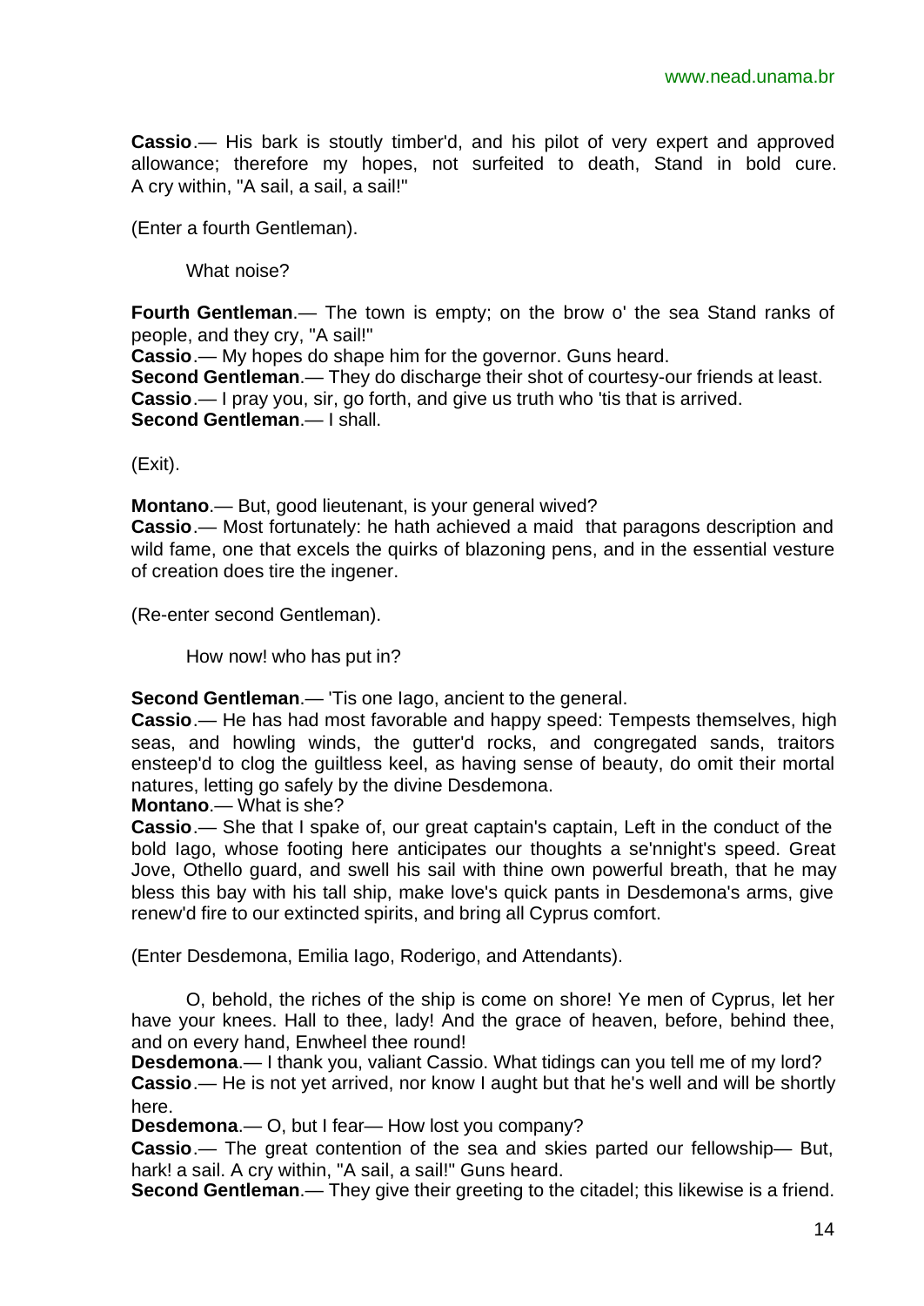**Cassio**.— His bark is stoutly timber'd, and his pilot of very expert and approved allowance; therefore my hopes, not surfeited to death, Stand in bold cure. A cry within, "A sail, a sail, a sail!"

(Enter a fourth Gentleman).

What noise?

**Fourth Gentleman**.— The town is empty; on the brow o' the sea Stand ranks of people, and they cry, "A sail!"
**Cassio**.— My hopes do shape him for the governor. Guns heard.
**Second Gentleman**.— They do discharge their shot of courtesy-our friends at least.
**Cassio**.— I pray you, sir, go forth, and give us truth who 'tis that is arrived.
**Second Gentleman**.— I shall.

(Exit).

**Montano**.— But, good lieutenant, is your general wived?
**Cassio**.— Most fortunately: he hath achieved a maid that paragons description and wild fame, one that excels the quirks of blazoning pens, and in the essential vesture of creation does tire the ingener.

(Re-enter second Gentleman).

How now! who has put in?

**Second Gentleman**.— 'Tis one Iago, ancient to the general.
**Cassio**.— He has had most favorable and happy speed: Tempests themselves, high seas, and howling winds, the gutter'd rocks, and congregated sands, traitors ensteep'd to clog the guiltless keel, as having sense of beauty, do omit their mortal natures, letting go safely by the divine Desdemona.
**Montano**.— What is she?
**Cassio**.— She that I spake of, our great captain's captain, Left in the conduct of the bold Iago, whose footing here anticipates our thoughts a se'nnight's speed. Great Jove, Othello guard, and swell his sail with thine own powerful breath, that he may bless this bay with his tall ship, make love's quick pants in Desdemona's arms, give renew'd fire to our extincted spirits, and bring all Cyprus comfort.

(Enter Desdemona, Emilia Iago, Roderigo, and Attendants).

O, behold, the riches of the ship is come on shore! Ye men of Cyprus, let her have your knees. Hall to thee, lady! And the grace of heaven, before, behind thee, and on every hand, Enwheel thee round!
**Desdemona**.— I thank you, valiant Cassio. What tidings can you tell me of my lord?
**Cassio**.— He is not yet arrived, nor know I aught but that he's well and will be shortly here.
**Desdemona**.— O, but I fear— How lost you company?
**Cassio**.— The great contention of the sea and skies parted our fellowship— But, hark! a sail. A cry within, "A sail, a sail!" Guns heard.
**Second Gentleman**.— They give their greeting to the citadel; this likewise is a friend.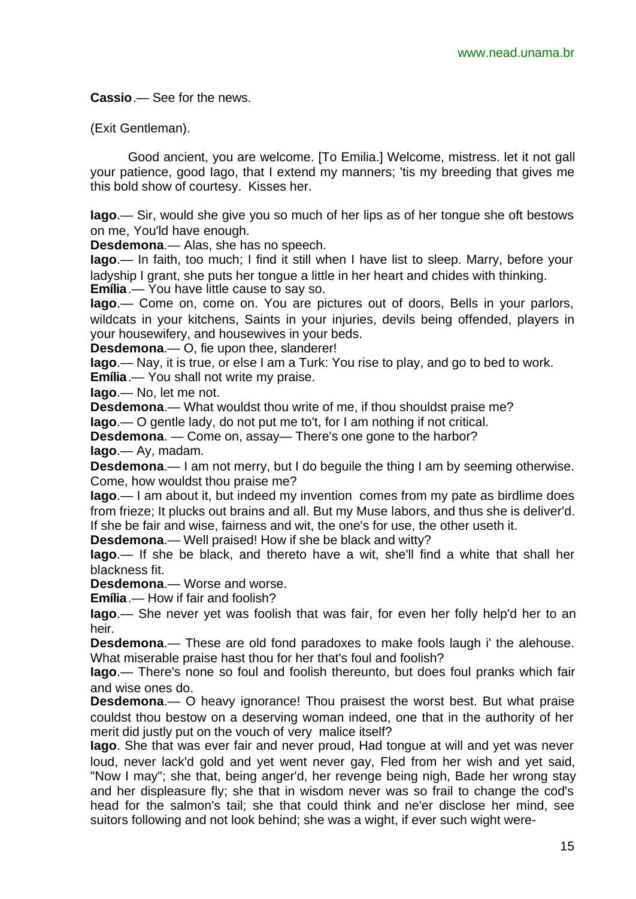**Cassio**.— See for the news.

(Exit Gentleman).

Good ancient, you are welcome. [To Emilia.] Welcome, mistress. let it not gall your patience, good Iago, that I extend my manners; 'tis my breeding that gives me this bold show of courtesy. Kisses her.

**Iago**.— Sir, would she give you so much of her lips as of her tongue she oft bestows on me, You'ld have enough.
**Desdemona**.— Alas, she has no speech.
**Iago**.— In faith, too much; I find it still when I have list to sleep. Marry, before your ladyship I grant, she puts her tongue a little in her heart and chides with thinking.
**Emília**.— You have little cause to say so.
**Iago**.— Come on, come on. You are pictures out of doors, Bells in your parlors, wildcats in your kitchens, Saints in your injuries, devils being offended, players in your housewifery, and housewives in your beds.
**Desdemona**.— O, fie upon thee, slanderer!
**Iago**.— Nay, it is true, or else I am a Turk: You rise to play, and go to bed to work.
**Emília**.— You shall not write my praise.
**Iago**.— No, let me not.
**Desdemona**.— What wouldst thou write of me, if thou shouldst praise me?
**Iago**.— O gentle lady, do not put me to't, for I am nothing if not critical.
**Desdemona**. — Come on, assay— There's one gone to the harbor?
**Iago**.— Ay, madam.
**Desdemona**.— I am not merry, but I do beguile the thing I am by seeming otherwise. Come, how wouldst thou praise me?
**Iago**.— I am about it, but indeed my invention comes from my pate as birdlime does from frieze; It plucks out brains and all. But my Muse labors, and thus she is deliver'd. If she be fair and wise, fairness and wit, the one's for use, the other useth it.
**Desdemona**.— Well praised! How if she be black and witty?
**Iago**.— If she be black, and thereto have a wit, she'll find a white that shall her blackness fit.
**Desdemona**.— Worse and worse.
**Emília**.— How if fair and foolish?
**Iago**.— She never yet was foolish that was fair, for even her folly help'd her to an heir.
**Desdemona**.— These are old fond paradoxes to make fools laugh i' the alehouse. What miserable praise hast thou for her that's foul and foolish?
**Iago**.— There's none so foul and foolish thereunto, but does foul pranks which fair and wise ones do.
**Desdemona**.— O heavy ignorance! Thou praisest the worst best. But what praise couldst thou bestow on a deserving woman indeed, one that in the authority of her merit did justly put on the vouch of very malice itself?
**Iago**. She that was ever fair and never proud, Had tongue at will and yet was never loud, never lack'd gold and yet went never gay, Fled from her wish and yet said, "Now I may"; she that, being anger'd, her revenge being nigh, Bade her wrong stay and her displeasure fly; she that in wisdom never was so frail to change the cod's head for the salmon's tail; she that could think and ne'er disclose her mind, see suitors following and not look behind; she was a wight, if ever such wight were-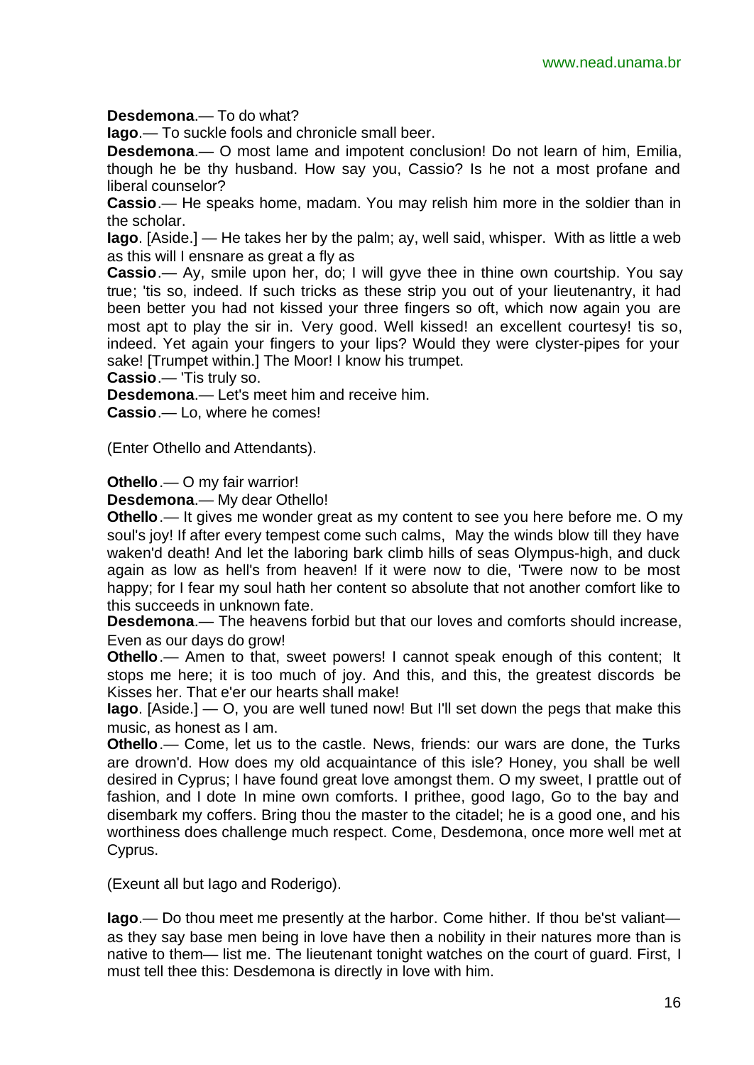**Desdemona**.— To do what?

**Iago**.— To suckle fools and chronicle small beer.

**Desdemona**.— O most lame and impotent conclusion! Do not learn of him, Emilia, though he be thy husband. How say you, Cassio? Is he not a most profane and liberal counselor?

**Cassio**.— He speaks home, madam. You may relish him more in the soldier than in the scholar.

**Iago**. [Aside.] — He takes her by the palm; ay, well said, whisper. With as little a web as this will I ensnare as great a fly as

**Cassio**.— Ay, smile upon her, do; I will gyve thee in thine own courtship. You say true; 'tis so, indeed. If such tricks as these strip you out of your lieutenantry, it had been better you had not kissed your three fingers so oft, which now again you are most apt to play the sir in. Very good. Well kissed! an excellent courtesy! tis so, indeed. Yet again your fingers to your lips? Would they were clyster-pipes for your sake! [Trumpet within.] The Moor! I know his trumpet.

**Cassio**.— 'Tis truly so.

**Desdemona**.— Let's meet him and receive him.

**Cassio**.— Lo, where he comes!

(Enter Othello and Attendants).

**Othello**.— O my fair warrior!

**Desdemona**.— My dear Othello!

**Othello**.— It gives me wonder great as my content to see you here before me. O my soul's joy! If after every tempest come such calms, May the winds blow till they have waken'd death! And let the laboring bark climb hills of seas Olympus-high, and duck again as low as hell's from heaven! If it were now to die, 'Twere now to be most happy; for I fear my soul hath her content so absolute that not another comfort like to this succeeds in unknown fate.

**Desdemona**.— The heavens forbid but that our loves and comforts should increase, Even as our days do grow!

**Othello**.— Amen to that, sweet powers! I cannot speak enough of this content; It stops me here; it is too much of joy. And this, and this, the greatest discords be Kisses her. That e'er our hearts shall make!

**Iago**. [Aside.] — O, you are well tuned now! But I'll set down the pegs that make this music, as honest as I am.

**Othello**.— Come, let us to the castle. News, friends: our wars are done, the Turks are drown'd. How does my old acquaintance of this isle? Honey, you shall be well desired in Cyprus; I have found great love amongst them. O my sweet, I prattle out of fashion, and I dote In mine own comforts. I prithee, good Iago, Go to the bay and disembark my coffers. Bring thou the master to the citadel; he is a good one, and his worthiness does challenge much respect. Come, Desdemona, once more well met at Cyprus.

(Exeunt all but Iago and Roderigo).

**Iago**.— Do thou meet me presently at the harbor. Come hither. If thou be'st valiant— as they say base men being in love have then a nobility in their natures more than is native to them— list me. The lieutenant tonight watches on the court of guard. First, I must tell thee this: Desdemona is directly in love with him.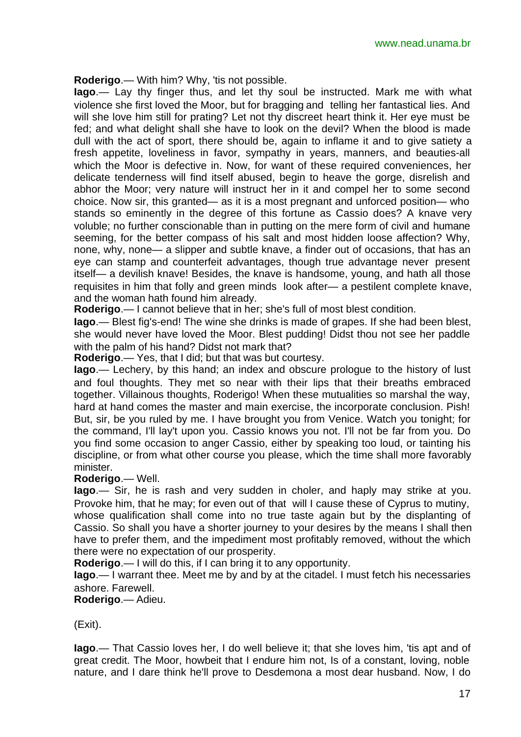**Roderigo**.— With him? Why, 'tis not possible.

**Iago**.— Lay thy finger thus, and let thy soul be instructed. Mark me with what violence she first loved the Moor, but for bragging and telling her fantastical lies. And will she love him still for prating? Let not thy discreet heart think it. Her eye must be fed; and what delight shall she have to look on the devil? When the blood is made dull with the act of sport, there should be, again to inflame it and to give satiety a fresh appetite, loveliness in favor, sympathy in years, manners, and beauties-all which the Moor is defective in. Now, for want of these required conveniences, her delicate tenderness will find itself abused, begin to heave the gorge, disrelish and abhor the Moor; very nature will instruct her in it and compel her to some second choice. Now sir, this granted— as it is a most pregnant and unforced position— who stands so eminently in the degree of this fortune as Cassio does? A knave very voluble; no further conscionable than in putting on the mere form of civil and humane seeming, for the better compass of his salt and most hidden loose affection? Why, none, why, none— a slipper and subtle knave, a finder out of occasions, that has an eye can stamp and counterfeit advantages, though true advantage never present itself— a devilish knave! Besides, the knave is handsome, young, and hath all those requisites in him that folly and green minds look after— a pestilent complete knave, and the woman hath found him already.

**Roderigo**.— I cannot believe that in her; she's full of most blest condition.

**Iago**.— Blest fig's-end! The wine she drinks is made of grapes. If she had been blest, she would never have loved the Moor. Blest pudding! Didst thou not see her paddle with the palm of his hand? Didst not mark that?

**Roderigo**.— Yes, that I did; but that was but courtesy.

**Iago**.— Lechery, by this hand; an index and obscure prologue to the history of lust and foul thoughts. They met so near with their lips that their breaths embraced together. Villainous thoughts, Roderigo! When these mutualities so marshal the way, hard at hand comes the master and main exercise, the incorporate conclusion. Pish! But, sir, be you ruled by me. I have brought you from Venice. Watch you tonight; for the command, I'll lay't upon you. Cassio knows you not. I'll not be far from you. Do you find some occasion to anger Cassio, either by speaking too loud, or tainting his discipline, or from what other course you please, which the time shall more favorably minister.

**Roderigo**.— Well.

**Iago**.— Sir, he is rash and very sudden in choler, and haply may strike at you. Provoke him, that he may; for even out of that will I cause these of Cyprus to mutiny, whose qualification shall come into no true taste again but by the displanting of Cassio. So shall you have a shorter journey to your desires by the means I shall then have to prefer them, and the impediment most profitably removed, without the which there were no expectation of our prosperity.

**Roderigo**.— I will do this, if I can bring it to any opportunity.

**Iago**.— I warrant thee. Meet me by and by at the citadel. I must fetch his necessaries ashore. Farewell.

**Roderigo**.— Adieu.

(Exit).

**Iago**.— That Cassio loves her, I do well believe it; that she loves him, 'tis apt and of great credit. The Moor, howbeit that I endure him not, Is of a constant, loving, noble nature, and I dare think he'll prove to Desdemona a most dear husband. Now, I do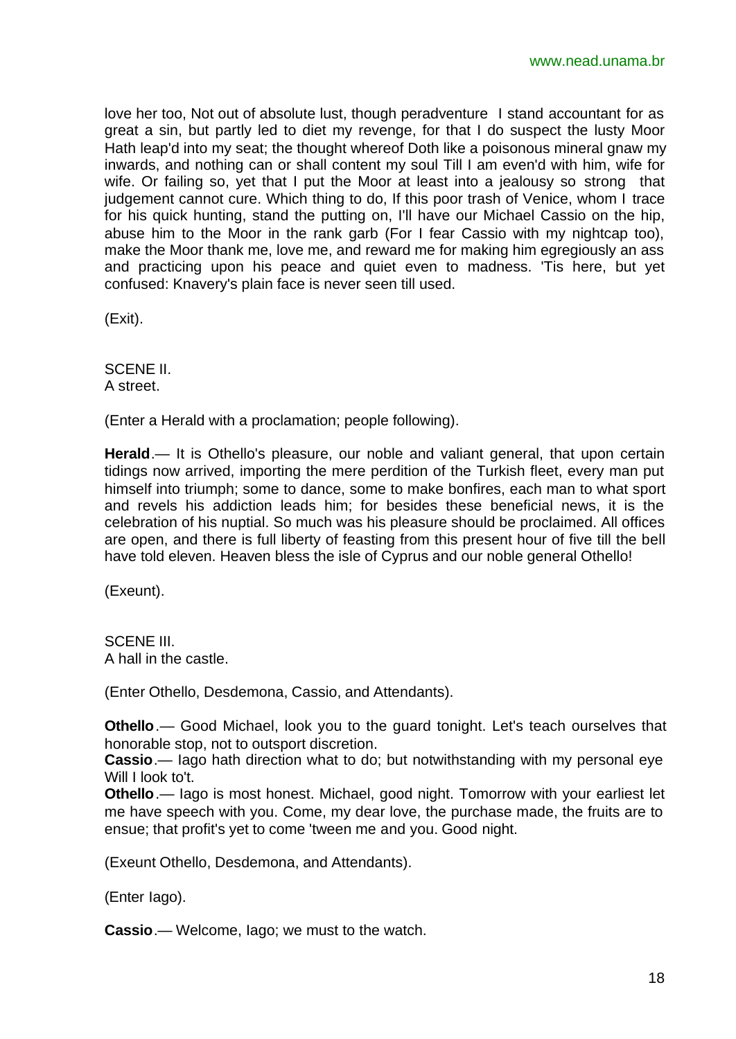love her too, Not out of absolute lust, though peradventure I stand accountant for as great a sin, but partly led to diet my revenge, for that I do suspect the lusty Moor Hath leap'd into my seat; the thought whereof Doth like a poisonous mineral gnaw my inwards, and nothing can or shall content my soul Till I am even'd with him, wife for wife. Or failing so, yet that I put the Moor at least into a jealousy so strong that judgement cannot cure. Which thing to do, If this poor trash of Venice, whom I trace for his quick hunting, stand the putting on, I'll have our Michael Cassio on the hip, abuse him to the Moor in the rank garb (For I fear Cassio with my nightcap too), make the Moor thank me, love me, and reward me for making him egregiously an ass and practicing upon his peace and quiet even to madness. 'Tis here, but yet confused: Knavery's plain face is never seen till used.

(Exit).

SCENE II.
A street.

(Enter a Herald with a proclamation; people following).

**Herald**.— It is Othello's pleasure, our noble and valiant general, that upon certain tidings now arrived, importing the mere perdition of the Turkish fleet, every man put himself into triumph; some to dance, some to make bonfires, each man to what sport and revels his addiction leads him; for besides these beneficial news, it is the celebration of his nuptial. So much was his pleasure should be proclaimed. All offices are open, and there is full liberty of feasting from this present hour of five till the bell have told eleven. Heaven bless the isle of Cyprus and our noble general Othello!

(Exeunt).

SCENE III.
A hall in the castle.

(Enter Othello, Desdemona, Cassio, and Attendants).

**Othello**.— Good Michael, look you to the guard tonight. Let's teach ourselves that honorable stop, not to outsport discretion.
**Cassio**.— Iago hath direction what to do; but notwithstanding with my personal eye Will I look to't.
**Othello**.— Iago is most honest. Michael, good night. Tomorrow with your earliest let me have speech with you. Come, my dear love, the purchase made, the fruits are to ensue; that profit's yet to come 'tween me and you. Good night.

(Exeunt Othello, Desdemona, and Attendants).

(Enter Iago).

**Cassio**.— Welcome, Iago; we must to the watch.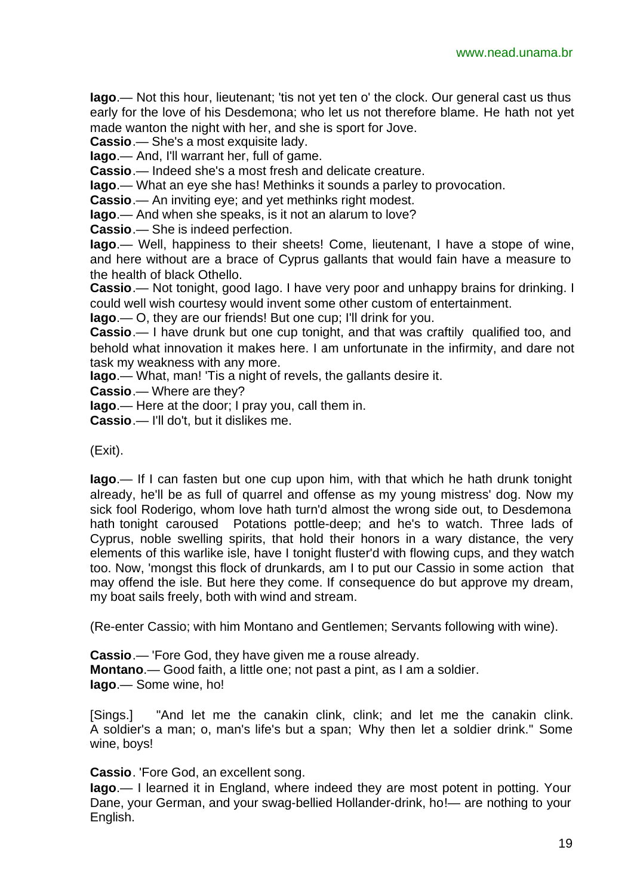**Iago**.— Not this hour, lieutenant; 'tis not yet ten o' the clock. Our general cast us thus early for the love of his Desdemona; who let us not therefore blame. He hath not yet made wanton the night with her, and she is sport for Jove.

**Cassio**.— She's a most exquisite lady.

**Iago**.— And, I'll warrant her, full of game.

**Cassio**.— Indeed she's a most fresh and delicate creature.

**Iago**.— What an eye she has! Methinks it sounds a parley to provocation.

**Cassio**.— An inviting eye; and yet methinks right modest.

**Iago**.— And when she speaks, is it not an alarum to love?

**Cassio**.— She is indeed perfection.

**Iago**.— Well, happiness to their sheets! Come, lieutenant, I have a stope of wine, and here without are a brace of Cyprus gallants that would fain have a measure to the health of black Othello.

**Cassio**.— Not tonight, good Iago. I have very poor and unhappy brains for drinking. I could well wish courtesy would invent some other custom of entertainment.

**Iago**.— O, they are our friends! But one cup; I'll drink for you.

**Cassio**.— I have drunk but one cup tonight, and that was craftily qualified too, and behold what innovation it makes here. I am unfortunate in the infirmity, and dare not task my weakness with any more.

**Iago**.— What, man! 'Tis a night of revels, the gallants desire it.

**Cassio**.— Where are they?

**Iago**.— Here at the door; I pray you, call them in.

**Cassio**.— I'll do't, but it dislikes me.

(Exit).

**Iago**.— If I can fasten but one cup upon him, with that which he hath drunk tonight already, he'll be as full of quarrel and offense as my young mistress' dog. Now my sick fool Roderigo, whom love hath turn'd almost the wrong side out, to Desdemona hath tonight caroused Potations pottle-deep; and he's to watch. Three lads of Cyprus, noble swelling spirits, that hold their honors in a wary distance, the very elements of this warlike isle, have I tonight fluster'd with flowing cups, and they watch too. Now, 'mongst this flock of drunkards, am I to put our Cassio in some action that may offend the isle. But here they come. If consequence do but approve my dream, my boat sails freely, both with wind and stream.

(Re-enter Cassio; with him Montano and Gentlemen; Servants following with wine).

**Cassio**.— 'Fore God, they have given me a rouse already.

**Montano**.— Good faith, a little one; not past a pint, as I am a soldier.

**Iago**.— Some wine, ho!

[Sings.] "And let me the canakin clink, clink; and let me the canakin clink. A soldier's a man; o, man's life's but a span; Why then let a soldier drink." Some wine, boys!

**Cassio**. 'Fore God, an excellent song.

**Iago**.— I learned it in England, where indeed they are most potent in potting. Your Dane, your German, and your swag-bellied Hollander-drink, ho!— are nothing to your English.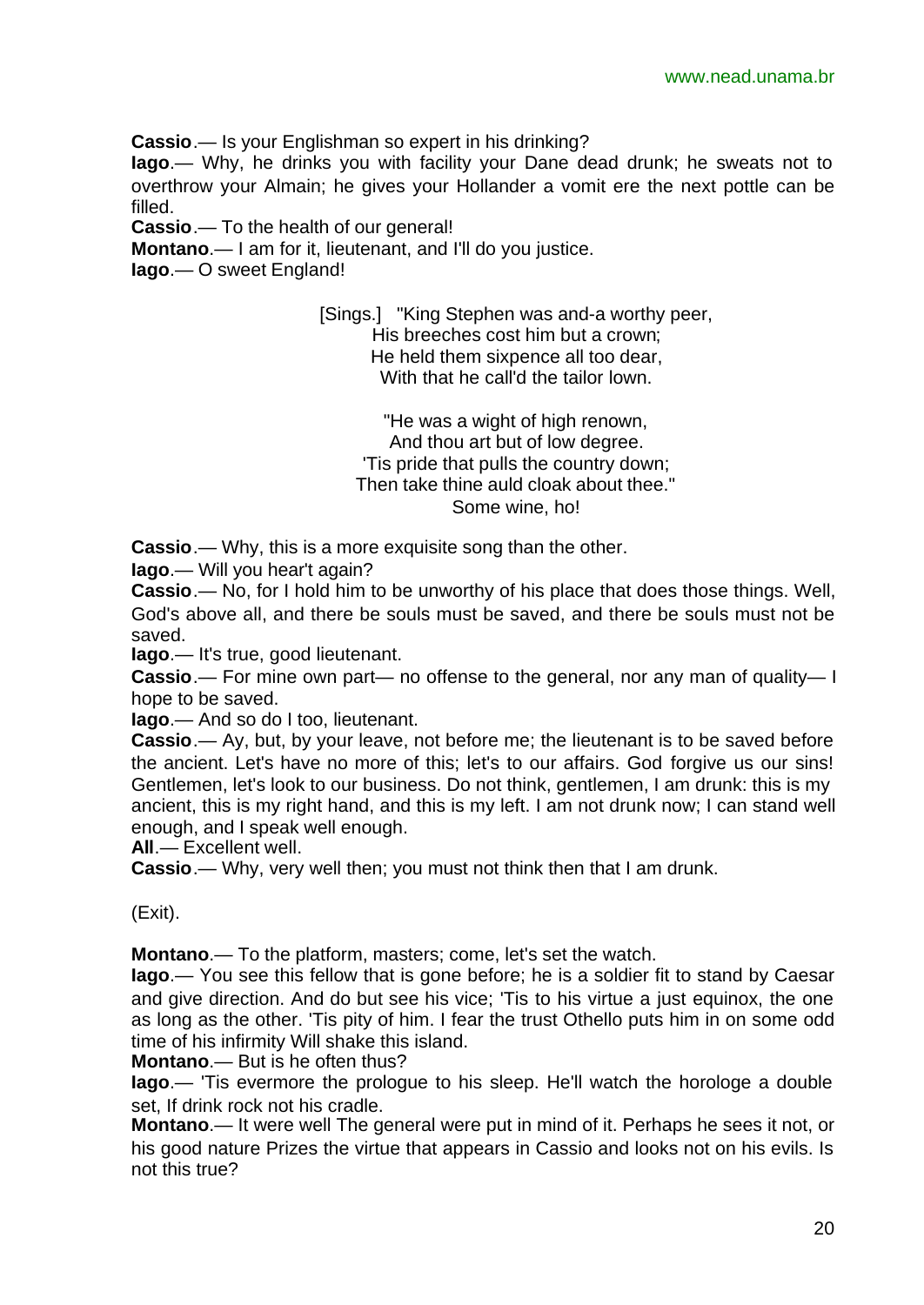**Cassio**.— Is your Englishman so expert in his drinking?

**Iago**.— Why, he drinks you with facility your Dane dead drunk; he sweats not to overthrow your Almain; he gives your Hollander a vomit ere the next pottle can be filled.

**Cassio**.— To the health of our general!

**Montano**.— I am for it, lieutenant, and I'll do you justice.

**Iago**.— O sweet England!

[Sings.] "King Stephen was and-a worthy peer,
His breeches cost him but a crown;
He held them sixpence all too dear,
With that he call'd the tailor lown.

"He was a wight of high renown,
And thou art but of low degree.
'Tis pride that pulls the country down;
Then take thine auld cloak about thee."
Some wine, ho!

**Cassio**.— Why, this is a more exquisite song than the other.

**Iago**.— Will you hear't again?

**Cassio**.— No, for I hold him to be unworthy of his place that does those things. Well, God's above all, and there be souls must be saved, and there be souls must not be saved.

**Iago**.— It's true, good lieutenant.

**Cassio**.— For mine own part— no offense to the general, nor any man of quality— I hope to be saved.

**Iago**.— And so do I too, lieutenant.

**Cassio**.— Ay, but, by your leave, not before me; the lieutenant is to be saved before the ancient. Let's have no more of this; let's to our affairs. God forgive us our sins! Gentlemen, let's look to our business. Do not think, gentlemen, I am drunk: this is my ancient, this is my right hand, and this is my left. I am not drunk now; I can stand well enough, and I speak well enough.

**All**.— Excellent well.

**Cassio**.— Why, very well then; you must not think then that I am drunk.

(Exit).

**Montano**.— To the platform, masters; come, let's set the watch.

**Iago**.— You see this fellow that is gone before; he is a soldier fit to stand by Caesar and give direction. And do but see his vice; 'Tis to his virtue a just equinox, the one as long as the other. 'Tis pity of him. I fear the trust Othello puts him in on some odd time of his infirmity Will shake this island.

**Montano**.— But is he often thus?

**Iago**.— 'Tis evermore the prologue to his sleep. He'll watch the horologe a double set, If drink rock not his cradle.

**Montano**.— It were well The general were put in mind of it. Perhaps he sees it not, or his good nature Prizes the virtue that appears in Cassio and looks not on his evils. Is not this true?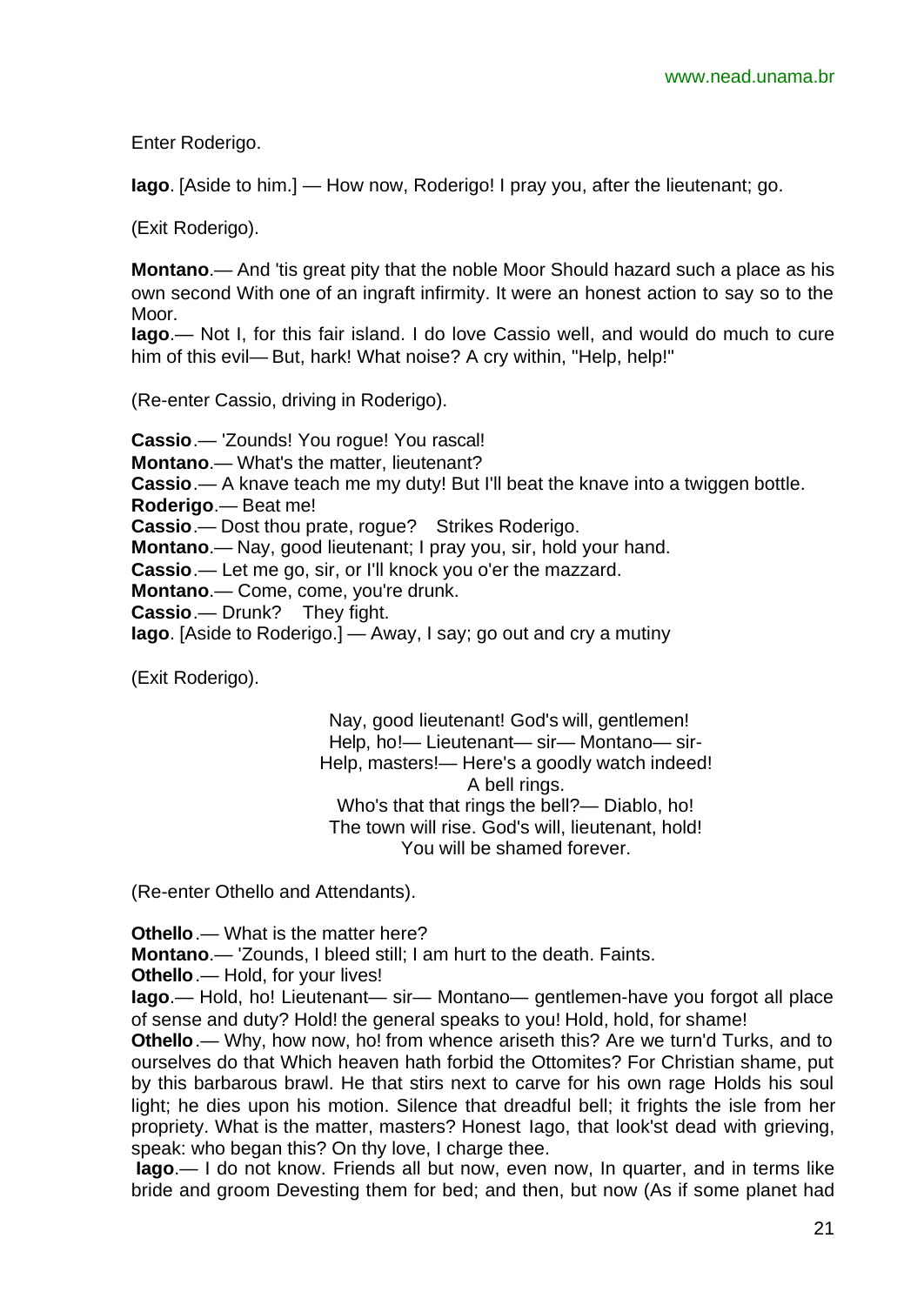Enter Roderigo.

**Iago**. [Aside to him.] — How now, Roderigo! I pray you, after the lieutenant; go.

(Exit Roderigo).

**Montano**.— And 'tis great pity that the noble Moor Should hazard such a place as his own second With one of an ingraft infirmity. It were an honest action to say so to the Moor.
**Iago**.— Not I, for this fair island. I do love Cassio well, and would do much to cure him of this evil— But, hark! What noise? A cry within, "Help, help!"

(Re-enter Cassio, driving in Roderigo).

**Cassio**.— 'Zounds! You rogue! You rascal!
**Montano**.— What's the matter, lieutenant?
**Cassio**.— A knave teach me my duty! But I'll beat the knave into a twiggen bottle.
**Roderigo**.— Beat me!
**Cassio**.— Dost thou prate, rogue? Strikes Roderigo.
**Montano**.— Nay, good lieutenant; I pray you, sir, hold your hand.
**Cassio**.— Let me go, sir, or I'll knock you o'er the mazzard.
**Montano**.— Come, come, you're drunk.
**Cassio**.— Drunk? They fight.
**Iago**. [Aside to Roderigo.] — Away, I say; go out and cry a mutiny

(Exit Roderigo).

Nay, good lieutenant! God's will, gentlemen!
Help, ho!— Lieutenant— sir— Montano— sir-
Help, masters!— Here's a goodly watch indeed!
A bell rings.
Who's that that rings the bell?— Diablo, ho!
The town will rise. God's will, lieutenant, hold!
You will be shamed forever.

(Re-enter Othello and Attendants).

**Othello**.— What is the matter here?
**Montano**.— 'Zounds, I bleed still; I am hurt to the death. Faints.
**Othello**.— Hold, for your lives!
**Iago**.— Hold, ho! Lieutenant— sir— Montano— gentlemen-have you forgot all place of sense and duty? Hold! the general speaks to you! Hold, hold, for shame!
**Othello**.— Why, how now, ho! from whence ariseth this? Are we turn'd Turks, and to ourselves do that Which heaven hath forbid the Ottomites? For Christian shame, put by this barbarous brawl. He that stirs next to carve for his own rage Holds his soul light; he dies upon his motion. Silence that dreadful bell; it frights the isle from her propriety. What is the matter, masters? Honest Iago, that look'st dead with grieving, speak: who began this? On thy love, I charge thee.
**Iago**.— I do not know. Friends all but now, even now, In quarter, and in terms like bride and groom Devesting them for bed; and then, but now (As if some planet had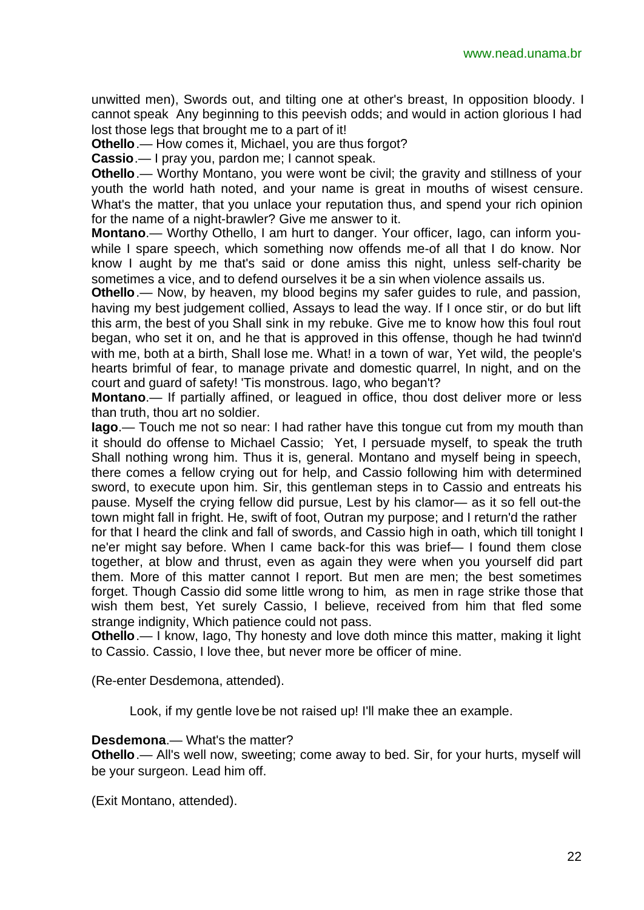unwitted men), Swords out, and tilting one at other's breast, In opposition bloody. I cannot speak Any beginning to this peevish odds; and would in action glorious I had lost those legs that brought me to a part of it!

**Othello**.— How comes it, Michael, you are thus forgot?

**Cassio**.— I pray you, pardon me; I cannot speak.

**Othello**.— Worthy Montano, you were wont be civil; the gravity and stillness of your youth the world hath noted, and your name is great in mouths of wisest censure. What's the matter, that you unlace your reputation thus, and spend your rich opinion for the name of a night-brawler? Give me answer to it.

**Montano**.— Worthy Othello, I am hurt to danger. Your officer, Iago, can inform you-while I spare speech, which something now offends me-of all that I do know. Nor know I aught by me that's said or done amiss this night, unless self-charity be sometimes a vice, and to defend ourselves it be a sin when violence assails us.

**Othello**.— Now, by heaven, my blood begins my safer guides to rule, and passion, having my best judgement collied, Assays to lead the way. If I once stir, or do but lift this arm, the best of you Shall sink in my rebuke. Give me to know how this foul rout began, who set it on, and he that is approved in this offense, though he had twinn'd with me, both at a birth, Shall lose me. What! in a town of war, Yet wild, the people's hearts brimful of fear, to manage private and domestic quarrel, In night, and on the court and guard of safety! 'Tis monstrous. Iago, who began't?

**Montano**.— If partially affined, or leagued in office, thou dost deliver more or less than truth, thou art no soldier.

**Iago**.— Touch me not so near: I had rather have this tongue cut from my mouth than it should do offense to Michael Cassio; Yet, I persuade myself, to speak the truth Shall nothing wrong him. Thus it is, general. Montano and myself being in speech, there comes a fellow crying out for help, and Cassio following him with determined sword, to execute upon him. Sir, this gentleman steps in to Cassio and entreats his pause. Myself the crying fellow did pursue, Lest by his clamor— as it so fell out-the town might fall in fright. He, swift of foot, Outran my purpose; and I return'd the rather for that I heard the clink and fall of swords, and Cassio high in oath, which till tonight I ne'er might say before. When I came back-for this was brief— I found them close together, at blow and thrust, even as again they were when you yourself did part them. More of this matter cannot I report. But men are men; the best sometimes forget. Though Cassio did some little wrong to him, as men in rage strike those that wish them best, Yet surely Cassio, I believe, received from him that fled some strange indignity, Which patience could not pass.

**Othello**.— I know, Iago, Thy honesty and love doth mince this matter, making it light to Cassio. Cassio, I love thee, but never more be officer of mine.

(Re-enter Desdemona, attended).

Look, if my gentle love be not raised up! I'll make thee an example.

**Desdemona**.— What's the matter?

**Othello**.— All's well now, sweeting; come away to bed. Sir, for your hurts, myself will be your surgeon. Lead him off.

(Exit Montano, attended).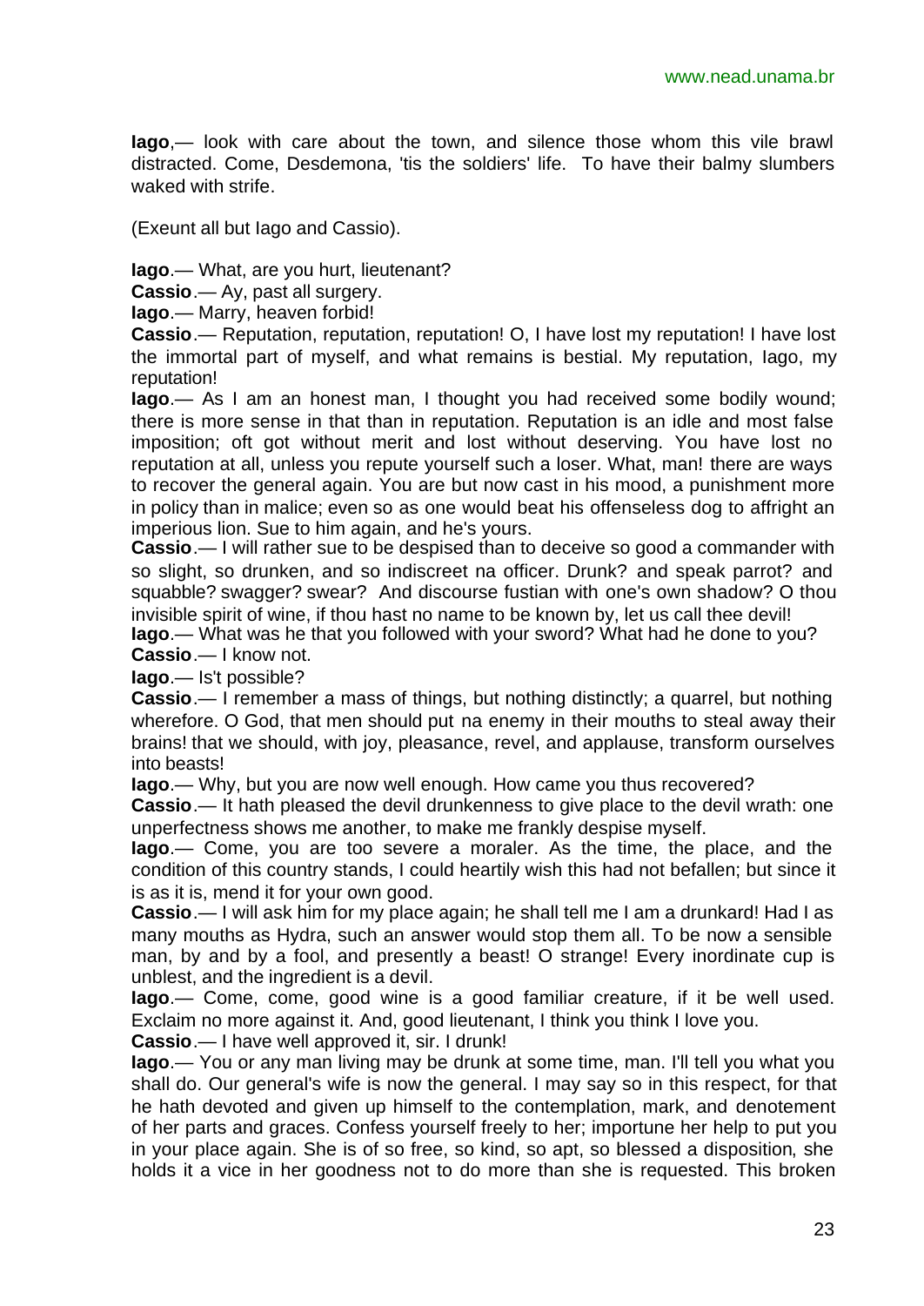**Iago**,— look with care about the town, and silence those whom this vile brawl distracted. Come, Desdemona, 'tis the soldiers' life. To have their balmy slumbers waked with strife.

(Exeunt all but Iago and Cassio).

**Iago**.— What, are you hurt, lieutenant?
**Cassio**.— Ay, past all surgery.
**Iago**.— Marry, heaven forbid!
**Cassio**.— Reputation, reputation, reputation! O, I have lost my reputation! I have lost the immortal part of myself, and what remains is bestial. My reputation, Iago, my reputation!
**Iago**.— As I am an honest man, I thought you had received some bodily wound; there is more sense in that than in reputation. Reputation is an idle and most false imposition; oft got without merit and lost without deserving. You have lost no reputation at all, unless you repute yourself such a loser. What, man! there are ways to recover the general again. You are but now cast in his mood, a punishment more in policy than in malice; even so as one would beat his offenseless dog to affright an imperious lion. Sue to him again, and he's yours.
**Cassio**.— I will rather sue to be despised than to deceive so good a commander with so slight, so drunken, and so indiscreet na officer. Drunk? and speak parrot? and squabble? swagger? swear? And discourse fustian with one's own shadow? O thou invisible spirit of wine, if thou hast no name to be known by, let us call thee devil!
**Iago**.— What was he that you followed with your sword? What had he done to you?
**Cassio**.— I know not.
**Iago**.— Is't possible?
**Cassio**.— I remember a mass of things, but nothing distinctly; a quarrel, but nothing wherefore. O God, that men should put na enemy in their mouths to steal away their brains! that we should, with joy, pleasance, revel, and applause, transform ourselves into beasts!
**Iago**.— Why, but you are now well enough. How came you thus recovered?
**Cassio**.— It hath pleased the devil drunkenness to give place to the devil wrath: one unperfectness shows me another, to make me frankly despise myself.
**Iago**.— Come, you are too severe a moraler. As the time, the place, and the condition of this country stands, I could heartily wish this had not befallen; but since it is as it is, mend it for your own good.
**Cassio**.— I will ask him for my place again; he shall tell me I am a drunkard! Had I as many mouths as Hydra, such an answer would stop them all. To be now a sensible man, by and by a fool, and presently a beast! O strange! Every inordinate cup is unblest, and the ingredient is a devil.
**Iago**.— Come, come, good wine is a good familiar creature, if it be well used. Exclaim no more against it. And, good lieutenant, I think you think I love you.
**Cassio**.— I have well approved it, sir. I drunk!
**Iago**.— You or any man living may be drunk at some time, man. I'll tell you what you shall do. Our general's wife is now the general. I may say so in this respect, for that he hath devoted and given up himself to the contemplation, mark, and denotement of her parts and graces. Confess yourself freely to her; importune her help to put you in your place again. She is of so free, so kind, so apt, so blessed a disposition, she holds it a vice in her goodness not to do more than she is requested. This broken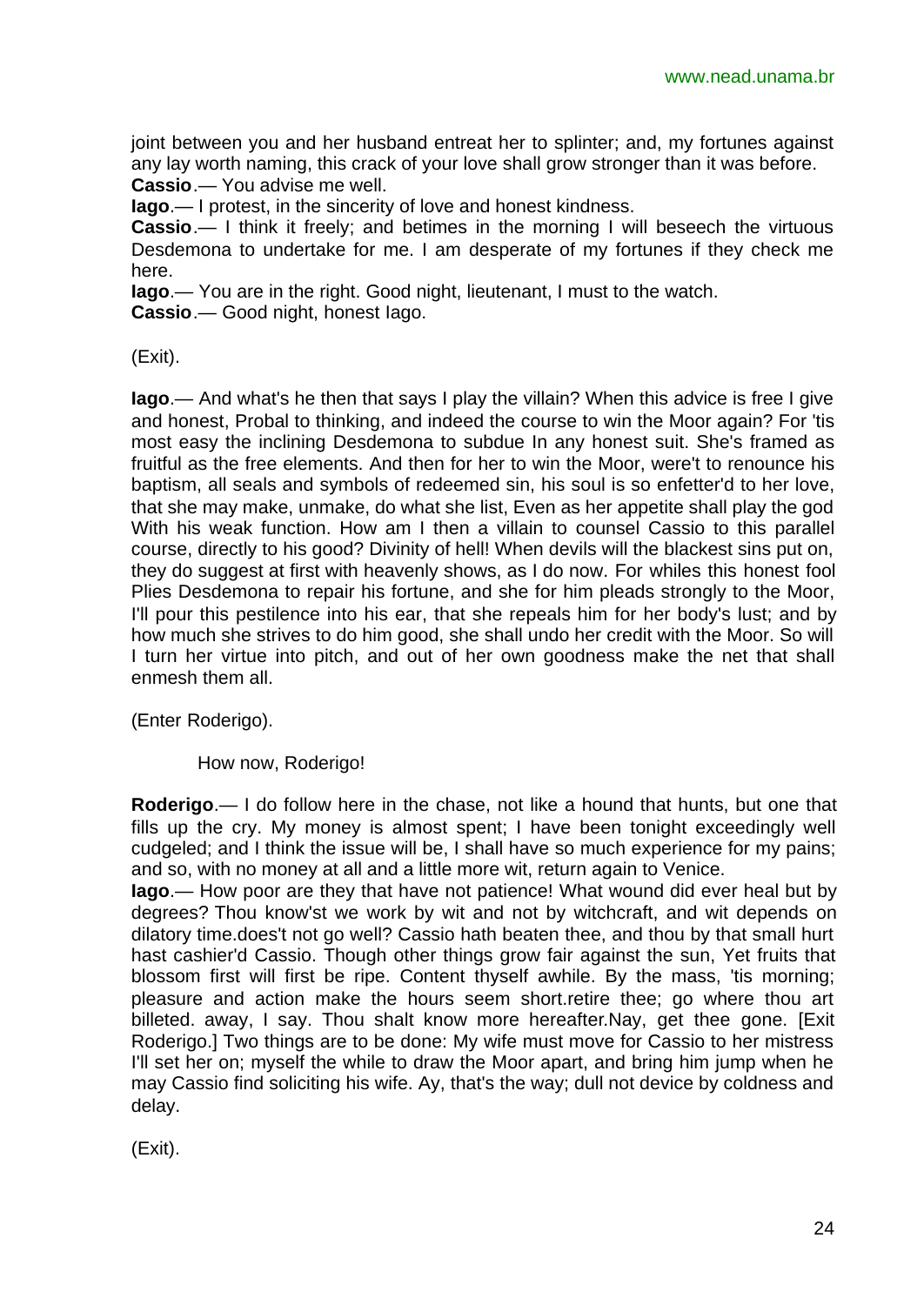joint between you and her husband entreat her to splinter; and, my fortunes against any lay worth naming, this crack of your love shall grow stronger than it was before.

**Cassio**.— You advise me well.

**Iago**.— I protest, in the sincerity of love and honest kindness.

**Cassio**.— I think it freely; and betimes in the morning I will beseech the virtuous Desdemona to undertake for me. I am desperate of my fortunes if they check me here.

**Iago**.— You are in the right. Good night, lieutenant, I must to the watch.

**Cassio**.— Good night, honest Iago.

(Exit).

**Iago**.— And what's he then that says I play the villain? When this advice is free I give and honest, Probal to thinking, and indeed the course to win the Moor again? For 'tis most easy the inclining Desdemona to subdue In any honest suit. She's framed as fruitful as the free elements. And then for her to win the Moor, were't to renounce his baptism, all seals and symbols of redeemed sin, his soul is so enfetter'd to her love, that she may make, unmake, do what she list, Even as her appetite shall play the god With his weak function. How am I then a villain to counsel Cassio to this parallel course, directly to his good? Divinity of hell! When devils will the blackest sins put on, they do suggest at first with heavenly shows, as I do now. For whiles this honest fool Plies Desdemona to repair his fortune, and she for him pleads strongly to the Moor, I'll pour this pestilence into his ear, that she repeals him for her body's lust; and by how much she strives to do him good, she shall undo her credit with the Moor. So will I turn her virtue into pitch, and out of her own goodness make the net that shall enmesh them all.

(Enter Roderigo).

How now, Roderigo!

**Roderigo**.— I do follow here in the chase, not like a hound that hunts, but one that fills up the cry. My money is almost spent; I have been tonight exceedingly well cudgeled; and I think the issue will be, I shall have so much experience for my pains; and so, with no money at all and a little more wit, return again to Venice.

**Iago**.— How poor are they that have not patience! What wound did ever heal but by degrees? Thou know'st we work by wit and not by witchcraft, and wit depends on dilatory time.does't not go well? Cassio hath beaten thee, and thou by that small hurt hast cashier'd Cassio. Though other things grow fair against the sun, Yet fruits that blossom first will first be ripe. Content thyself awhile. By the mass, 'tis morning; pleasure and action make the hours seem short.retire thee; go where thou art billeted. away, I say. Thou shalt know more hereafter.Nay, get thee gone. [Exit Roderigo.] Two things are to be done: My wife must move for Cassio to her mistress I'll set her on; myself the while to draw the Moor apart, and bring him jump when he may Cassio find soliciting his wife. Ay, that's the way; dull not device by coldness and delay.

(Exit).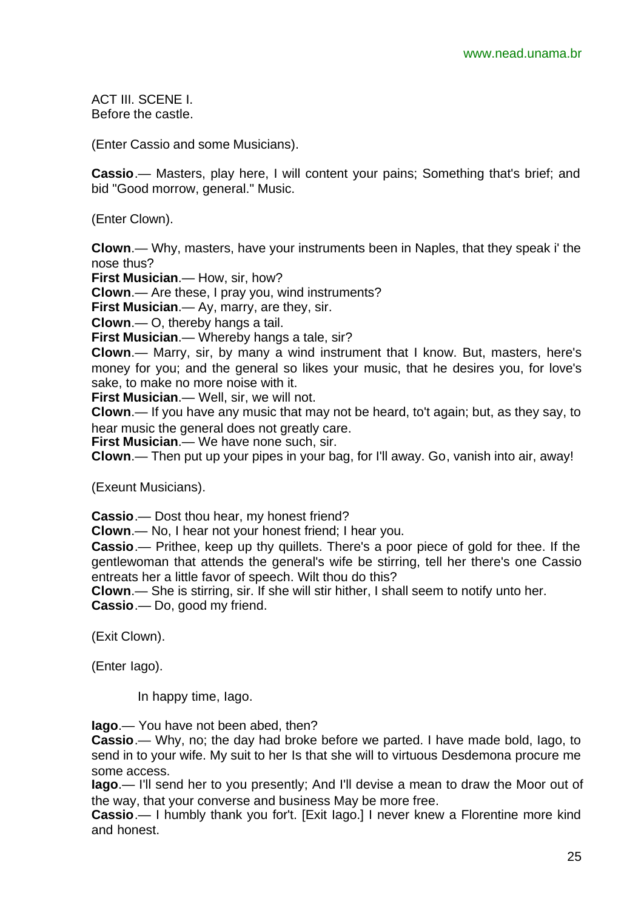ACT III. SCENE I.
Before the castle.

(Enter Cassio and some Musicians).

**Cassio**.— Masters, play here, I will content your pains; Something that's brief; and bid "Good morrow, general." Music.

(Enter Clown).

**Clown**.— Why, masters, have your instruments been in Naples, that they speak i' the nose thus?
**First Musician**.— How, sir, how?
**Clown**.— Are these, I pray you, wind instruments?
**First Musician**.— Ay, marry, are they, sir.
**Clown**.— O, thereby hangs a tail.
**First Musician**.— Whereby hangs a tale, sir?
**Clown**.— Marry, sir, by many a wind instrument that I know. But, masters, here's money for you; and the general so likes your music, that he desires you, for love's sake, to make no more noise with it.
**First Musician**.— Well, sir, we will not.
**Clown**.— If you have any music that may not be heard, to't again; but, as they say, to hear music the general does not greatly care.
**First Musician**.— We have none such, sir.
**Clown**.— Then put up your pipes in your bag, for I'll away. Go, vanish into air, away!

(Exeunt Musicians).

**Cassio**.— Dost thou hear, my honest friend?
**Clown**.— No, I hear not your honest friend; I hear you.
**Cassio**.— Prithee, keep up thy quillets. There's a poor piece of gold for thee. If the gentlewoman that attends the general's wife be stirring, tell her there's one Cassio entreats her a little favor of speech. Wilt thou do this?
**Clown**.— She is stirring, sir. If she will stir hither, I shall seem to notify unto her.
**Cassio**.— Do, good my friend.

(Exit Clown).

(Enter Iago).

In happy time, Iago.

**Iago**.— You have not been abed, then?
**Cassio**.— Why, no; the day had broke before we parted. I have made bold, Iago, to send in to your wife. My suit to her Is that she will to virtuous Desdemona procure me some access.
**Iago**.— I'll send her to you presently; And I'll devise a mean to draw the Moor out of the way, that your converse and business May be more free.
**Cassio**.— I humbly thank you for't. [Exit Iago.] I never knew a Florentine more kind and honest.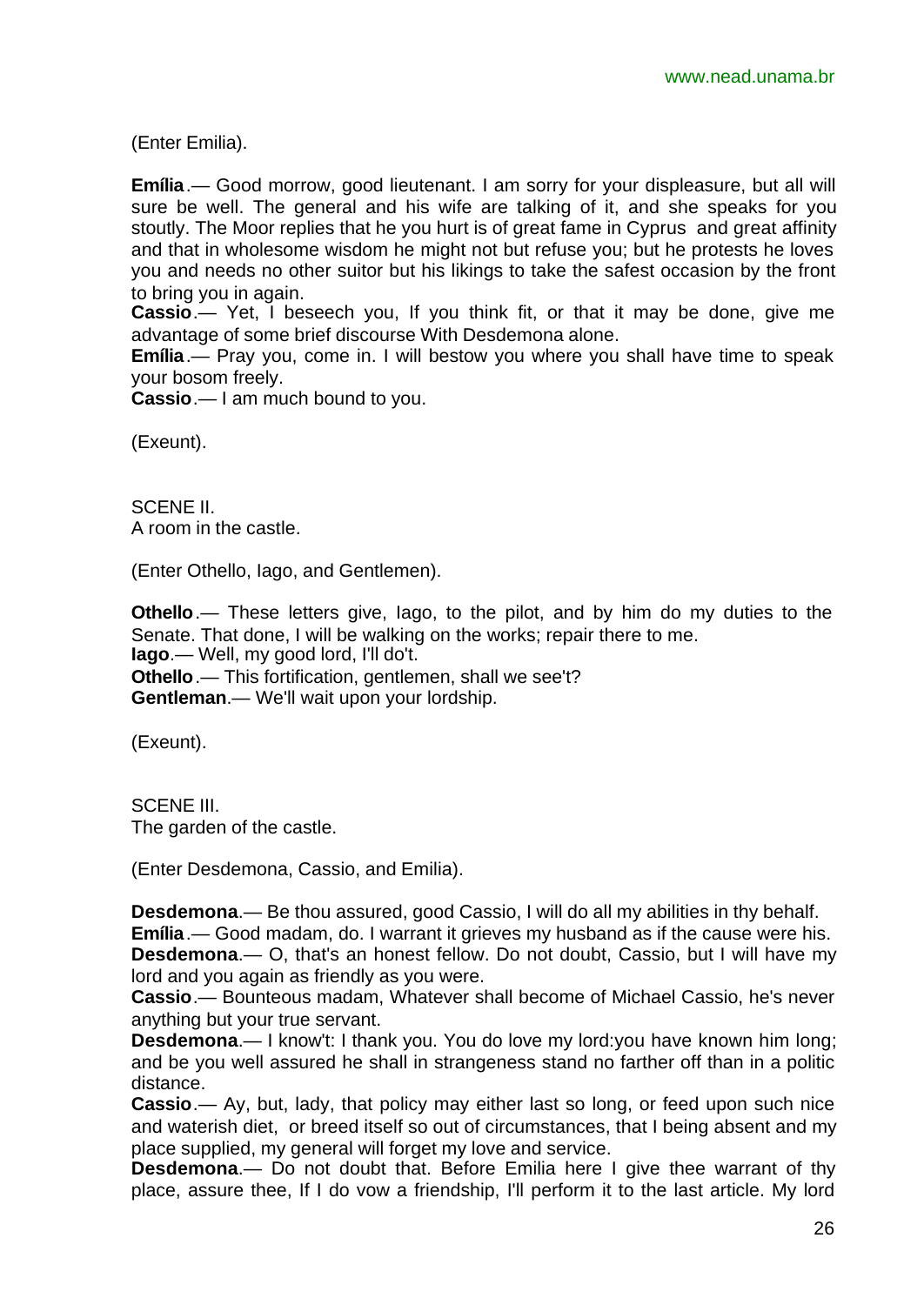(Enter Emilia).

**Emília**.— Good morrow, good lieutenant. I am sorry for your displeasure, but all will sure be well. The general and his wife are talking of it, and she speaks for you stoutly. The Moor replies that he you hurt is of great fame in Cyprus and great affinity and that in wholesome wisdom he might not but refuse you; but he protests he loves you and needs no other suitor but his likings to take the safest occasion by the front to bring you in again.
**Cassio**.— Yet, I beseech you, If you think fit, or that it may be done, give me advantage of some brief discourse With Desdemona alone.
**Emília**.— Pray you, come in. I will bestow you where you shall have time to speak your bosom freely.
**Cassio**.— I am much bound to you.

(Exeunt).

SCENE II.
A room in the castle.

(Enter Othello, Iago, and Gentlemen).

**Othello**.— These letters give, Iago, to the pilot, and by him do my duties to the Senate. That done, I will be walking on the works; repair there to me.
**Iago**.— Well, my good lord, I'll do't.
**Othello**.— This fortification, gentlemen, shall we see't?
**Gentleman**.— We'll wait upon your lordship.

(Exeunt).

SCENE III.
The garden of the castle.

(Enter Desdemona, Cassio, and Emilia).

**Desdemona**.— Be thou assured, good Cassio, I will do all my abilities in thy behalf.
**Emília**.— Good madam, do. I warrant it grieves my husband as if the cause were his.
**Desdemona**.— O, that's an honest fellow. Do not doubt, Cassio, but I will have my lord and you again as friendly as you were.
**Cassio**.— Bounteous madam, Whatever shall become of Michael Cassio, he's never anything but your true servant.
**Desdemona**.— I know't: I thank you. You do love my lord:you have known him long; and be you well assured he shall in strangeness stand no farther off than in a politic distance.
**Cassio**.— Ay, but, lady, that policy may either last so long, or feed upon such nice and waterish diet, or breed itself so out of circumstances, that I being absent and my place supplied, my general will forget my love and service.
**Desdemona**.— Do not doubt that. Before Emilia here I give thee warrant of thy place, assure thee, If I do vow a friendship, I'll perform it to the last article. My lord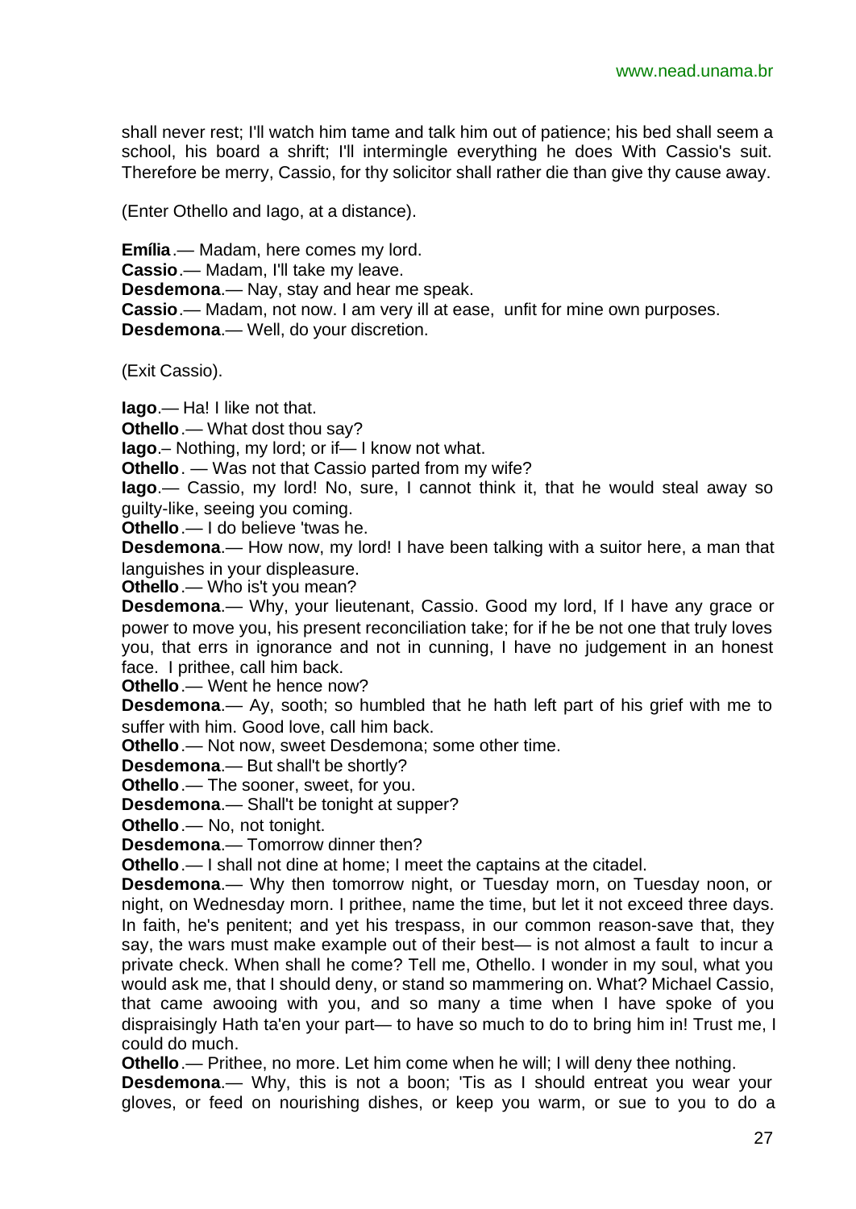shall never rest; I'll watch him tame and talk him out of patience; his bed shall seem a school, his board a shrift; I'll intermingle everything he does With Cassio's suit. Therefore be merry, Cassio, for thy solicitor shall rather die than give thy cause away.

(Enter Othello and Iago, at a distance).

**Emília**.— Madam, here comes my lord.
**Cassio**.— Madam, I'll take my leave.
**Desdemona**.— Nay, stay and hear me speak.
**Cassio**.— Madam, not now. I am very ill at ease, unfit for mine own purposes.
**Desdemona**.— Well, do your discretion.

(Exit Cassio).

**Iago**.— Ha! I like not that.
**Othello**.— What dost thou say?
**Iago**.– Nothing, my lord; or if— I know not what.
**Othello**. — Was not that Cassio parted from my wife?
**Iago**.— Cassio, my lord! No, sure, I cannot think it, that he would steal away so guilty-like, seeing you coming.
**Othello**.— I do believe 'twas he.
**Desdemona**.— How now, my lord! I have been talking with a suitor here, a man that languishes in your displeasure.
**Othello**.— Who is't you mean?
**Desdemona**.— Why, your lieutenant, Cassio. Good my lord, If I have any grace or power to move you, his present reconciliation take; for if he be not one that truly loves you, that errs in ignorance and not in cunning, I have no judgement in an honest face. I prithee, call him back.
**Othello**.— Went he hence now?
**Desdemona**.— Ay, sooth; so humbled that he hath left part of his grief with me to suffer with him. Good love, call him back.
**Othello**.— Not now, sweet Desdemona; some other time.
**Desdemona**.— But shall't be shortly?
**Othello**.— The sooner, sweet, for you.
**Desdemona**.— Shall't be tonight at supper?
**Othello**.— No, not tonight.
**Desdemona**.— Tomorrow dinner then?
**Othello**.— I shall not dine at home; I meet the captains at the citadel.
**Desdemona**.— Why then tomorrow night, or Tuesday morn, on Tuesday noon, or night, on Wednesday morn. I prithee, name the time, but let it not exceed three days. In faith, he's penitent; and yet his trespass, in our common reason-save that, they say, the wars must make example out of their best— is not almost a fault to incur a private check. When shall he come? Tell me, Othello. I wonder in my soul, what you would ask me, that I should deny, or stand so mammering on. What? Michael Cassio, that came awooing with you, and so many a time when I have spoke of you dispraisingly Hath ta'en your part— to have so much to do to bring him in! Trust me, I could do much.
**Othello**.— Prithee, no more. Let him come when he will; I will deny thee nothing.
**Desdemona**.— Why, this is not a boon; 'Tis as I should entreat you wear your gloves, or feed on nourishing dishes, or keep you warm, or sue to you to do a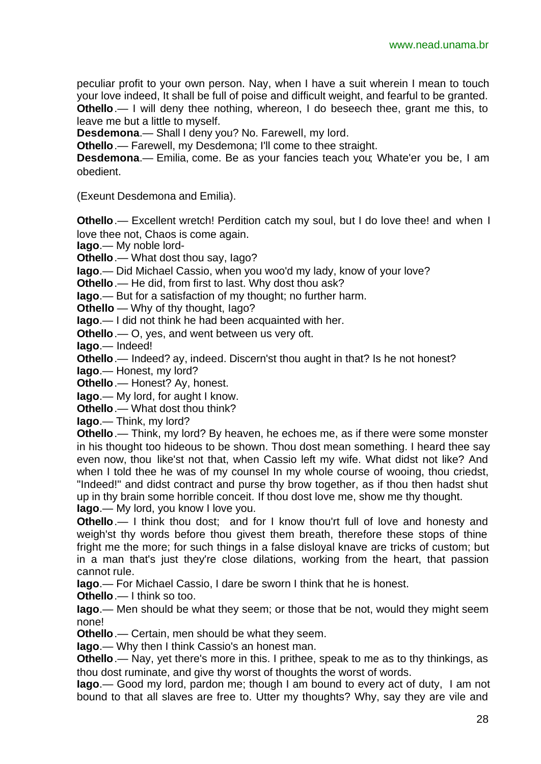peculiar profit to your own person. Nay, when I have a suit wherein I mean to touch your love indeed, It shall be full of poise and difficult weight, and fearful to be granted.
**Othello**.— I will deny thee nothing, whereon, I do beseech thee, grant me this, to leave me but a little to myself.
**Desdemona**.— Shall I deny you? No. Farewell, my lord.
**Othello**.— Farewell, my Desdemona; I'll come to thee straight.
**Desdemona**.— Emilia, come. Be as your fancies teach you; Whate'er you be, I am obedient.

(Exeunt Desdemona and Emilia).

**Othello**.— Excellent wretch! Perdition catch my soul, but I do love thee! and when I love thee not, Chaos is come again.
**Iago**.— My noble lord-
**Othello**.— What dost thou say, Iago?
**Iago**.— Did Michael Cassio, when you woo'd my lady, know of your love?
**Othello**.— He did, from first to last. Why dost thou ask?
**Iago**.— But for a satisfaction of my thought; no further harm.
**Othello** — Why of thy thought, Iago?
**Iago**.— I did not think he had been acquainted with her.
**Othello**.— O, yes, and went between us very oft.
**Iago**.— Indeed!
**Othello**.— Indeed? ay, indeed. Discern'st thou aught in that? Is he not honest?
**Iago**.— Honest, my lord?
**Othello**.— Honest? Ay, honest.
**Iago**.— My lord, for aught I know.
**Othello**.— What dost thou think?
**Iago**.— Think, my lord?
**Othello**.— Think, my lord? By heaven, he echoes me, as if there were some monster in his thought too hideous to be shown. Thou dost mean something. I heard thee say even now, thou like'st not that, when Cassio left my wife. What didst not like? And when I told thee he was of my counsel In my whole course of wooing, thou criedst, "Indeed!" and didst contract and purse thy brow together, as if thou then hadst shut up in thy brain some horrible conceit. If thou dost love me, show me thy thought.
**Iago**.— My lord, you know I love you.
**Othello**.— I think thou dost; and for I know thou'rt full of love and honesty and weigh'st thy words before thou givest them breath, therefore these stops of thine fright me the more; for such things in a false disloyal knave are tricks of custom; but in a man that's just they're close dilations, working from the heart, that passion cannot rule.
**Iago**.— For Michael Cassio, I dare be sworn I think that he is honest.
**Othello**.— I think so too.
**Iago**.— Men should be what they seem; or those that be not, would they might seem none!
**Othello**.— Certain, men should be what they seem.
**Iago**.— Why then I think Cassio's an honest man.
**Othello**.— Nay, yet there's more in this. I prithee, speak to me as to thy thinkings, as thou dost ruminate, and give thy worst of thoughts the worst of words.
**Iago**.— Good my lord, pardon me; though I am bound to every act of duty, I am not bound to that all slaves are free to. Utter my thoughts? Why, say they are vile and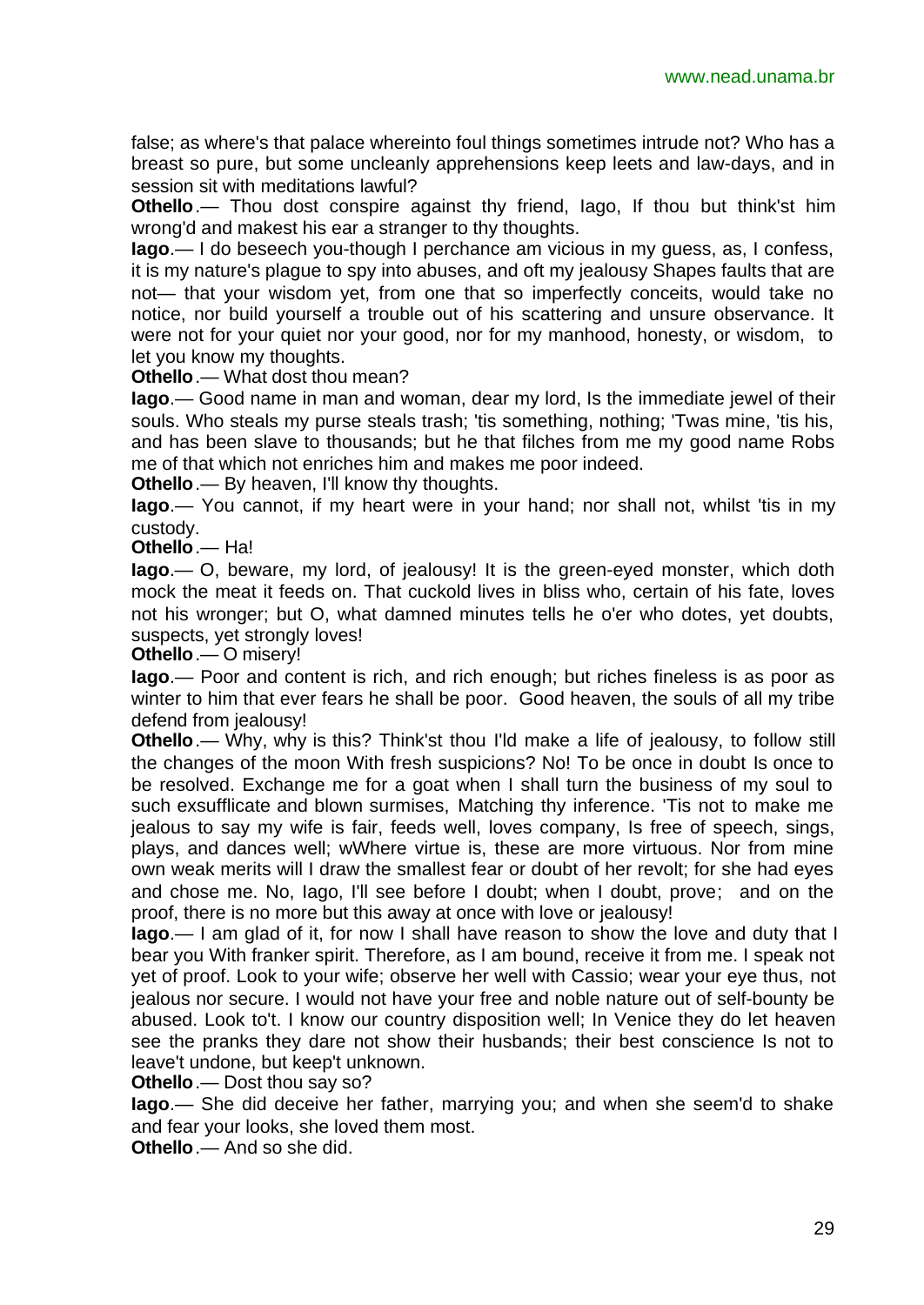false; as where's that palace whereinto foul things sometimes intrude not? Who has a breast so pure, but some uncleanly apprehensions keep leets and law-days, and in session sit with meditations lawful?

**Othello**.— Thou dost conspire against thy friend, Iago, If thou but think'st him wrong'd and makest his ear a stranger to thy thoughts.

**Iago**.— I do beseech you-though I perchance am vicious in my guess, as, I confess, it is my nature's plague to spy into abuses, and oft my jealousy Shapes faults that are not— that your wisdom yet, from one that so imperfectly conceits, would take no notice, nor build yourself a trouble out of his scattering and unsure observance. It were not for your quiet nor your good, nor for my manhood, honesty, or wisdom, to let you know my thoughts.

**Othello**.— What dost thou mean?

**Iago**.— Good name in man and woman, dear my lord, Is the immediate jewel of their souls. Who steals my purse steals trash; 'tis something, nothing; 'Twas mine, 'tis his, and has been slave to thousands; but he that filches from me my good name Robs me of that which not enriches him and makes me poor indeed.

**Othello**.— By heaven, I'll know thy thoughts.

**Iago**.— You cannot, if my heart were in your hand; nor shall not, whilst 'tis in my custody.

**Othello**.— Ha!

**Iago**.— O, beware, my lord, of jealousy! It is the green-eyed monster, which doth mock the meat it feeds on. That cuckold lives in bliss who, certain of his fate, loves not his wronger; but O, what damned minutes tells he o'er who dotes, yet doubts, suspects, yet strongly loves!

**Othello**.— O misery!

**Iago**.— Poor and content is rich, and rich enough; but riches fineless is as poor as winter to him that ever fears he shall be poor. Good heaven, the souls of all my tribe defend from jealousy!

**Othello**.— Why, why is this? Think'st thou I'ld make a life of jealousy, to follow still the changes of the moon With fresh suspicions? No! To be once in doubt Is once to be resolved. Exchange me for a goat when I shall turn the business of my soul to such exsufflicate and blown surmises, Matching thy inference. 'Tis not to make me jealous to say my wife is fair, feeds well, loves company, Is free of speech, sings, plays, and dances well; wWhere virtue is, these are more virtuous. Nor from mine own weak merits will I draw the smallest fear or doubt of her revolt; for she had eyes and chose me. No, Iago, I'll see before I doubt; when I doubt, prove; and on the proof, there is no more but this away at once with love or jealousy!

**Iago**.— I am glad of it, for now I shall have reason to show the love and duty that I bear you With franker spirit. Therefore, as I am bound, receive it from me. I speak not yet of proof. Look to your wife; observe her well with Cassio; wear your eye thus, not jealous nor secure. I would not have your free and noble nature out of self-bounty be abused. Look to't. I know our country disposition well; In Venice they do let heaven see the pranks they dare not show their husbands; their best conscience Is not to leave't undone, but keep't unknown.

**Othello**.— Dost thou say so?

**Iago**.— She did deceive her father, marrying you; and when she seem'd to shake and fear your looks, she loved them most.

**Othello**.— And so she did.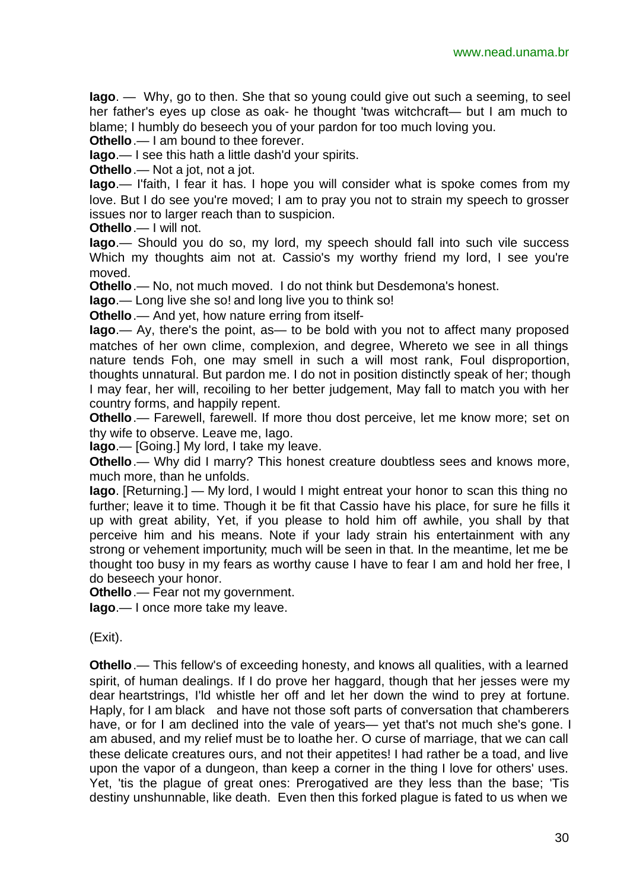**Iago**. — Why, go to then. She that so young could give out such a seeming, to seel her father's eyes up close as oak- he thought 'twas witchcraft— but I am much to blame; I humbly do beseech you of your pardon for too much loving you.

**Othello**.— I am bound to thee forever.

**Iago**.— I see this hath a little dash'd your spirits.

**Othello**.— Not a jot, not a jot.

**Iago**.— I'faith, I fear it has. I hope you will consider what is spoke comes from my love. But I do see you're moved; I am to pray you not to strain my speech to grosser issues nor to larger reach than to suspicion.

**Othello**.— I will not.

**Iago**.— Should you do so, my lord, my speech should fall into such vile success Which my thoughts aim not at. Cassio's my worthy friend my lord, I see you're moved.

**Othello**.— No, not much moved. I do not think but Desdemona's honest.

**Iago**.— Long live she so! and long live you to think so!

**Othello**.— And yet, how nature erring from itself-

**Iago**.— Ay, there's the point, as— to be bold with you not to affect many proposed matches of her own clime, complexion, and degree, Whereto we see in all things nature tends Foh, one may smell in such a will most rank, Foul disproportion, thoughts unnatural. But pardon me. I do not in position distinctly speak of her; though I may fear, her will, recoiling to her better judgement, May fall to match you with her country forms, and happily repent.

**Othello**.— Farewell, farewell. If more thou dost perceive, let me know more; set on thy wife to observe. Leave me, Iago.

**Iago**.— [Going.] My lord, I take my leave.

**Othello**.— Why did I marry? This honest creature doubtless sees and knows more, much more, than he unfolds.

**Iago**. [Returning.] — My lord, I would I might entreat your honor to scan this thing no further; leave it to time. Though it be fit that Cassio have his place, for sure he fills it up with great ability, Yet, if you please to hold him off awhile, you shall by that perceive him and his means. Note if your lady strain his entertainment with any strong or vehement importunity; much will be seen in that. In the meantime, let me be thought too busy in my fears as worthy cause I have to fear I am and hold her free, I do beseech your honor.

**Othello**.— Fear not my government.

**Iago**.— I once more take my leave.

(Exit).

**Othello**.— This fellow's of exceeding honesty, and knows all qualities, with a learned spirit, of human dealings. If I do prove her haggard, though that her jesses were my dear heartstrings, I'ld whistle her off and let her down the wind to prey at fortune. Haply, for I am black and have not those soft parts of conversation that chamberers have, or for I am declined into the vale of years— yet that's not much she's gone. I am abused, and my relief must be to loathe her. O curse of marriage, that we can call these delicate creatures ours, and not their appetites! I had rather be a toad, and live upon the vapor of a dungeon, than keep a corner in the thing I love for others' uses. Yet, 'tis the plague of great ones: Prerogatived are they less than the base; 'Tis destiny unshunnable, like death. Even then this forked plague is fated to us when we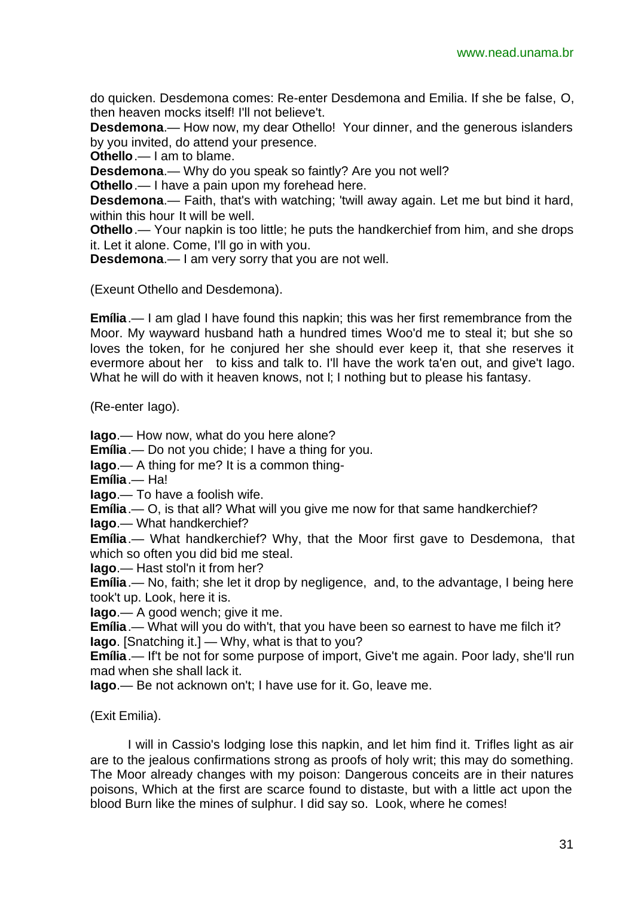do quicken. Desdemona comes: Re-enter Desdemona and Emilia. If she be false, O, then heaven mocks itself! I'll not believe't.

**Desdemona**.— How now, my dear Othello! Your dinner, and the generous islanders by you invited, do attend your presence.

**Othello**.— I am to blame.

**Desdemona**.— Why do you speak so faintly? Are you not well?

**Othello**.— I have a pain upon my forehead here.

**Desdemona**.— Faith, that's with watching; 'twill away again. Let me but bind it hard, within this hour It will be well.

**Othello**.— Your napkin is too little; he puts the handkerchief from him, and she drops it. Let it alone. Come, I'll go in with you.

**Desdemona**.— I am very sorry that you are not well.

(Exeunt Othello and Desdemona).

**Emília**.— I am glad I have found this napkin; this was her first remembrance from the Moor. My wayward husband hath a hundred times Woo'd me to steal it; but she so loves the token, for he conjured her she should ever keep it, that she reserves it evermore about her to kiss and talk to. I'll have the work ta'en out, and give't Iago. What he will do with it heaven knows, not I; I nothing but to please his fantasy.

(Re-enter Iago).

**Iago**.— How now, what do you here alone?

**Emília**.— Do not you chide; I have a thing for you.

**Iago**.— A thing for me? It is a common thing-

**Emília**.— Ha!

**Iago**.— To have a foolish wife.

**Emília**.— O, is that all? What will you give me now for that same handkerchief?

**Iago**.— What handkerchief?

**Emília**.— What handkerchief? Why, that the Moor first gave to Desdemona, that which so often you did bid me steal.

**Iago**.— Hast stol'n it from her?

**Emília**.— No, faith; she let it drop by negligence, and, to the advantage, I being here took't up. Look, here it is.

**Iago**.— A good wench; give it me.

**Emília**.— What will you do with't, that you have been so earnest to have me filch it?

**Iago**. [Snatching it.] — Why, what is that to you?

**Emília**.— If't be not for some purpose of import, Give't me again. Poor lady, she'll run mad when she shall lack it.

**Iago**.— Be not acknown on't; I have use for it. Go, leave me.

(Exit Emilia).

I will in Cassio's lodging lose this napkin, and let him find it. Trifles light as air are to the jealous confirmations strong as proofs of holy writ; this may do something. The Moor already changes with my poison: Dangerous conceits are in their natures poisons, Which at the first are scarce found to distaste, but with a little act upon the blood Burn like the mines of sulphur. I did say so. Look, where he comes!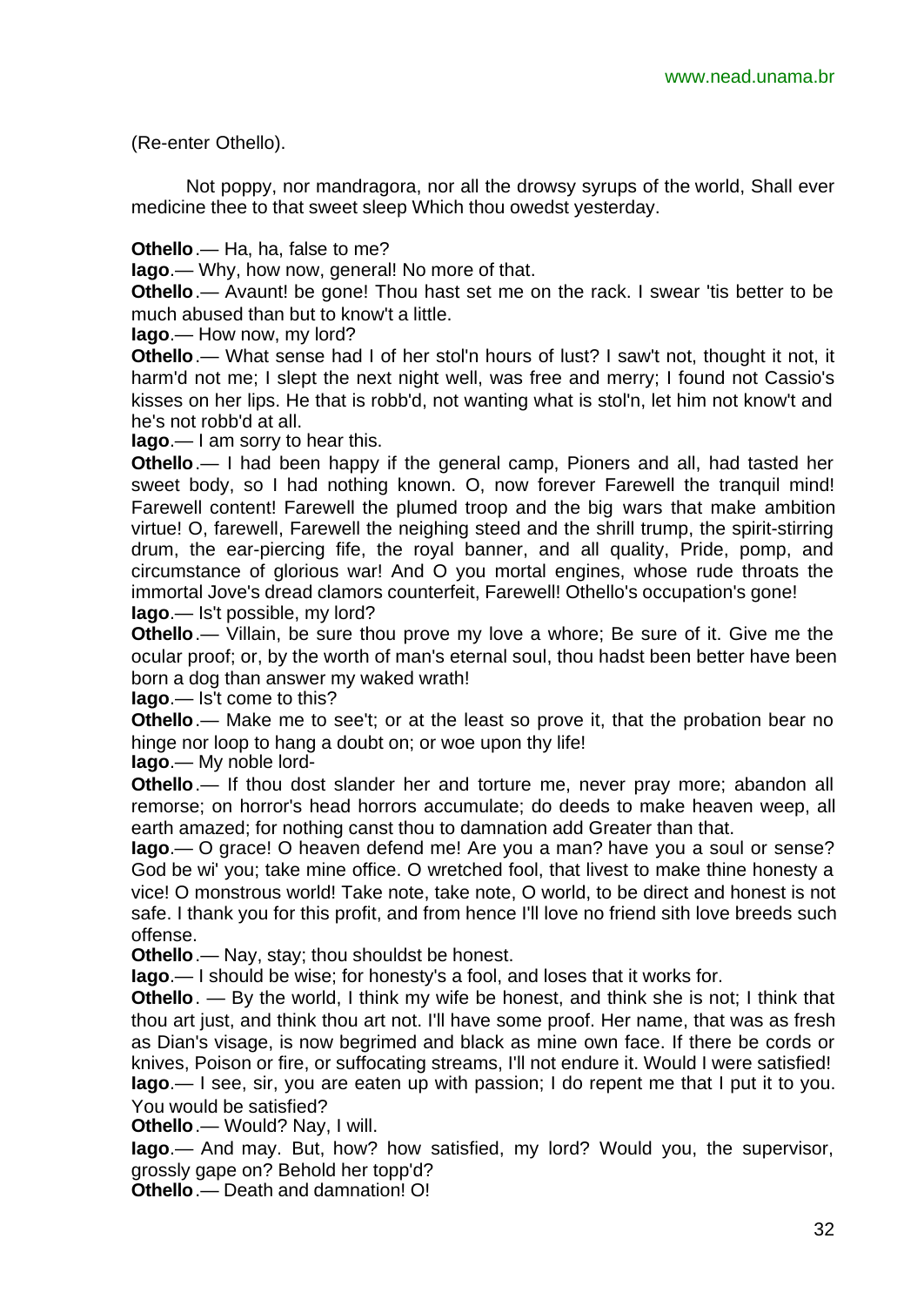(Re-enter Othello).

Not poppy, nor mandragora, nor all the drowsy syrups of the world, Shall ever medicine thee to that sweet sleep Which thou owedst yesterday.

**Othello**.— Ha, ha, false to me?

**Iago**.— Why, how now, general! No more of that.

**Othello**.— Avaunt! be gone! Thou hast set me on the rack. I swear 'tis better to be much abused than but to know't a little.

**Iago**.— How now, my lord?

**Othello**.— What sense had I of her stol'n hours of lust? I saw't not, thought it not, it harm'd not me; I slept the next night well, was free and merry; I found not Cassio's kisses on her lips. He that is robb'd, not wanting what is stol'n, let him not know't and he's not robb'd at all.

**Iago**.— I am sorry to hear this.

**Othello**.— I had been happy if the general camp, Pioners and all, had tasted her sweet body, so I had nothing known. O, now forever Farewell the tranquil mind! Farewell content! Farewell the plumed troop and the big wars that make ambition virtue! O, farewell, Farewell the neighing steed and the shrill trump, the spirit-stirring drum, the ear-piercing fife, the royal banner, and all quality, Pride, pomp, and circumstance of glorious war! And O you mortal engines, whose rude throats the immortal Jove's dread clamors counterfeit, Farewell! Othello's occupation's gone!

**Iago**.— Is't possible, my lord?

**Othello**.— Villain, be sure thou prove my love a whore; Be sure of it. Give me the ocular proof; or, by the worth of man's eternal soul, thou hadst been better have been born a dog than answer my waked wrath!

**Iago**.— Is't come to this?

**Othello**.— Make me to see't; or at the least so prove it, that the probation bear no hinge nor loop to hang a doubt on; or woe upon thy life!

**Iago**.— My noble lord-

**Othello**.— If thou dost slander her and torture me, never pray more; abandon all remorse; on horror's head horrors accumulate; do deeds to make heaven weep, all earth amazed; for nothing canst thou to damnation add Greater than that.

**Iago**.— O grace! O heaven defend me! Are you a man? have you a soul or sense? God be wi' you; take mine office. O wretched fool, that livest to make thine honesty a vice! O monstrous world! Take note, take note, O world, to be direct and honest is not safe. I thank you for this profit, and from hence I'll love no friend sith love breeds such offense.

**Othello**.— Nay, stay; thou shouldst be honest.

**Iago**.— I should be wise; for honesty's a fool, and loses that it works for.

**Othello**. — By the world, I think my wife be honest, and think she is not; I think that thou art just, and think thou art not. I'll have some proof. Her name, that was as fresh as Dian's visage, is now begrimed and black as mine own face. If there be cords or knives, Poison or fire, or suffocating streams, I'll not endure it. Would I were satisfied!

**Iago**.— I see, sir, you are eaten up with passion; I do repent me that I put it to you. You would be satisfied?

**Othello**.— Would? Nay, I will.

**Iago**.— And may. But, how? how satisfied, my lord? Would you, the supervisor, grossly gape on? Behold her topp'd?

**Othello**.— Death and damnation! O!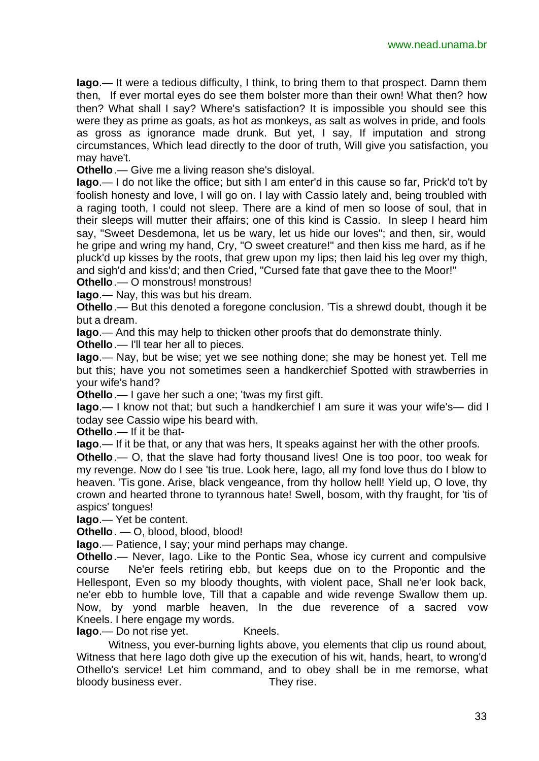**Iago**.— It were a tedious difficulty, I think, to bring them to that prospect. Damn them then, If ever mortal eyes do see them bolster more than their own! What then? how then? What shall I say? Where's satisfaction? It is impossible you should see this were they as prime as goats, as hot as monkeys, as salt as wolves in pride, and fools as gross as ignorance made drunk. But yet, I say, If imputation and strong circumstances, Which lead directly to the door of truth, Will give you satisfaction, you may have't.

**Othello**.— Give me a living reason she's disloyal.

**Iago**.— I do not like the office; but sith I am enter'd in this cause so far, Prick'd to't by foolish honesty and love, I will go on. I lay with Cassio lately and, being troubled with a raging tooth, I could not sleep. There are a kind of men so loose of soul, that in their sleeps will mutter their affairs; one of this kind is Cassio. In sleep I heard him say, "Sweet Desdemona, let us be wary, let us hide our loves"; and then, sir, would he gripe and wring my hand, Cry, "O sweet creature!" and then kiss me hard, as if he pluck'd up kisses by the roots, that grew upon my lips; then laid his leg over my thigh, and sigh'd and kiss'd; and then Cried, "Cursed fate that gave thee to the Moor!"

**Othello**.— O monstrous! monstrous!

**Iago**.— Nay, this was but his dream.

**Othello**.— But this denoted a foregone conclusion. 'Tis a shrewd doubt, though it be but a dream.

**Iago**.— And this may help to thicken other proofs that do demonstrate thinly.

**Othello**.— I'll tear her all to pieces.

**Iago**.— Nay, but be wise; yet we see nothing done; she may be honest yet. Tell me but this; have you not sometimes seen a handkerchief Spotted with strawberries in your wife's hand?

**Othello**.— I gave her such a one; 'twas my first gift.

**Iago**.— I know not that; but such a handkerchief I am sure it was your wife's— did I today see Cassio wipe his beard with.

**Othello**.— If it be that-

**Iago**.— If it be that, or any that was hers, It speaks against her with the other proofs.

**Othello**.— O, that the slave had forty thousand lives! One is too poor, too weak for my revenge. Now do I see 'tis true. Look here, Iago, all my fond love thus do I blow to heaven. 'Tis gone. Arise, black vengeance, from thy hollow hell! Yield up, O love, thy crown and hearted throne to tyrannous hate! Swell, bosom, with thy fraught, for 'tis of aspics' tongues!

**Iago**.— Yet be content.

**Othello**. — O, blood, blood, blood!

**Iago**.— Patience, I say; your mind perhaps may change.

**Othello**.— Never, Iago. Like to the Pontic Sea, whose icy current and compulsive course Ne'er feels retiring ebb, but keeps due on to the Propontic and the Hellespont, Even so my bloody thoughts, with violent pace, Shall ne'er look back, ne'er ebb to humble love, Till that a capable and wide revenge Swallow them up. Now, by yond marble heaven, In the due reverence of a sacred vow Kneels. I here engage my words.

**Iago**.— Do not rise yet. Kneels.

Witness, you ever-burning lights above, you elements that clip us round about, Witness that here Iago doth give up the execution of his wit, hands, heart, to wrong'd Othello's service! Let him command, and to obey shall be in me remorse, what bloody business ever. They rise.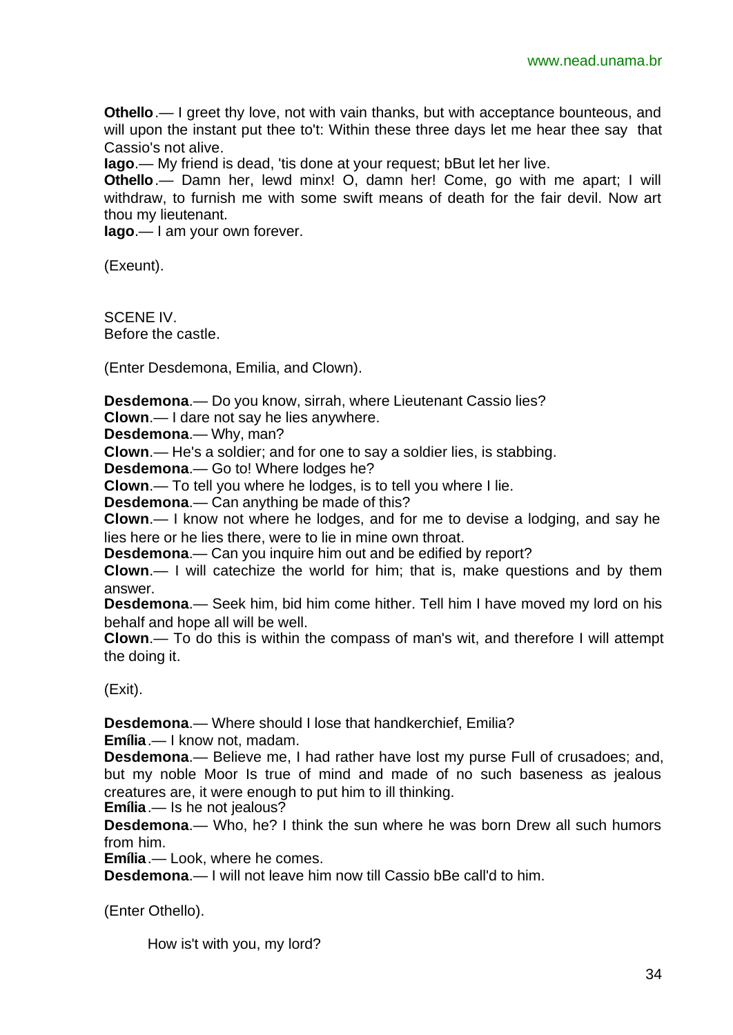**Othello**.— I greet thy love, not with vain thanks, but with acceptance bounteous, and will upon the instant put thee to't: Within these three days let me hear thee say that Cassio's not alive.

**Iago**.— My friend is dead, 'tis done at your request; bBut let her live.

**Othello**.— Damn her, lewd minx! O, damn her! Come, go with me apart; I will withdraw, to furnish me with some swift means of death for the fair devil. Now art thou my lieutenant.

**Iago**.— I am your own forever.

(Exeunt).

SCENE IV.
Before the castle.

(Enter Desdemona, Emilia, and Clown).

**Desdemona**.— Do you know, sirrah, where Lieutenant Cassio lies?

**Clown**.— I dare not say he lies anywhere.

**Desdemona**.— Why, man?

**Clown**.— He's a soldier; and for one to say a soldier lies, is stabbing.

**Desdemona**.— Go to! Where lodges he?

**Clown**.— To tell you where he lodges, is to tell you where I lie.

**Desdemona**.— Can anything be made of this?

**Clown**.— I know not where he lodges, and for me to devise a lodging, and say he lies here or he lies there, were to lie in mine own throat.

**Desdemona**.— Can you inquire him out and be edified by report?

**Clown**.— I will catechize the world for him; that is, make questions and by them answer.

**Desdemona**.— Seek him, bid him come hither. Tell him I have moved my lord on his behalf and hope all will be well.

**Clown**.— To do this is within the compass of man's wit, and therefore I will attempt the doing it.

(Exit).

**Desdemona**.— Where should I lose that handkerchief, Emilia?

**Emília**.— I know not, madam.

**Desdemona**.— Believe me, I had rather have lost my purse Full of crusadoes; and, but my noble Moor Is true of mind and made of no such baseness as jealous creatures are, it were enough to put him to ill thinking.

**Emília**.— Is he not jealous?

**Desdemona**.— Who, he? I think the sun where he was born Drew all such humors from him.

**Emília**.— Look, where he comes.

**Desdemona**.— I will not leave him now till Cassio bBe call'd to him.

(Enter Othello).

How is't with you, my lord?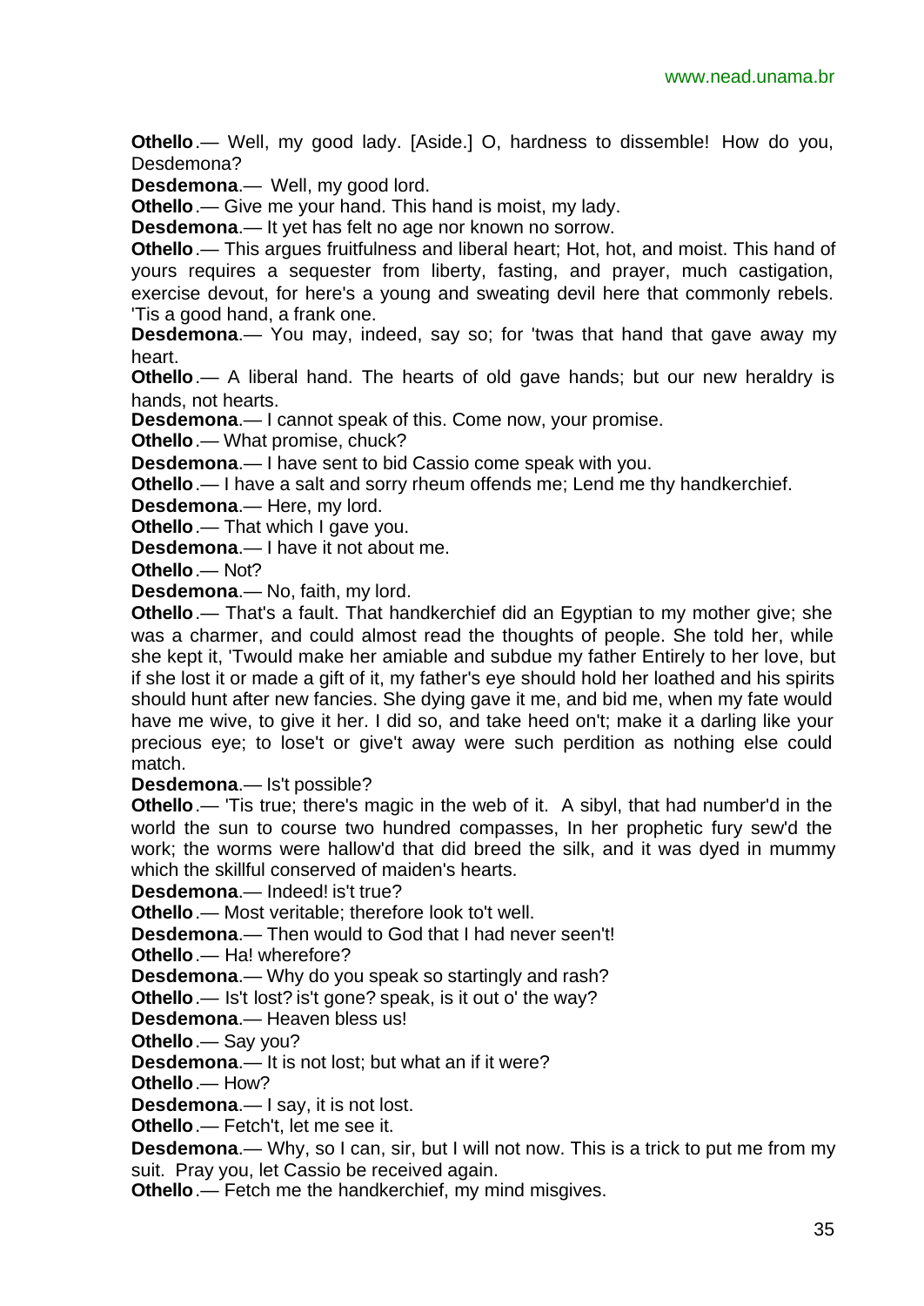**Othello**.— Well, my good lady. [Aside.] O, hardness to dissemble! How do you, Desdemona?

**Desdemona**.— Well, my good lord.

**Othello**.— Give me your hand. This hand is moist, my lady.

**Desdemona**.— It yet has felt no age nor known no sorrow.

**Othello**.— This argues fruitfulness and liberal heart; Hot, hot, and moist. This hand of yours requires a sequester from liberty, fasting, and prayer, much castigation, exercise devout, for here's a young and sweating devil here that commonly rebels. 'Tis a good hand, a frank one.

**Desdemona**.— You may, indeed, say so; for 'twas that hand that gave away my heart.

**Othello**.— A liberal hand. The hearts of old gave hands; but our new heraldry is hands, not hearts.

**Desdemona**.— I cannot speak of this. Come now, your promise.

**Othello**.— What promise, chuck?

**Desdemona**.— I have sent to bid Cassio come speak with you.

**Othello**.— I have a salt and sorry rheum offends me; Lend me thy handkerchief.

**Desdemona**.— Here, my lord.

**Othello**.— That which I gave you.

**Desdemona**.— I have it not about me.

**Othello**.— Not?

**Desdemona**.— No, faith, my lord.

**Othello**.— That's a fault. That handkerchief did an Egyptian to my mother give; she was a charmer, and could almost read the thoughts of people. She told her, while she kept it, 'Twould make her amiable and subdue my father Entirely to her love, but if she lost it or made a gift of it, my father's eye should hold her loathed and his spirits should hunt after new fancies. She dying gave it me, and bid me, when my fate would have me wive, to give it her. I did so, and take heed on't; make it a darling like your precious eye; to lose't or give't away were such perdition as nothing else could match.

**Desdemona**.— Is't possible?

**Othello**.— 'Tis true; there's magic in the web of it. A sibyl, that had number'd in the world the sun to course two hundred compasses, In her prophetic fury sew'd the work; the worms were hallow'd that did breed the silk, and it was dyed in mummy which the skillful conserved of maiden's hearts.

**Desdemona**.— Indeed! is't true?

**Othello**.— Most veritable; therefore look to't well.

**Desdemona**.— Then would to God that I had never seen't!

**Othello**.— Ha! wherefore?

**Desdemona**.— Why do you speak so startingly and rash?

**Othello**.— Is't lost? is't gone? speak, is it out o' the way?

**Desdemona**.— Heaven bless us!

**Othello**.— Say you?

**Desdemona**.— It is not lost; but what an if it were?

**Othello**.— How?

**Desdemona**.— I say, it is not lost.

**Othello**.— Fetch't, let me see it.

**Desdemona**.— Why, so I can, sir, but I will not now. This is a trick to put me from my suit. Pray you, let Cassio be received again.

**Othello**.— Fetch me the handkerchief, my mind misgives.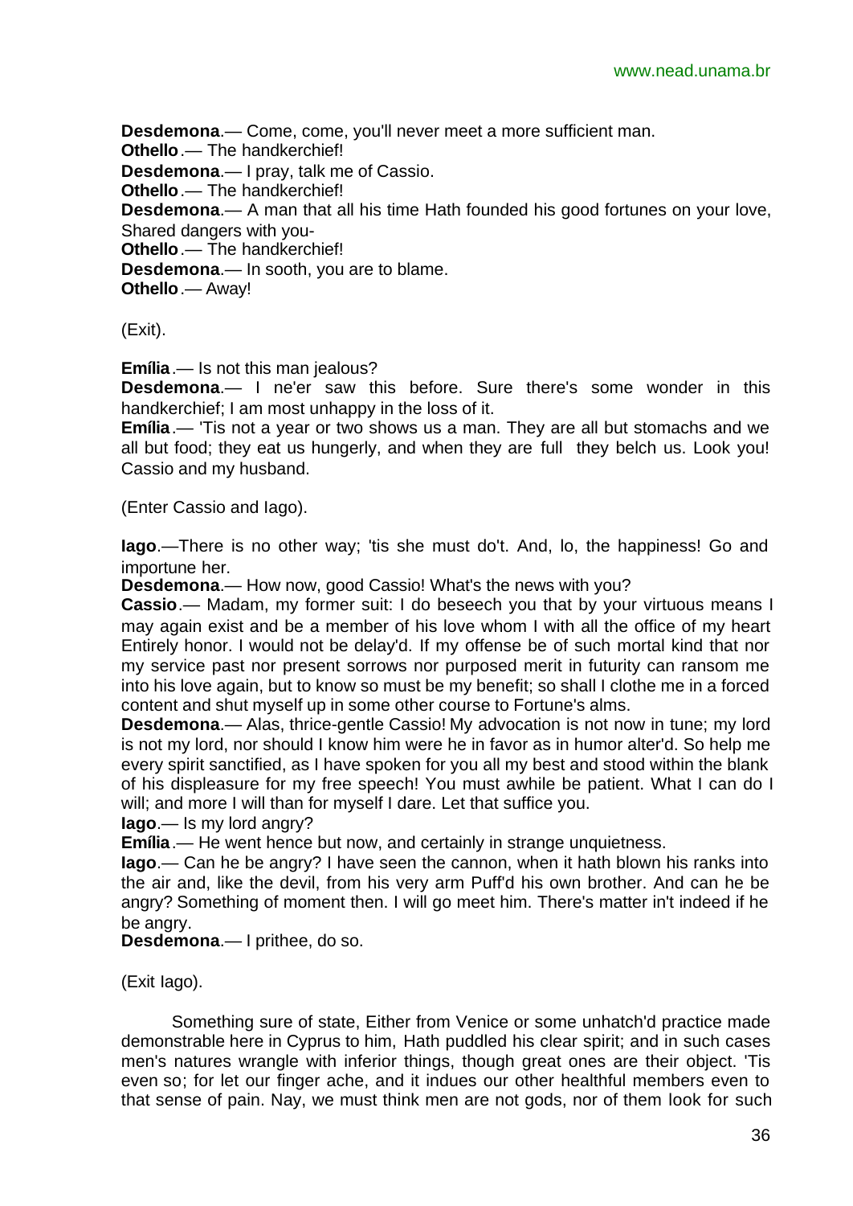**Desdemona**.— Come, come, you'll never meet a more sufficient man.
**Othello**.— The handkerchief!
**Desdemona**.— I pray, talk me of Cassio.
**Othello**.— The handkerchief!
**Desdemona**.— A man that all his time Hath founded his good fortunes on your love, Shared dangers with you-
**Othello**.— The handkerchief!
**Desdemona**.— In sooth, you are to blame.
**Othello**.— Away!

(Exit).

**Emília**.— Is not this man jealous?
**Desdemona**.— I ne'er saw this before. Sure there's some wonder in this handkerchief; I am most unhappy in the loss of it.
**Emília**.— 'Tis not a year or two shows us a man. They are all but stomachs and we all but food; they eat us hungerly, and when they are full they belch us. Look you! Cassio and my husband.

(Enter Cassio and Iago).

**Iago**.—There is no other way; 'tis she must do't. And, lo, the happiness! Go and importune her.
**Desdemona**.— How now, good Cassio! What's the news with you?
**Cassio**.— Madam, my former suit: I do beseech you that by your virtuous means I may again exist and be a member of his love whom I with all the office of my heart Entirely honor. I would not be delay'd. If my offense be of such mortal kind that nor my service past nor present sorrows nor purposed merit in futurity can ransom me into his love again, but to know so must be my benefit; so shall I clothe me in a forced content and shut myself up in some other course to Fortune's alms.
**Desdemona**.— Alas, thrice-gentle Cassio! My advocation is not now in tune; my lord is not my lord, nor should I know him were he in favor as in humor alter'd. So help me every spirit sanctified, as I have spoken for you all my best and stood within the blank of his displeasure for my free speech! You must awhile be patient. What I can do I will; and more I will than for myself I dare. Let that suffice you.
**Iago**.— Is my lord angry?
**Emília**.— He went hence but now, and certainly in strange unquietness.
**Iago**.— Can he be angry? I have seen the cannon, when it hath blown his ranks into the air and, like the devil, from his very arm Puff'd his own brother. And can he be angry? Something of moment then. I will go meet him. There's matter in't indeed if he be angry.
**Desdemona**.— I prithee, do so.

(Exit Iago).

Something sure of state, Either from Venice or some unhatch'd practice made demonstrable here in Cyprus to him, Hath puddled his clear spirit; and in such cases men's natures wrangle with inferior things, though great ones are their object. 'Tis even so; for let our finger ache, and it indues our other healthful members even to that sense of pain. Nay, we must think men are not gods, nor of them look for such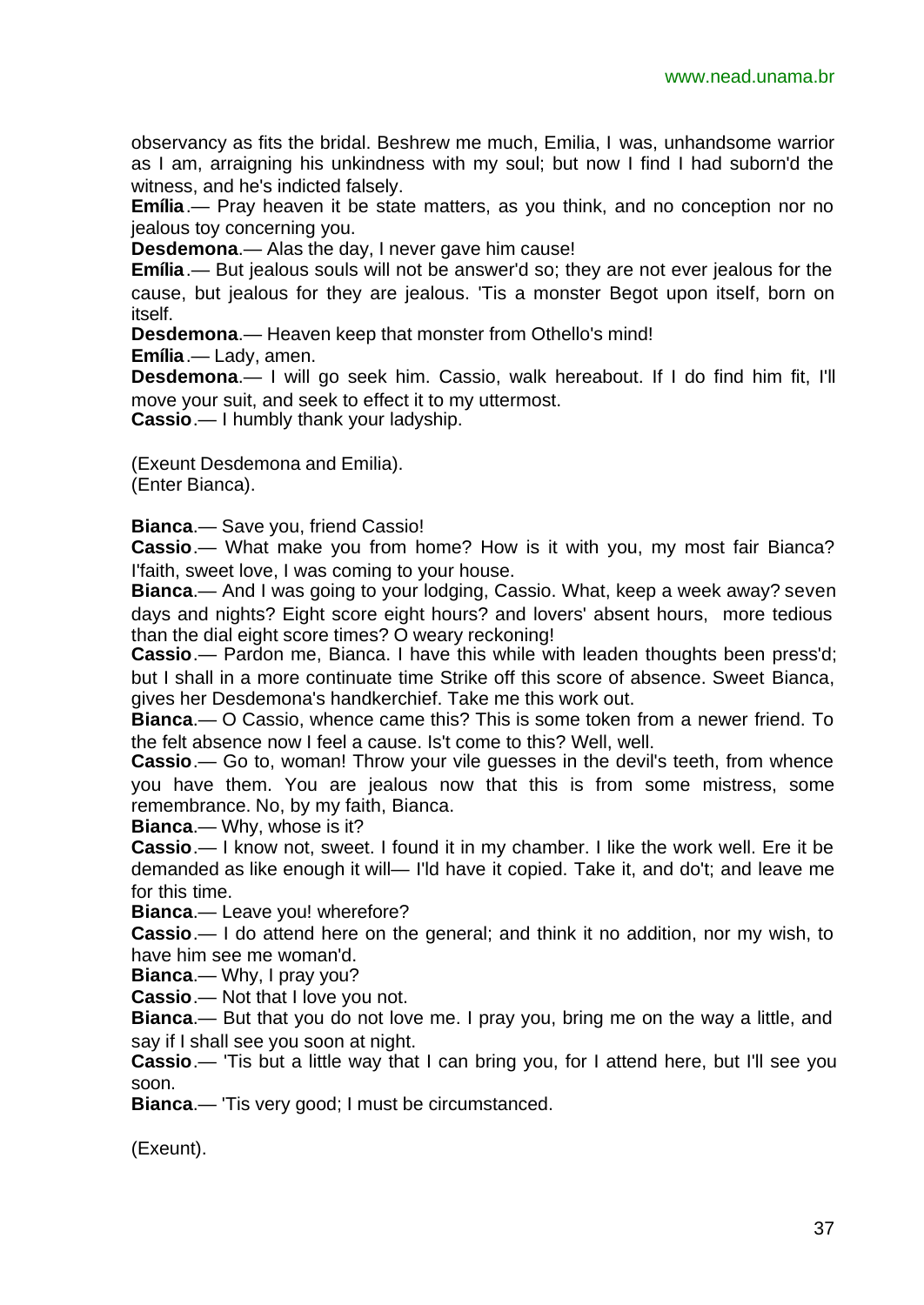observancy as fits the bridal. Beshrew me much, Emilia, I was, unhandsome warrior as I am, arraigning his unkindness with my soul; but now I find I had suborn'd the witness, and he's indicted falsely.

**Emília**.— Pray heaven it be state matters, as you think, and no conception nor no jealous toy concerning you.

**Desdemona**.— Alas the day, I never gave him cause!

**Emília**.— But jealous souls will not be answer'd so; they are not ever jealous for the cause, but jealous for they are jealous. 'Tis a monster Begot upon itself, born on itself.

**Desdemona**.— Heaven keep that monster from Othello's mind!

**Emília**.— Lady, amen.

**Desdemona**.— I will go seek him. Cassio, walk hereabout. If I do find him fit, I'll move your suit, and seek to effect it to my uttermost.

**Cassio**.— I humbly thank your ladyship.

(Exeunt Desdemona and Emilia).
(Enter Bianca).

**Bianca**.— Save you, friend Cassio!

**Cassio**.— What make you from home? How is it with you, my most fair Bianca? I'faith, sweet love, I was coming to your house.

**Bianca**.— And I was going to your lodging, Cassio. What, keep a week away? seven days and nights? Eight score eight hours? and lovers' absent hours, more tedious than the dial eight score times? O weary reckoning!

**Cassio**.— Pardon me, Bianca. I have this while with leaden thoughts been press'd; but I shall in a more continuate time Strike off this score of absence. Sweet Bianca, gives her Desdemona's handkerchief. Take me this work out.

**Bianca**.— O Cassio, whence came this? This is some token from a newer friend. To the felt absence now I feel a cause. Is't come to this? Well, well.

**Cassio**.— Go to, woman! Throw your vile guesses in the devil's teeth, from whence you have them. You are jealous now that this is from some mistress, some remembrance. No, by my faith, Bianca.

**Bianca**.— Why, whose is it?

**Cassio**.— I know not, sweet. I found it in my chamber. I like the work well. Ere it be demanded as like enough it will— I'ld have it copied. Take it, and do't; and leave me for this time.

**Bianca**.— Leave you! wherefore?

**Cassio**.— I do attend here on the general; and think it no addition, nor my wish, to have him see me woman'd.

**Bianca**.— Why, I pray you?

**Cassio**.— Not that I love you not.

**Bianca**.— But that you do not love me. I pray you, bring me on the way a little, and say if I shall see you soon at night.

**Cassio**.— 'Tis but a little way that I can bring you, for I attend here, but I'll see you soon.

**Bianca**.— 'Tis very good; I must be circumstanced.

(Exeunt).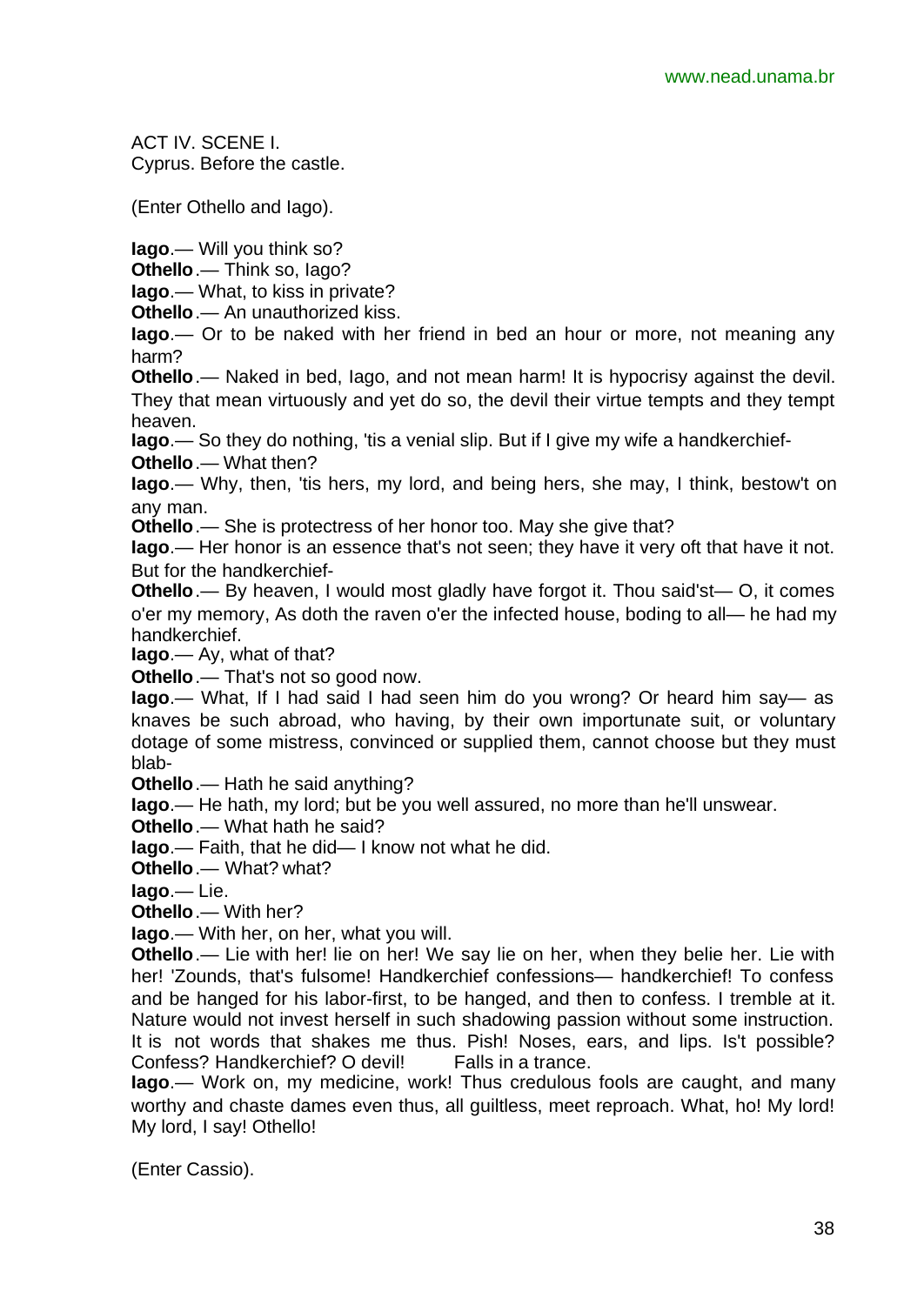ACT IV. SCENE I.
Cyprus. Before the castle.

(Enter Othello and Iago).

**Iago**.— Will you think so?
**Othello**.— Think so, Iago?
**Iago**.— What, to kiss in private?
**Othello**.— An unauthorized kiss.
**Iago**.— Or to be naked with her friend in bed an hour or more, not meaning any harm?
**Othello**.— Naked in bed, Iago, and not mean harm! It is hypocrisy against the devil. They that mean virtuously and yet do so, the devil their virtue tempts and they tempt heaven.
**Iago**.— So they do nothing, 'tis a venial slip. But if I give my wife a handkerchief-
**Othello**.— What then?
**Iago**.— Why, then, 'tis hers, my lord, and being hers, she may, I think, bestow't on any man.
**Othello**.— She is protectress of her honor too. May she give that?
**Iago**.— Her honor is an essence that's not seen; they have it very oft that have it not. But for the handkerchief-
**Othello**.— By heaven, I would most gladly have forgot it. Thou said'st— O, it comes o'er my memory, As doth the raven o'er the infected house, boding to all— he had my handkerchief.
**Iago**.— Ay, what of that?
**Othello**.— That's not so good now.
**Iago**.— What, If I had said I had seen him do you wrong? Or heard him say— as knaves be such abroad, who having, by their own importunate suit, or voluntary dotage of some mistress, convinced or supplied them, cannot choose but they must blab-
**Othello**.— Hath he said anything?
**Iago**.— He hath, my lord; but be you well assured, no more than he'll unswear.
**Othello**.— What hath he said?
**Iago**.— Faith, that he did— I know not what he did.
**Othello**.— What? what?
**Iago**.— Lie.
**Othello**.— With her?
**Iago**.— With her, on her, what you will.
**Othello**.— Lie with her! lie on her! We say lie on her, when they belie her. Lie with her! 'Zounds, that's fulsome! Handkerchief confessions— handkerchief! To confess and be hanged for his labor-first, to be hanged, and then to confess. I tremble at it. Nature would not invest herself in such shadowing passion without some instruction. It is not words that shakes me thus. Pish! Noses, ears, and lips. Is't possible? Confess? Handkerchief? O devil! Falls in a trance.
**Iago**.— Work on, my medicine, work! Thus credulous fools are caught, and many worthy and chaste dames even thus, all guiltless, meet reproach. What, ho! My lord! My lord, I say! Othello!

(Enter Cassio).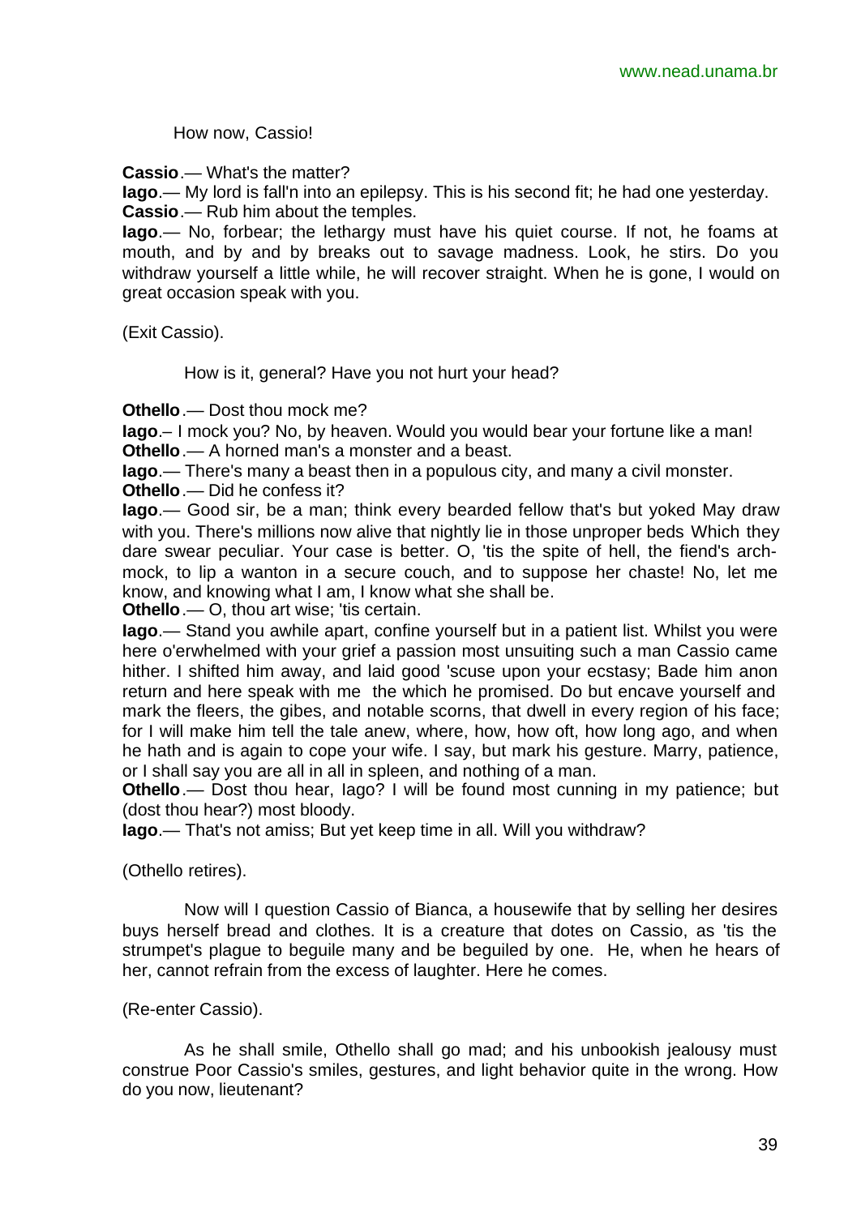How now, Cassio!

**Cassio**.— What's the matter?

**Iago**.— My lord is fall'n into an epilepsy. This is his second fit; he had one yesterday.

**Cassio**.— Rub him about the temples.

**Iago**.— No, forbear; the lethargy must have his quiet course. If not, he foams at mouth, and by and by breaks out to savage madness. Look, he stirs. Do you withdraw yourself a little while, he will recover straight. When he is gone, I would on great occasion speak with you.

(Exit Cassio).

How is it, general? Have you not hurt your head?

**Othello**.— Dost thou mock me?

**Iago**.– I mock you? No, by heaven. Would you would bear your fortune like a man!

**Othello**.— A horned man's a monster and a beast.

**Iago**.— There's many a beast then in a populous city, and many a civil monster.

**Othello**.— Did he confess it?

**Iago**.— Good sir, be a man; think every bearded fellow that's but yoked May draw with you. There's millions now alive that nightly lie in those unproper beds Which they dare swear peculiar. Your case is better. O, 'tis the spite of hell, the fiend's arch-mock, to lip a wanton in a secure couch, and to suppose her chaste! No, let me know, and knowing what I am, I know what she shall be.

**Othello**.— O, thou art wise; 'tis certain.

**Iago**.— Stand you awhile apart, confine yourself but in a patient list. Whilst you were here o'erwhelmed with your grief a passion most unsuiting such a man Cassio came hither. I shifted him away, and laid good 'scuse upon your ecstasy; Bade him anon return and here speak with me the which he promised. Do but encave yourself and mark the fleers, the gibes, and notable scorns, that dwell in every region of his face; for I will make him tell the tale anew, where, how, how oft, how long ago, and when he hath and is again to cope your wife. I say, but mark his gesture. Marry, patience, or I shall say you are all in all in spleen, and nothing of a man.

**Othello**.— Dost thou hear, Iago? I will be found most cunning in my patience; but (dost thou hear?) most bloody.

**Iago**.— That's not amiss; But yet keep time in all. Will you withdraw?

(Othello retires).

Now will I question Cassio of Bianca, a housewife that by selling her desires buys herself bread and clothes. It is a creature that dotes on Cassio, as 'tis the strumpet's plague to beguile many and be beguiled by one. He, when he hears of her, cannot refrain from the excess of laughter. Here he comes.

(Re-enter Cassio).

As he shall smile, Othello shall go mad; and his unbookish jealousy must construe Poor Cassio's smiles, gestures, and light behavior quite in the wrong. How do you now, lieutenant?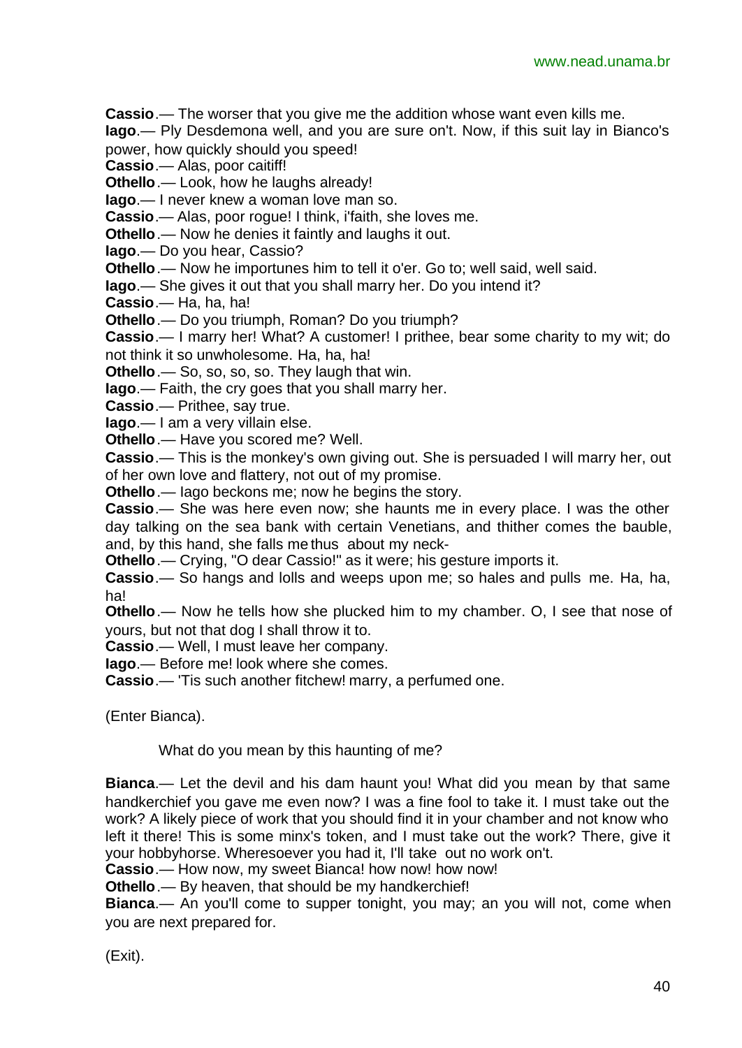**Cassio**.— The worser that you give me the addition whose want even kills me.

**Iago**.— Ply Desdemona well, and you are sure on't. Now, if this suit lay in Bianco's power, how quickly should you speed!

**Cassio**.— Alas, poor caitiff!

**Othello**.— Look, how he laughs already!

**Iago**.— I never knew a woman love man so.

**Cassio**.— Alas, poor rogue! I think, i'faith, she loves me.

**Othello**.— Now he denies it faintly and laughs it out.

**Iago**.— Do you hear, Cassio?

**Othello**.— Now he importunes him to tell it o'er. Go to; well said, well said.

**Iago**.— She gives it out that you shall marry her. Do you intend it?

**Cassio**.— Ha, ha, ha!

**Othello**.— Do you triumph, Roman? Do you triumph?

**Cassio**.— I marry her! What? A customer! I prithee, bear some charity to my wit; do not think it so unwholesome. Ha, ha, ha!

**Othello**.— So, so, so, so. They laugh that win.

**Iago**.— Faith, the cry goes that you shall marry her.

**Cassio**.— Prithee, say true.

**Iago**.— I am a very villain else.

**Othello**.— Have you scored me? Well.

**Cassio**.— This is the monkey's own giving out. She is persuaded I will marry her, out of her own love and flattery, not out of my promise.

**Othello**.— Iago beckons me; now he begins the story.

**Cassio**.— She was here even now; she haunts me in every place. I was the other day talking on the sea bank with certain Venetians, and thither comes the bauble, and, by this hand, she falls me thus about my neck-

**Othello**.— Crying, "O dear Cassio!" as it were; his gesture imports it.

**Cassio**.— So hangs and lolls and weeps upon me; so hales and pulls me. Ha, ha, ha!

**Othello**.— Now he tells how she plucked him to my chamber. O, I see that nose of yours, but not that dog I shall throw it to.

**Cassio**.— Well, I must leave her company.

**Iago**.— Before me! look where she comes.

**Cassio**.— 'Tis such another fitchew! marry, a perfumed one.

(Enter Bianca).

What do you mean by this haunting of me?

**Bianca**.— Let the devil and his dam haunt you! What did you mean by that same handkerchief you gave me even now? I was a fine fool to take it. I must take out the work? A likely piece of work that you should find it in your chamber and not know who left it there! This is some minx's token, and I must take out the work? There, give it your hobbyhorse. Wheresoever you had it, I'll take out no work on't.

**Cassio**.— How now, my sweet Bianca! how now! how now!

**Othello**.— By heaven, that should be my handkerchief!

**Bianca**.— An you'll come to supper tonight, you may; an you will not, come when you are next prepared for.

(Exit).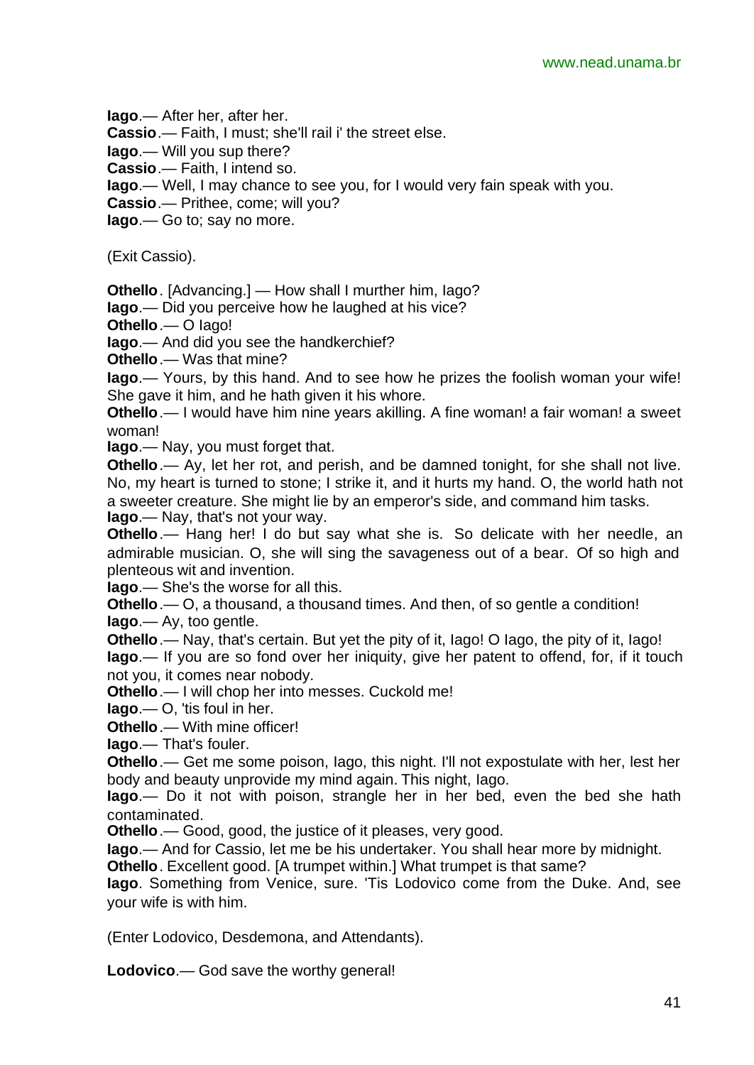**Iago**.— After her, after her.
**Cassio**.— Faith, I must; she'll rail i' the street else.
**Iago**.— Will you sup there?
**Cassio**.— Faith, I intend so.
**Iago**.— Well, I may chance to see you, for I would very fain speak with you.
**Cassio**.— Prithee, come; will you?
**Iago**.— Go to; say no more.

(Exit Cassio).

**Othello**. [Advancing.] — How shall I murther him, Iago?
**Iago**.— Did you perceive how he laughed at his vice?
**Othello**.— O Iago!
**Iago**.— And did you see the handkerchief?
**Othello**.— Was that mine?
**Iago**.— Yours, by this hand. And to see how he prizes the foolish woman your wife! She gave it him, and he hath given it his whore.
**Othello**.— I would have him nine years akilling. A fine woman! a fair woman! a sweet woman!
**Iago**.— Nay, you must forget that.
**Othello**.— Ay, let her rot, and perish, and be damned tonight, for she shall not live. No, my heart is turned to stone; I strike it, and it hurts my hand. O, the world hath not a sweeter creature. She might lie by an emperor's side, and command him tasks.
**Iago**.— Nay, that's not your way.
**Othello**.— Hang her! I do but say what she is. So delicate with her needle, an admirable musician. O, she will sing the savageness out of a bear. Of so high and plenteous wit and invention.
**Iago**.— She's the worse for all this.
**Othello**.— O, a thousand, a thousand times. And then, of so gentle a condition!
**Iago**.— Ay, too gentle.
**Othello**.— Nay, that's certain. But yet the pity of it, Iago! O Iago, the pity of it, Iago!
**Iago**.— If you are so fond over her iniquity, give her patent to offend, for, if it touch not you, it comes near nobody.
**Othello**.— I will chop her into messes. Cuckold me!
**Iago**.— O, 'tis foul in her.
**Othello**.— With mine officer!
**Iago**.— That's fouler.
**Othello**.— Get me some poison, Iago, this night. I'll not expostulate with her, lest her body and beauty unprovide my mind again. This night, Iago.
**Iago**.— Do it not with poison, strangle her in her bed, even the bed she hath contaminated.
**Othello**.— Good, good, the justice of it pleases, very good.
**Iago**.— And for Cassio, let me be his undertaker. You shall hear more by midnight.
**Othello**. Excellent good. [A trumpet within.] What trumpet is that same?
**Iago**. Something from Venice, sure. 'Tis Lodovico come from the Duke. And, see your wife is with him.

(Enter Lodovico, Desdemona, and Attendants).

**Lodovico**.— God save the worthy general!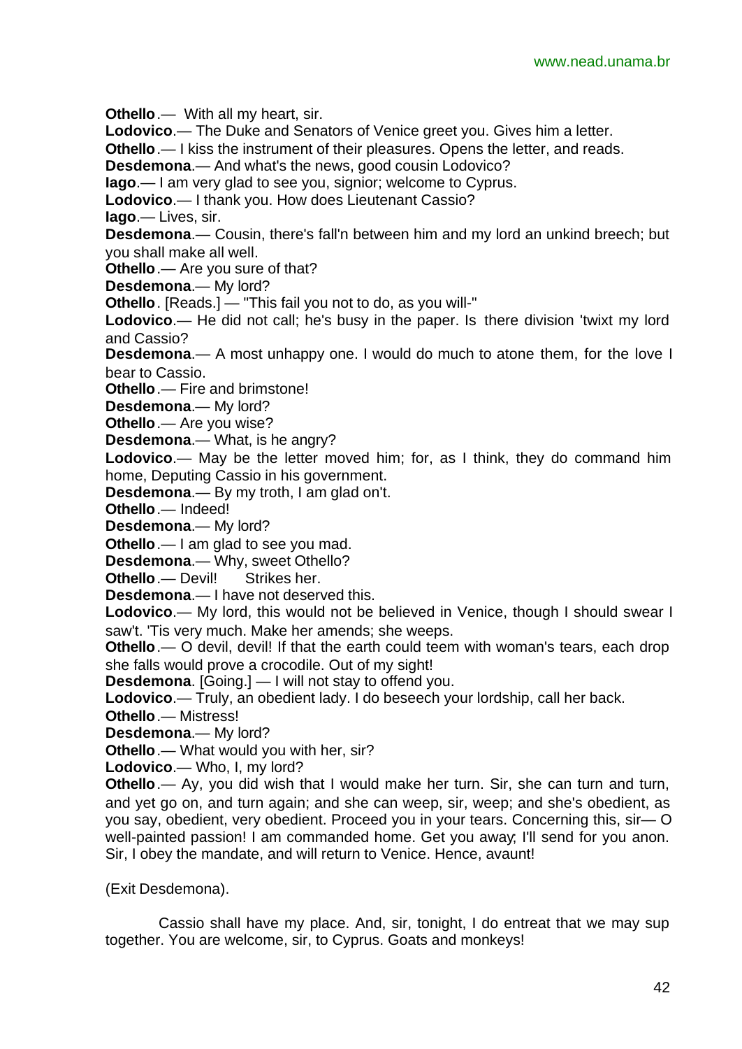**Othello**.— With all my heart, sir.

**Lodovico**.— The Duke and Senators of Venice greet you. Gives him a letter.

**Othello**.— I kiss the instrument of their pleasures. Opens the letter, and reads.

**Desdemona**.— And what's the news, good cousin Lodovico?

**Iago**.— I am very glad to see you, signior; welcome to Cyprus.

**Lodovico**.— I thank you. How does Lieutenant Cassio?

**Iago**.— Lives, sir.

**Desdemona**.— Cousin, there's fall'n between him and my lord an unkind breech; but you shall make all well.

**Othello**.— Are you sure of that?

**Desdemona**.— My lord?

**Othello**. [Reads.] — "This fail you not to do, as you will-"

**Lodovico**.— He did not call; he's busy in the paper. Is there division 'twixt my lord and Cassio?

**Desdemona**.— A most unhappy one. I would do much to atone them, for the love I bear to Cassio.

**Othello**.— Fire and brimstone!

**Desdemona**.— My lord?

**Othello**.— Are you wise?

**Desdemona**.— What, is he angry?

**Lodovico**.— May be the letter moved him; for, as I think, they do command him home, Deputing Cassio in his government.

**Desdemona**.— By my troth, I am glad on't.

**Othello**.— Indeed!

**Desdemona**.— My lord?

**Othello**.— I am glad to see you mad.

**Desdemona**.— Why, sweet Othello?

**Othello**.— Devil! Strikes her.

**Desdemona**.— I have not deserved this.

**Lodovico**.— My lord, this would not be believed in Venice, though I should swear I saw't. 'Tis very much. Make her amends; she weeps.

**Othello**.— O devil, devil! If that the earth could teem with woman's tears, each drop she falls would prove a crocodile. Out of my sight!

**Desdemona**. [Going.] — I will not stay to offend you.

**Lodovico**.— Truly, an obedient lady. I do beseech your lordship, call her back.

**Othello**.— Mistress!

**Desdemona**.— My lord?

**Othello**.— What would you with her, sir?

**Lodovico**.— Who, I, my lord?

**Othello**.— Ay, you did wish that I would make her turn. Sir, she can turn and turn, and yet go on, and turn again; and she can weep, sir, weep; and she's obedient, as you say, obedient, very obedient. Proceed you in your tears. Concerning this, sir— O well-painted passion! I am commanded home. Get you away; I'll send for you anon. Sir, I obey the mandate, and will return to Venice. Hence, avaunt!

(Exit Desdemona).

Cassio shall have my place. And, sir, tonight, I do entreat that we may sup together. You are welcome, sir, to Cyprus. Goats and monkeys!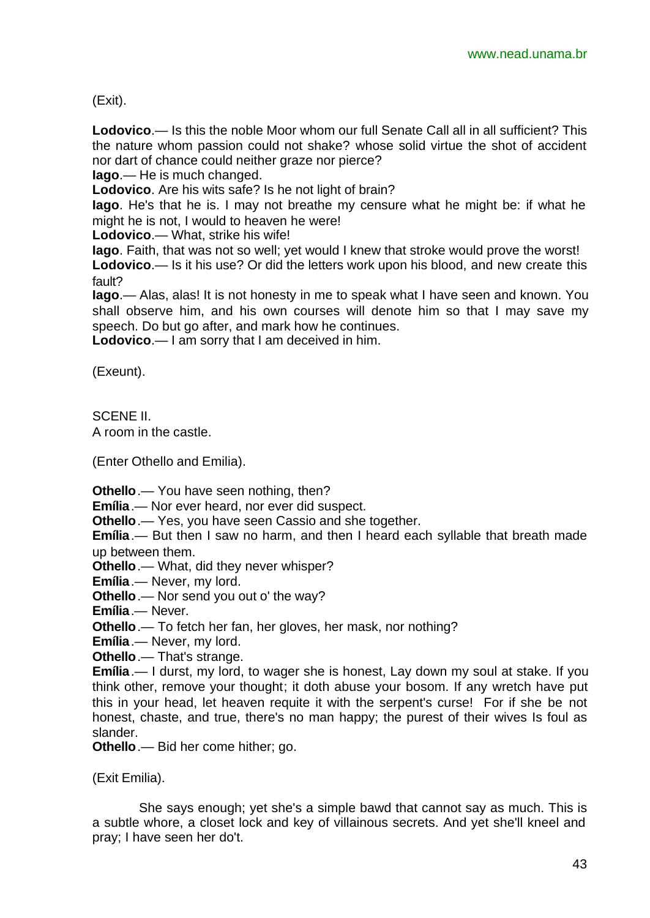(Exit).

**Lodovico**.— Is this the noble Moor whom our full Senate Call all in all sufficient? This the nature whom passion could not shake? whose solid virtue the shot of accident nor dart of chance could neither graze nor pierce?

**Iago**.— He is much changed.

**Lodovico**. Are his wits safe? Is he not light of brain?

**Iago**. He's that he is. I may not breathe my censure what he might be: if what he might he is not, I would to heaven he were!

**Lodovico**.— What, strike his wife!

**Iago**. Faith, that was not so well; yet would I knew that stroke would prove the worst!

**Lodovico**.— Is it his use? Or did the letters work upon his blood, and new create this fault?

**Iago**.— Alas, alas! It is not honesty in me to speak what I have seen and known. You shall observe him, and his own courses will denote him so that I may save my speech. Do but go after, and mark how he continues.

**Lodovico**.— I am sorry that I am deceived in him.

(Exeunt).

SCENE II.
A room in the castle.

(Enter Othello and Emilia).

**Othello**.— You have seen nothing, then?

**Emília**.— Nor ever heard, nor ever did suspect.

**Othello**.— Yes, you have seen Cassio and she together.

**Emília**.— But then I saw no harm, and then I heard each syllable that breath made up between them.

**Othello**.— What, did they never whisper?

**Emília**.— Never, my lord.

**Othello**.— Nor send you out o' the way?

**Emília**.— Never.

**Othello**.— To fetch her fan, her gloves, her mask, nor nothing?

**Emília**.— Never, my lord.

**Othello**.— That's strange.

**Emília**.— I durst, my lord, to wager she is honest, Lay down my soul at stake. If you think other, remove your thought; it doth abuse your bosom. If any wretch have put this in your head, let heaven requite it with the serpent's curse! For if she be not honest, chaste, and true, there's no man happy; the purest of their wives Is foul as slander.

**Othello**.— Bid her come hither; go.

(Exit Emilia).

She says enough; yet she's a simple bawd that cannot say as much. This is a subtle whore, a closet lock and key of villainous secrets. And yet she'll kneel and pray; I have seen her do't.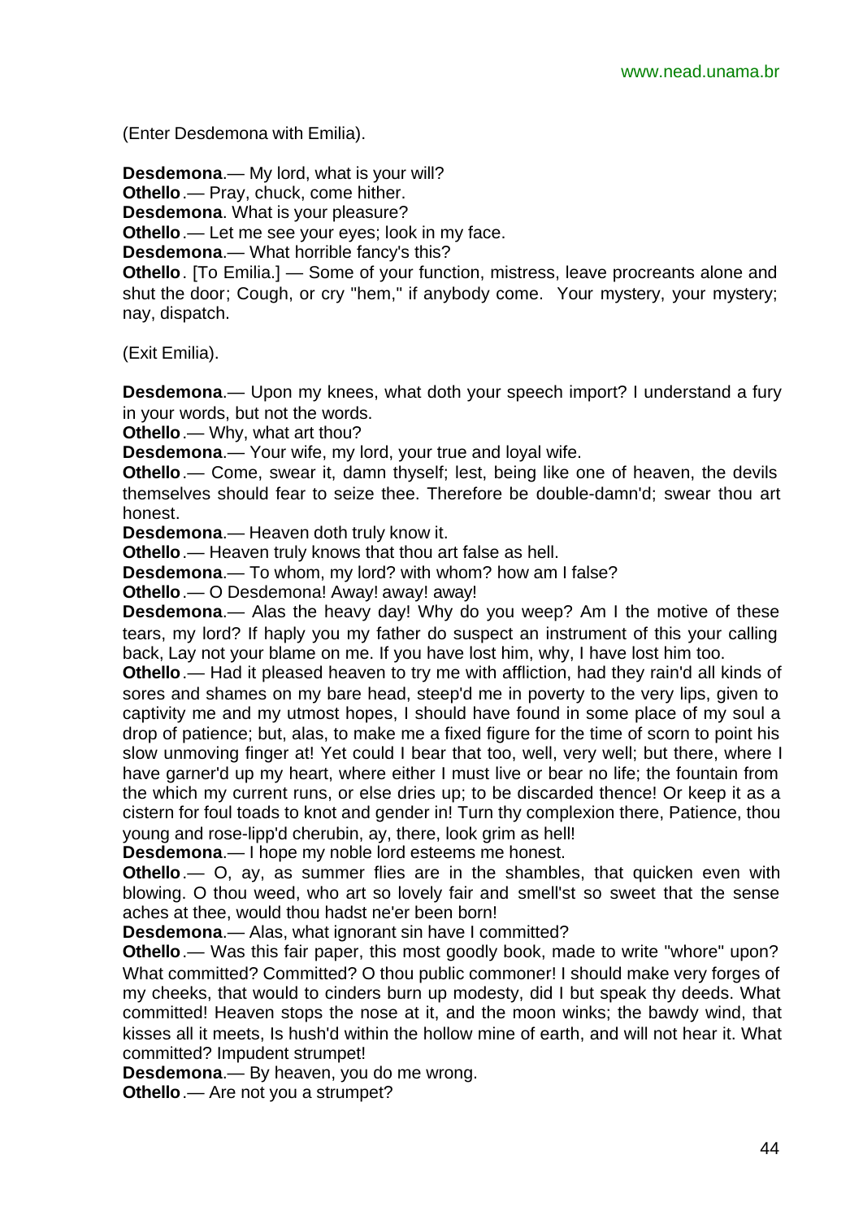(Enter Desdemona with Emilia).

**Desdemona**.— My lord, what is your will?

**Othello**.— Pray, chuck, come hither.

**Desdemona**. What is your pleasure?

**Othello**.— Let me see your eyes; look in my face.

**Desdemona**.— What horrible fancy's this?

**Othello**. [To Emilia.] — Some of your function, mistress, leave procreants alone and shut the door; Cough, or cry "hem," if anybody come. Your mystery, your mystery; nay, dispatch.

(Exit Emilia).

**Desdemona**.— Upon my knees, what doth your speech import? I understand a fury in your words, but not the words.

**Othello**.— Why, what art thou?

**Desdemona**.— Your wife, my lord, your true and loyal wife.

**Othello**.— Come, swear it, damn thyself; lest, being like one of heaven, the devils themselves should fear to seize thee. Therefore be double-damn'd; swear thou art honest.

**Desdemona**.— Heaven doth truly know it.

**Othello**.— Heaven truly knows that thou art false as hell.

**Desdemona**.— To whom, my lord? with whom? how am I false?

**Othello**.— O Desdemona! Away! away! away!

**Desdemona**.— Alas the heavy day! Why do you weep? Am I the motive of these tears, my lord? If haply you my father do suspect an instrument of this your calling back, Lay not your blame on me. If you have lost him, why, I have lost him too.

**Othello**.— Had it pleased heaven to try me with affliction, had they rain'd all kinds of sores and shames on my bare head, steep'd me in poverty to the very lips, given to captivity me and my utmost hopes, I should have found in some place of my soul a drop of patience; but, alas, to make me a fixed figure for the time of scorn to point his slow unmoving finger at! Yet could I bear that too, well, very well; but there, where I have garner'd up my heart, where either I must live or bear no life; the fountain from the which my current runs, or else dries up; to be discarded thence! Or keep it as a cistern for foul toads to knot and gender in! Turn thy complexion there, Patience, thou young and rose-lipp'd cherubin, ay, there, look grim as hell!

**Desdemona**.— I hope my noble lord esteems me honest.

**Othello**.— O, ay, as summer flies are in the shambles, that quicken even with blowing. O thou weed, who art so lovely fair and smell'st so sweet that the sense aches at thee, would thou hadst ne'er been born!

**Desdemona**.— Alas, what ignorant sin have I committed?

**Othello**.— Was this fair paper, this most goodly book, made to write "whore" upon? What committed? Committed? O thou public commoner! I should make very forges of my cheeks, that would to cinders burn up modesty, did I but speak thy deeds. What committed! Heaven stops the nose at it, and the moon winks; the bawdy wind, that kisses all it meets, Is hush'd within the hollow mine of earth, and will not hear it. What committed? Impudent strumpet!

**Desdemona**.— By heaven, you do me wrong.

**Othello**.— Are not you a strumpet?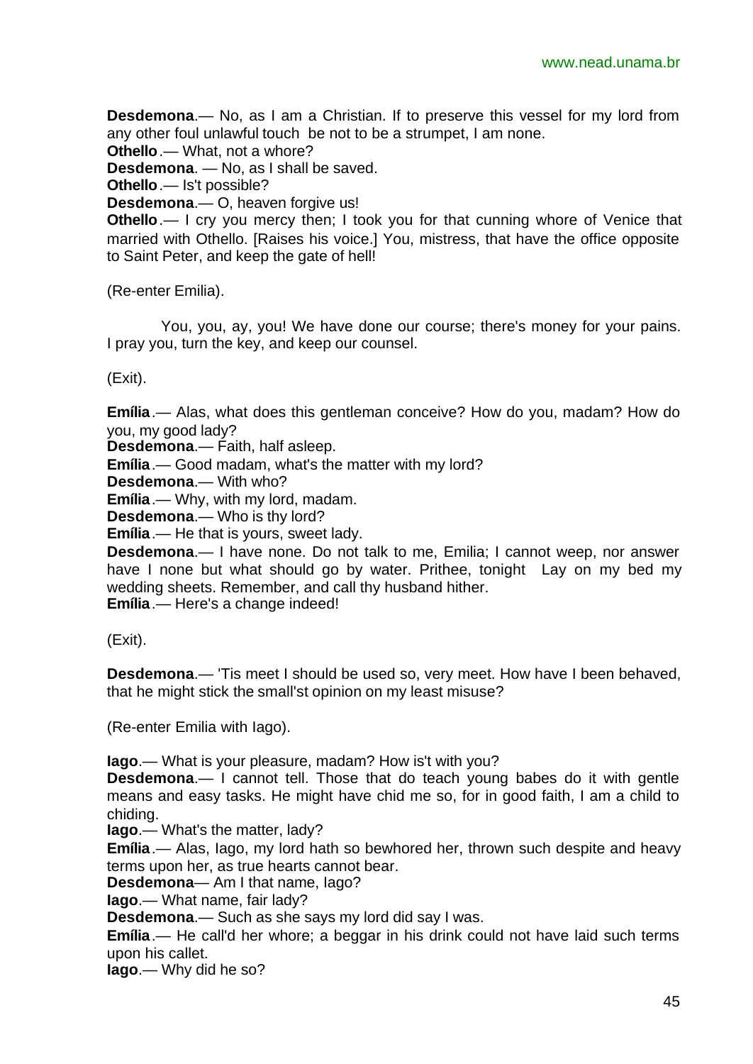**Desdemona**.— No, as I am a Christian. If to preserve this vessel for my lord from any other foul unlawful touch be not to be a strumpet, I am none.
**Othello**.— What, not a whore?
**Desdemona**. — No, as I shall be saved.
**Othello**.— Is't possible?
**Desdemona**.— O, heaven forgive us!
**Othello**.— I cry you mercy then; I took you for that cunning whore of Venice that married with Othello. [Raises his voice.] You, mistress, that have the office opposite to Saint Peter, and keep the gate of hell!

(Re-enter Emilia).

You, you, ay, you! We have done our course; there's money for your pains. I pray you, turn the key, and keep our counsel.

(Exit).

**Emília**.— Alas, what does this gentleman conceive? How do you, madam? How do you, my good lady?
**Desdemona**.— Faith, half asleep.
**Emília**.— Good madam, what's the matter with my lord?
**Desdemona**.— With who?
**Emília**.— Why, with my lord, madam.
**Desdemona**.— Who is thy lord?
**Emília**.— He that is yours, sweet lady.
**Desdemona**.— I have none. Do not talk to me, Emilia; I cannot weep, nor answer have I none but what should go by water. Prithee, tonight Lay on my bed my wedding sheets. Remember, and call thy husband hither.
**Emília**.— Here's a change indeed!

(Exit).

**Desdemona**.— 'Tis meet I should be used so, very meet. How have I been behaved, that he might stick the small'st opinion on my least misuse?

(Re-enter Emilia with Iago).

**Iago**.— What is your pleasure, madam? How is't with you?
**Desdemona**.— I cannot tell. Those that do teach young babes do it with gentle means and easy tasks. He might have chid me so, for in good faith, I am a child to chiding.
**Iago**.— What's the matter, lady?
**Emília**.— Alas, Iago, my lord hath so bewhored her, thrown such despite and heavy terms upon her, as true hearts cannot bear.
**Desdemona**— Am I that name, Iago?
**Iago**.— What name, fair lady?
**Desdemona**.— Such as she says my lord did say I was.
**Emília**.— He call'd her whore; a beggar in his drink could not have laid such terms upon his callet.
**Iago**.— Why did he so?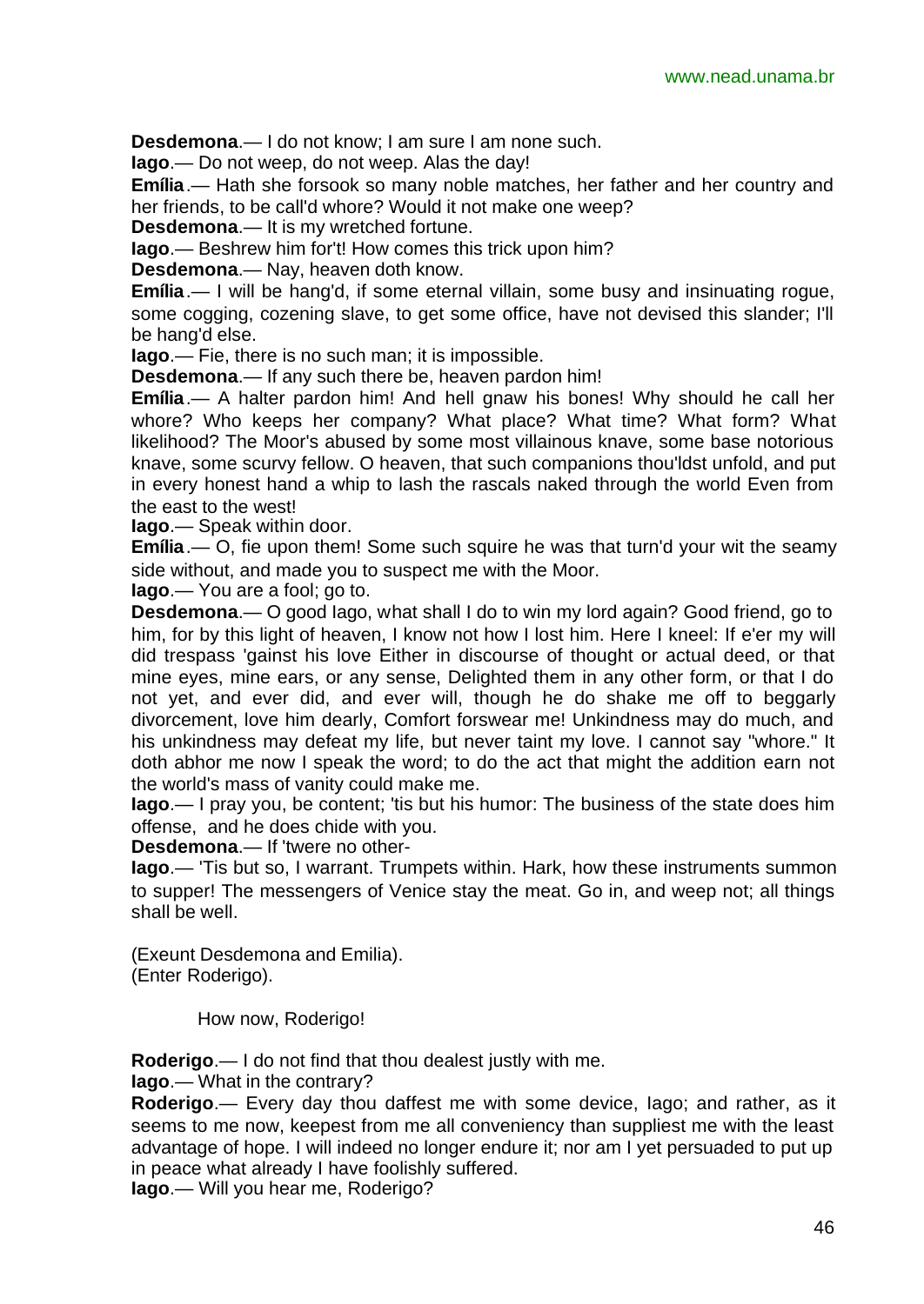**Desdemona**.— I do not know; I am sure I am none such.

**Iago**.— Do not weep, do not weep. Alas the day!

**Emília**.— Hath she forsook so many noble matches, her father and her country and her friends, to be call'd whore? Would it not make one weep?

**Desdemona**.— It is my wretched fortune.

**Iago**.— Beshrew him for't! How comes this trick upon him?

**Desdemona**.— Nay, heaven doth know.

**Emília**.— I will be hang'd, if some eternal villain, some busy and insinuating rogue, some cogging, cozening slave, to get some office, have not devised this slander; I'll be hang'd else.

**Iago**.— Fie, there is no such man; it is impossible.

**Desdemona**.— If any such there be, heaven pardon him!

**Emília**.— A halter pardon him! And hell gnaw his bones! Why should he call her whore? Who keeps her company? What place? What time? What form? What likelihood? The Moor's abused by some most villainous knave, some base notorious knave, some scurvy fellow. O heaven, that such companions thou'ldst unfold, and put in every honest hand a whip to lash the rascals naked through the world Even from the east to the west!

**Iago**.— Speak within door.

**Emília**.— O, fie upon them! Some such squire he was that turn'd your wit the seamy side without, and made you to suspect me with the Moor.

**Iago**.— You are a fool; go to.

**Desdemona**.— O good Iago, what shall I do to win my lord again? Good friend, go to him, for by this light of heaven, I know not how I lost him. Here I kneel: If e'er my will did trespass 'gainst his love Either in discourse of thought or actual deed, or that mine eyes, mine ears, or any sense, Delighted them in any other form, or that I do not yet, and ever did, and ever will, though he do shake me off to beggarly divorcement, love him dearly, Comfort forswear me! Unkindness may do much, and his unkindness may defeat my life, but never taint my love. I cannot say "whore." It doth abhor me now I speak the word; to do the act that might the addition earn not the world's mass of vanity could make me.

**Iago**.— I pray you, be content; 'tis but his humor: The business of the state does him offense, and he does chide with you.

**Desdemona**.— If 'twere no other-

**Iago**.— 'Tis but so, I warrant. Trumpets within. Hark, how these instruments summon to supper! The messengers of Venice stay the meat. Go in, and weep not; all things shall be well.

(Exeunt Desdemona and Emilia).
(Enter Roderigo).

How now, Roderigo!

**Roderigo**.— I do not find that thou dealest justly with me.

**Iago**.— What in the contrary?

**Roderigo**.— Every day thou daffest me with some device, Iago; and rather, as it seems to me now, keepest from me all conveniency than suppliest me with the least advantage of hope. I will indeed no longer endure it; nor am I yet persuaded to put up in peace what already I have foolishly suffered.

**Iago**.— Will you hear me, Roderigo?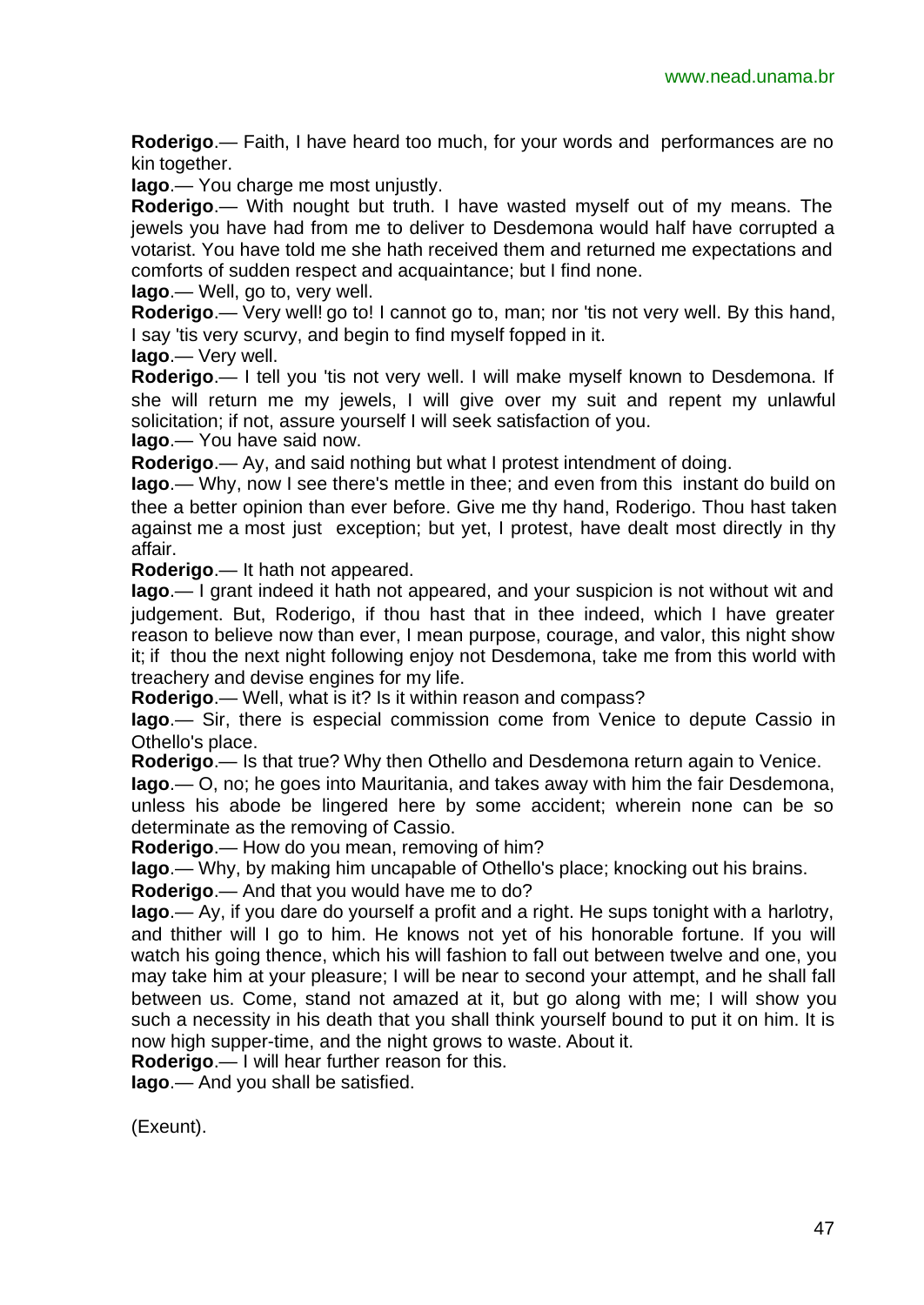**Roderigo**.— Faith, I have heard too much, for your words and performances are no kin together.

**Iago**.— You charge me most unjustly.

**Roderigo**.— With nought but truth. I have wasted myself out of my means. The jewels you have had from me to deliver to Desdemona would half have corrupted a votarist. You have told me she hath received them and returned me expectations and comforts of sudden respect and acquaintance; but I find none.

**Iago**.— Well, go to, very well.

**Roderigo**.— Very well! go to! I cannot go to, man; nor 'tis not very well. By this hand, I say 'tis very scurvy, and begin to find myself fopped in it.

**Iago**.— Very well.

**Roderigo**.— I tell you 'tis not very well. I will make myself known to Desdemona. If she will return me my jewels, I will give over my suit and repent my unlawful solicitation; if not, assure yourself I will seek satisfaction of you.

**Iago**.— You have said now.

**Roderigo**.— Ay, and said nothing but what I protest intendment of doing.

**Iago**.— Why, now I see there's mettle in thee; and even from this instant do build on thee a better opinion than ever before. Give me thy hand, Roderigo. Thou hast taken against me a most just exception; but yet, I protest, have dealt most directly in thy affair.

**Roderigo**.— It hath not appeared.

**Iago**.— I grant indeed it hath not appeared, and your suspicion is not without wit and judgement. But, Roderigo, if thou hast that in thee indeed, which I have greater reason to believe now than ever, I mean purpose, courage, and valor, this night show it; if thou the next night following enjoy not Desdemona, take me from this world with treachery and devise engines for my life.

**Roderigo**.— Well, what is it? Is it within reason and compass?

**Iago**.— Sir, there is especial commission come from Venice to depute Cassio in Othello's place.

**Roderigo**.— Is that true? Why then Othello and Desdemona return again to Venice.

**Iago**.— O, no; he goes into Mauritania, and takes away with him the fair Desdemona, unless his abode be lingered here by some accident; wherein none can be so determinate as the removing of Cassio.

**Roderigo**.— How do you mean, removing of him?

**Iago**.— Why, by making him uncapable of Othello's place; knocking out his brains.

**Roderigo**.— And that you would have me to do?

**Iago**.— Ay, if you dare do yourself a profit and a right. He sups tonight with a harlotry, and thither will I go to him. He knows not yet of his honorable fortune. If you will watch his going thence, which his will fashion to fall out between twelve and one, you may take him at your pleasure; I will be near to second your attempt, and he shall fall between us. Come, stand not amazed at it, but go along with me; I will show you such a necessity in his death that you shall think yourself bound to put it on him. It is now high supper-time, and the night grows to waste. About it.

**Roderigo**.— I will hear further reason for this.

**Iago**.— And you shall be satisfied.

(Exeunt).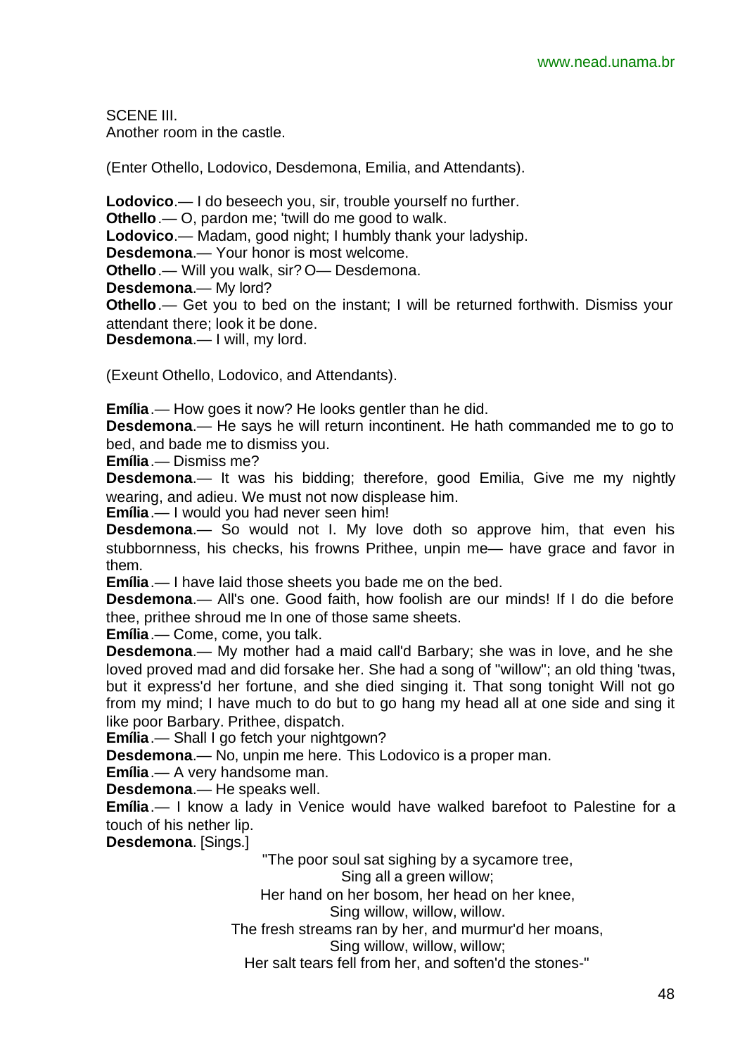SCENE III.
Another room in the castle.

(Enter Othello, Lodovico, Desdemona, Emilia, and Attendants).

**Lodovico**.— I do beseech you, sir, trouble yourself no further.
**Othello**.— O, pardon me; 'twill do me good to walk.
**Lodovico**.— Madam, good night; I humbly thank your ladyship.
**Desdemona**.— Your honor is most welcome.
**Othello**.— Will you walk, sir? O— Desdemona.
**Desdemona**.— My lord?
**Othello**.— Get you to bed on the instant; I will be returned forthwith. Dismiss your attendant there; look it be done.
**Desdemona**.— I will, my lord.

(Exeunt Othello, Lodovico, and Attendants).

**Emília**.— How goes it now? He looks gentler than he did.
**Desdemona**.— He says he will return incontinent. He hath commanded me to go to bed, and bade me to dismiss you.
**Emília**.— Dismiss me?
**Desdemona**.— It was his bidding; therefore, good Emilia, Give me my nightly wearing, and adieu. We must not now displease him.
**Emília**.— I would you had never seen him!
**Desdemona**.— So would not I. My love doth so approve him, that even his stubbornness, his checks, his frowns Prithee, unpin me— have grace and favor in them.
**Emília**.— I have laid those sheets you bade me on the bed.
**Desdemona**.— All's one. Good faith, how foolish are our minds! If I do die before thee, prithee shroud me In one of those same sheets.
**Emília**.— Come, come, you talk.
**Desdemona**.— My mother had a maid call'd Barbary; she was in love, and he she loved proved mad and did forsake her. She had a song of "willow"; an old thing 'twas, but it express'd her fortune, and she died singing it. That song tonight Will not go from my mind; I have much to do but to go hang my head all at one side and sing it like poor Barbary. Prithee, dispatch.
**Emília**.— Shall I go fetch your nightgown?
**Desdemona**.— No, unpin me here. This Lodovico is a proper man.
**Emília**.— A very handsome man.
**Desdemona**.— He speaks well.
**Emília**.— I know a lady in Venice would have walked barefoot to Palestine for a touch of his nether lip.
**Desdemona**. [Sings.]

"The poor soul sat sighing by a sycamore tree,
Sing all a green willow;
Her hand on her bosom, her head on her knee,
Sing willow, willow, willow.
The fresh streams ran by her, and murmur'd her moans,
Sing willow, willow, willow;
Her salt tears fell from her, and soften'd the stones-"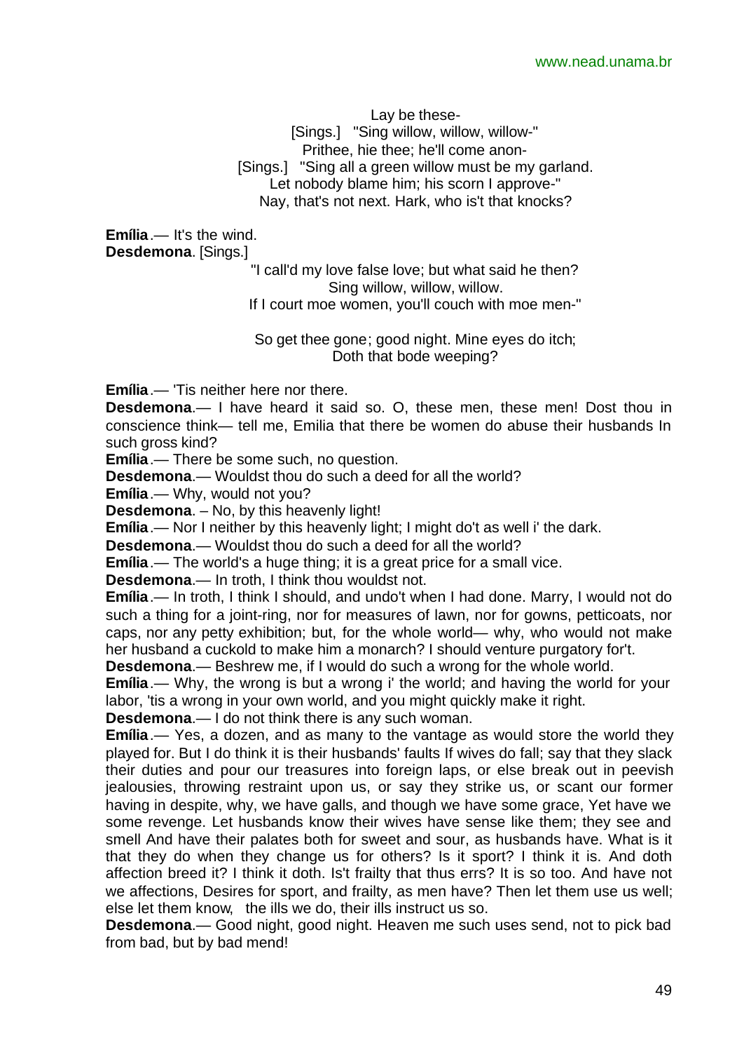Lay be these-
[Sings.] "Sing willow, willow, willow-"
Prithee, hie thee; he'll come anon-
[Sings.] "Sing all a green willow must be my garland.
Let nobody blame him; his scorn I approve-"
Nay, that's not next. Hark, who is't that knocks?

**Emília**.— It's the wind.
**Desdemona**. [Sings.]

"I call'd my love false love; but what said he then?
Sing willow, willow, willow.
If I court moe women, you'll couch with moe men-"

So get thee gone; good night. Mine eyes do itch;
Doth that bode weeping?

**Emília**.— 'Tis neither here nor there.
**Desdemona**.— I have heard it said so. O, these men, these men! Dost thou in conscience think— tell me, Emilia that there be women do abuse their husbands In such gross kind?
**Emília**.— There be some such, no question.
**Desdemona**.— Wouldst thou do such a deed for all the world?
**Emília**.— Why, would not you?
**Desdemona**. – No, by this heavenly light!
**Emília**.— Nor I neither by this heavenly light; I might do't as well i' the dark.
**Desdemona**.— Wouldst thou do such a deed for all the world?
**Emília**.— The world's a huge thing; it is a great price for a small vice.
**Desdemona**.— In troth, I think thou wouldst not.
**Emília**.— In troth, I think I should, and undo't when I had done. Marry, I would not do such a thing for a joint-ring, nor for measures of lawn, nor for gowns, petticoats, nor caps, nor any petty exhibition; but, for the whole world— why, who would not make her husband a cuckold to make him a monarch? I should venture purgatory for't.
**Desdemona**.— Beshrew me, if I would do such a wrong for the whole world.
**Emília**.— Why, the wrong is but a wrong i' the world; and having the world for your labor, 'tis a wrong in your own world, and you might quickly make it right.
**Desdemona**.— I do not think there is any such woman.
**Emília**.— Yes, a dozen, and as many to the vantage as would store the world they played for. But I do think it is their husbands' faults If wives do fall; say that they slack their duties and pour our treasures into foreign laps, or else break out in peevish jealousies, throwing restraint upon us, or say they strike us, or scant our former having in despite, why, we have galls, and though we have some grace, Yet have we some revenge. Let husbands know their wives have sense like them; they see and smell And have their palates both for sweet and sour, as husbands have. What is it that they do when they change us for others? Is it sport? I think it is. And doth affection breed it? I think it doth. Is't frailty that thus errs? It is so too. And have not we affections, Desires for sport, and frailty, as men have? Then let them use us well; else let them know, the ills we do, their ills instruct us so.
**Desdemona**.— Good night, good night. Heaven me such uses send, not to pick bad from bad, but by bad mend!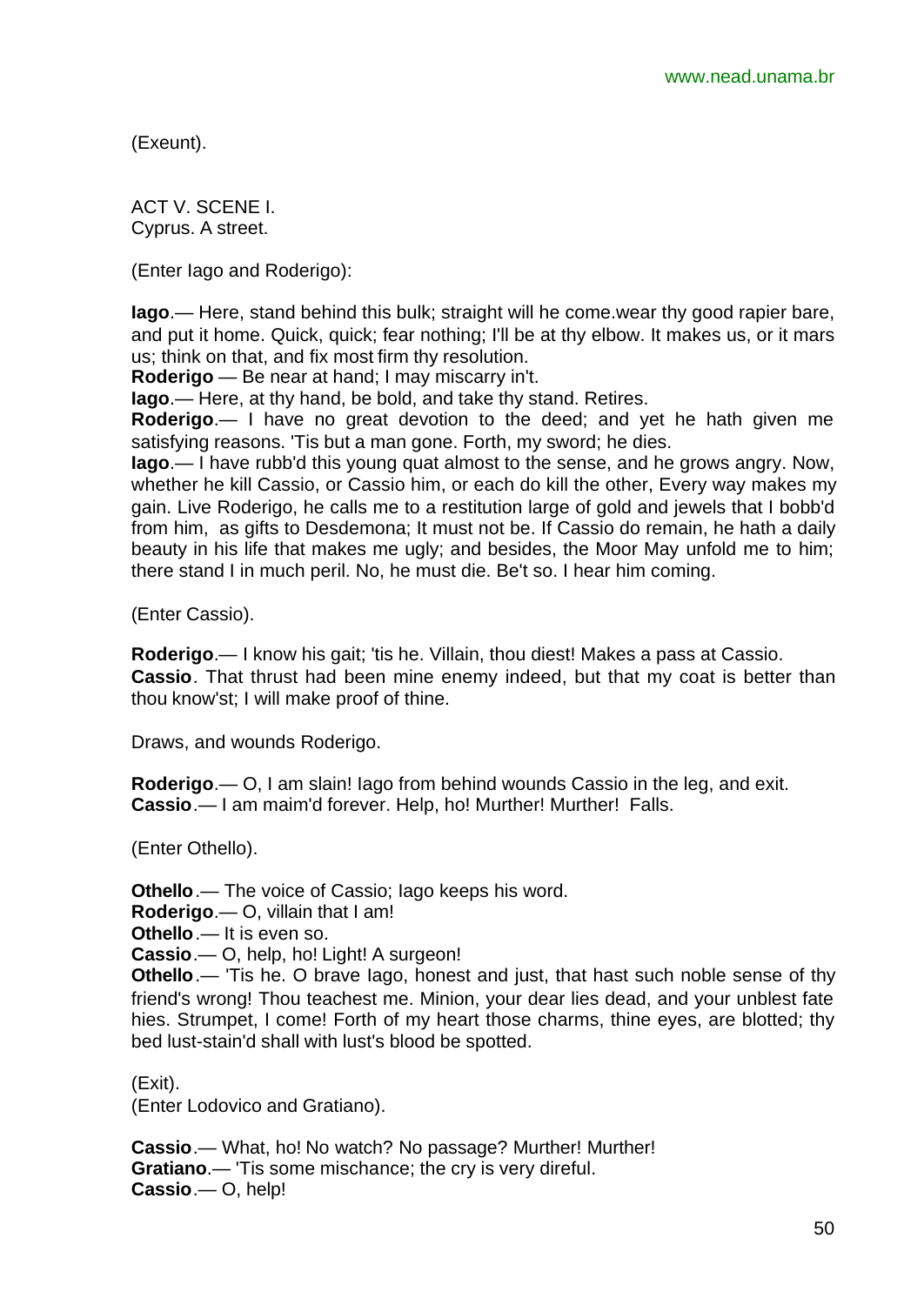(Exeunt).

ACT V. SCENE I.
Cyprus. A street.

(Enter Iago and Roderigo):

**Iago**.— Here, stand behind this bulk; straight will he come.wear thy good rapier bare, and put it home. Quick, quick; fear nothing; I'll be at thy elbow. It makes us, or it mars us; think on that, and fix most firm thy resolution.
**Roderigo** — Be near at hand; I may miscarry in't.
**Iago**.— Here, at thy hand, be bold, and take thy stand. Retires.
**Roderigo**.— I have no great devotion to the deed; and yet he hath given me satisfying reasons. 'Tis but a man gone. Forth, my sword; he dies.
**Iago**.— I have rubb'd this young quat almost to the sense, and he grows angry. Now, whether he kill Cassio, or Cassio him, or each do kill the other, Every way makes my gain. Live Roderigo, he calls me to a restitution large of gold and jewels that I bobb'd from him, as gifts to Desdemona; It must not be. If Cassio do remain, he hath a daily beauty in his life that makes me ugly; and besides, the Moor May unfold me to him; there stand I in much peril. No, he must die. Be't so. I hear him coming.

(Enter Cassio).

**Roderigo**.— I know his gait; 'tis he. Villain, thou diest! Makes a pass at Cassio.
**Cassio**. That thrust had been mine enemy indeed, but that my coat is better than thou know'st; I will make proof of thine.

Draws, and wounds Roderigo.

**Roderigo**.— O, I am slain! Iago from behind wounds Cassio in the leg, and exit.
**Cassio**.— I am maim'd forever. Help, ho! Murther! Murther! Falls.

(Enter Othello).

**Othello**.— The voice of Cassio; Iago keeps his word.
**Roderigo**.— O, villain that I am!
**Othello**.— It is even so.
**Cassio**.— O, help, ho! Light! A surgeon!
**Othello**.— 'Tis he. O brave Iago, honest and just, that hast such noble sense of thy friend's wrong! Thou teachest me. Minion, your dear lies dead, and your unblest fate hies. Strumpet, I come! Forth of my heart those charms, thine eyes, are blotted; thy bed lust-stain'd shall with lust's blood be spotted.

(Exit).
(Enter Lodovico and Gratiano).

**Cassio**.— What, ho! No watch? No passage? Murther! Murther!
**Gratiano**.— 'Tis some mischance; the cry is very direful.
**Cassio**.— O, help!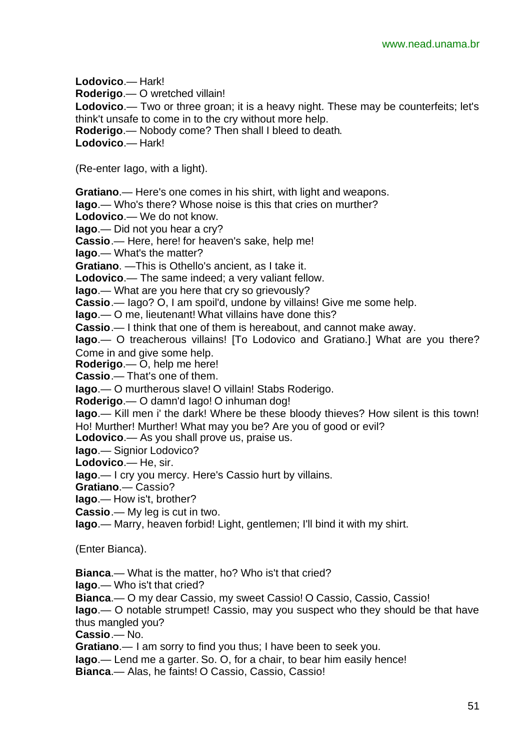**Lodovico**.— Hark!

**Roderigo**.— O wretched villain!

**Lodovico**.— Two or three groan; it is a heavy night. These may be counterfeits; let's think't unsafe to come in to the cry without more help.

**Roderigo**.— Nobody come? Then shall I bleed to death.

**Lodovico**.— Hark!

(Re-enter Iago, with a light).

**Gratiano**.— Here's one comes in his shirt, with light and weapons.

**Iago**.— Who's there? Whose noise is this that cries on murther?

**Lodovico**.— We do not know.

**Iago**.— Did not you hear a cry?

**Cassio**.— Here, here! for heaven's sake, help me!

**Iago**.— What's the matter?

**Gratiano**. —This is Othello's ancient, as I take it.

**Lodovico**.— The same indeed; a very valiant fellow.

**Iago**.— What are you here that cry so grievously?

**Cassio**.— Iago? O, I am spoil'd, undone by villains! Give me some help.

**Iago**.— O me, lieutenant! What villains have done this?

**Cassio**.— I think that one of them is hereabout, and cannot make away.

**Iago**.— O treacherous villains! [To Lodovico and Gratiano.] What are you there? Come in and give some help.

**Roderigo**.— O, help me here!

**Cassio**.— That's one of them.

**Iago**.— O murtherous slave! O villain! Stabs Roderigo.

**Roderigo**.— O damn'd Iago! O inhuman dog!

**Iago**.— Kill men i' the dark! Where be these bloody thieves? How silent is this town! Ho! Murther! Murther! What may you be? Are you of good or evil?

**Lodovico**.— As you shall prove us, praise us.

**Iago**.— Signior Lodovico?

**Lodovico**.— He, sir.

**Iago**.— I cry you mercy. Here's Cassio hurt by villains.

**Gratiano**.— Cassio?

**Iago**.— How is't, brother?

**Cassio**.— My leg is cut in two.

**Iago**.— Marry, heaven forbid! Light, gentlemen; I'll bind it with my shirt.

(Enter Bianca).

**Bianca**.— What is the matter, ho? Who is't that cried?

**Iago**.— Who is't that cried?

**Bianca**.— O my dear Cassio, my sweet Cassio! O Cassio, Cassio, Cassio!

**Iago**.— O notable strumpet! Cassio, may you suspect who they should be that have thus mangled you?

**Cassio**.— No.

**Gratiano**.— I am sorry to find you thus; I have been to seek you.

**Iago**.— Lend me a garter. So. O, for a chair, to bear him easily hence!

**Bianca**.— Alas, he faints! O Cassio, Cassio, Cassio!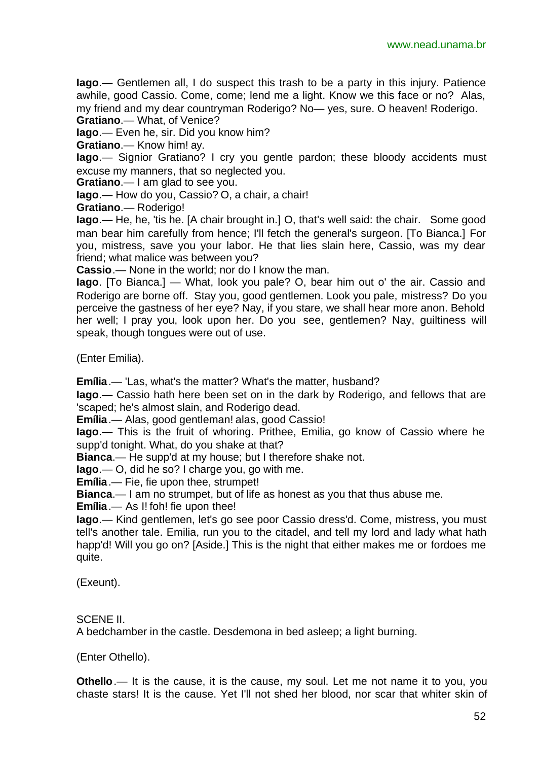**Iago**.— Gentlemen all, I do suspect this trash to be a party in this injury. Patience awhile, good Cassio. Come, come; lend me a light. Know we this face or no? Alas, my friend and my dear countryman Roderigo? No— yes, sure. O heaven! Roderigo.

**Gratiano**.— What, of Venice?

**Iago**.— Even he, sir. Did you know him?

**Gratiano**.— Know him! ay.

**Iago**.— Signior Gratiano? I cry you gentle pardon; these bloody accidents must excuse my manners, that so neglected you.

**Gratiano**.— I am glad to see you.

**Iago**.— How do you, Cassio? O, a chair, a chair!

**Gratiano**.— Roderigo!

**Iago**.— He, he, 'tis he. [A chair brought in.] O, that's well said: the chair. Some good man bear him carefully from hence; I'll fetch the general's surgeon. [To Bianca.] For you, mistress, save you your labor. He that lies slain here, Cassio, was my dear friend; what malice was between you?

**Cassio**.— None in the world; nor do I know the man.

**Iago**. [To Bianca.] — What, look you pale? O, bear him out o' the air. Cassio and Roderigo are borne off. Stay you, good gentlemen. Look you pale, mistress? Do you perceive the gastness of her eye? Nay, if you stare, we shall hear more anon. Behold her well; I pray you, look upon her. Do you see, gentlemen? Nay, guiltiness will speak, though tongues were out of use.

(Enter Emilia).

**Emília**.— 'Las, what's the matter? What's the matter, husband?

**Iago**.— Cassio hath here been set on in the dark by Roderigo, and fellows that are 'scaped; he's almost slain, and Roderigo dead.

**Emília**.— Alas, good gentleman! alas, good Cassio!

**Iago**.— This is the fruit of whoring. Prithee, Emilia, go know of Cassio where he supp'd tonight. What, do you shake at that?

**Bianca**.— He supp'd at my house; but I therefore shake not.

**Iago**.— O, did he so? I charge you, go with me.

**Emília**.— Fie, fie upon thee, strumpet!

**Bianca**.— I am no strumpet, but of life as honest as you that thus abuse me.

**Emília**.— As I! foh! fie upon thee!

**Iago**.— Kind gentlemen, let's go see poor Cassio dress'd. Come, mistress, you must tell's another tale. Emilia, run you to the citadel, and tell my lord and lady what hath happ'd! Will you go on? [Aside.] This is the night that either makes me or fordoes me quite.

(Exeunt).

SCENE II.

A bedchamber in the castle. Desdemona in bed asleep; a light burning.

(Enter Othello).

**Othello**.— It is the cause, it is the cause, my soul. Let me not name it to you, you chaste stars! It is the cause. Yet I'll not shed her blood, nor scar that whiter skin of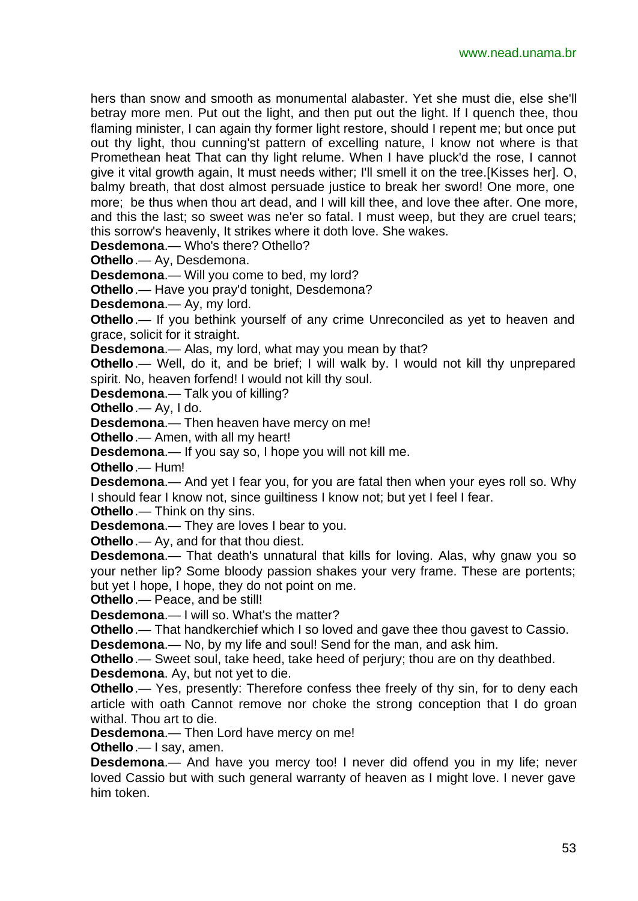hers than snow and smooth as monumental alabaster. Yet she must die, else she'll betray more men. Put out the light, and then put out the light. If I quench thee, thou flaming minister, I can again thy former light restore, should I repent me; but once put out thy light, thou cunning'st pattern of excelling nature, I know not where is that Promethean heat That can thy light relume. When I have pluck'd the rose, I cannot give it vital growth again, It must needs wither; I'll smell it on the tree.[Kisses her]. O, balmy breath, that dost almost persuade justice to break her sword! One more, one more; be thus when thou art dead, and I will kill thee, and love thee after. One more, and this the last; so sweet was ne'er so fatal. I must weep, but they are cruel tears; this sorrow's heavenly, It strikes where it doth love. She wakes.

**Desdemona**.— Who's there? Othello?

**Othello**.— Ay, Desdemona.

**Desdemona**.— Will you come to bed, my lord?

**Othello**.— Have you pray'd tonight, Desdemona?

**Desdemona**.— Ay, my lord.

**Othello**.— If you bethink yourself of any crime Unreconciled as yet to heaven and grace, solicit for it straight.

**Desdemona**.— Alas, my lord, what may you mean by that?

**Othello**.— Well, do it, and be brief; I will walk by. I would not kill thy unprepared spirit. No, heaven forfend! I would not kill thy soul.

**Desdemona**.— Talk you of killing?

**Othello**.— Ay, I do.

**Desdemona**.— Then heaven have mercy on me!

**Othello**.— Amen, with all my heart!

**Desdemona**.— If you say so, I hope you will not kill me.

**Othello**.— Hum!

**Desdemona**.— And yet I fear you, for you are fatal then when your eyes roll so. Why I should fear I know not, since guiltiness I know not; but yet I feel I fear.

**Othello**.— Think on thy sins.

**Desdemona**.— They are loves I bear to you.

**Othello**.— Ay, and for that thou diest.

**Desdemona**.— That death's unnatural that kills for loving. Alas, why gnaw you so your nether lip? Some bloody passion shakes your very frame. These are portents; but yet I hope, I hope, they do not point on me.

**Othello**.— Peace, and be still!

**Desdemona**.— I will so. What's the matter?

**Othello**.— That handkerchief which I so loved and gave thee thou gavest to Cassio.

**Desdemona**.— No, by my life and soul! Send for the man, and ask him.

**Othello**.— Sweet soul, take heed, take heed of perjury; thou are on thy deathbed.

**Desdemona**. Ay, but not yet to die.

**Othello**.— Yes, presently: Therefore confess thee freely of thy sin, for to deny each article with oath Cannot remove nor choke the strong conception that I do groan withal. Thou art to die.

**Desdemona**.— Then Lord have mercy on me!

**Othello**.— I say, amen.

**Desdemona**.— And have you mercy too! I never did offend you in my life; never loved Cassio but with such general warranty of heaven as I might love. I never gave him token.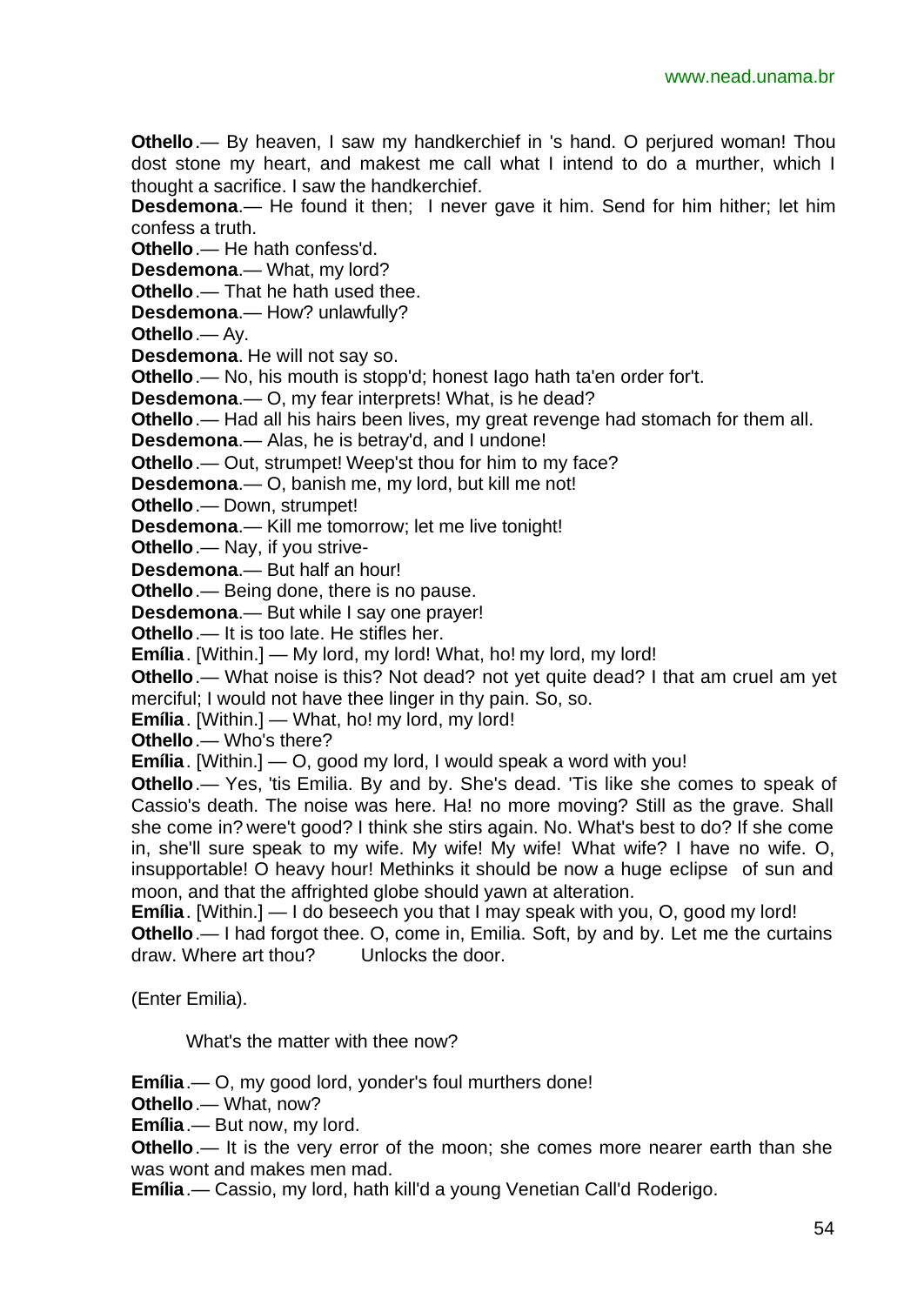**Othello**.— By heaven, I saw my handkerchief in 's hand. O perjured woman! Thou dost stone my heart, and makest me call what I intend to do a murther, which I thought a sacrifice. I saw the handkerchief.

**Desdemona**.— He found it then; I never gave it him. Send for him hither; let him confess a truth.

**Othello**.— He hath confess'd.

**Desdemona**.— What, my lord?

**Othello**.— That he hath used thee.

**Desdemona**.— How? unlawfully?

**Othello**.— Ay.

**Desdemona**. He will not say so.

**Othello**.— No, his mouth is stopp'd; honest Iago hath ta'en order for't.

**Desdemona**.— O, my fear interprets! What, is he dead?

**Othello**.— Had all his hairs been lives, my great revenge had stomach for them all.

**Desdemona**.— Alas, he is betray'd, and I undone!

**Othello**.— Out, strumpet! Weep'st thou for him to my face?

**Desdemona**.— O, banish me, my lord, but kill me not!

**Othello**.— Down, strumpet!

**Desdemona**.— Kill me tomorrow; let me live tonight!

**Othello**.— Nay, if you strive-

**Desdemona**.— But half an hour!

**Othello**.— Being done, there is no pause.

**Desdemona**.— But while I say one prayer!

**Othello**.— It is too late. He stifles her.

**Emília**. [Within.] — My lord, my lord! What, ho! my lord, my lord!

**Othello**.— What noise is this? Not dead? not yet quite dead? I that am cruel am yet merciful; I would not have thee linger in thy pain. So, so.

**Emília**. [Within.] — What, ho! my lord, my lord!

**Othello**.— Who's there?

**Emília**. [Within.] — O, good my lord, I would speak a word with you!

**Othello**.— Yes, 'tis Emilia. By and by. She's dead. 'Tis like she comes to speak of Cassio's death. The noise was here. Ha! no more moving? Still as the grave. Shall she come in? were't good? I think she stirs again. No. What's best to do? If she come in, she'll sure speak to my wife. My wife! My wife! What wife? I have no wife. O, insupportable! O heavy hour! Methinks it should be now a huge eclipse of sun and moon, and that the affrighted globe should yawn at alteration.

**Emília**. [Within.] — I do beseech you that I may speak with you, O, good my lord!

**Othello**.— I had forgot thee. O, come in, Emilia. Soft, by and by. Let me the curtains draw. Where art thou? Unlocks the door.

(Enter Emilia).

What's the matter with thee now?

**Emília**.— O, my good lord, yonder's foul murthers done!

**Othello**.— What, now?

**Emília**.— But now, my lord.

**Othello**.— It is the very error of the moon; she comes more nearer earth than she was wont and makes men mad.

**Emília**.— Cassio, my lord, hath kill'd a young Venetian Call'd Roderigo.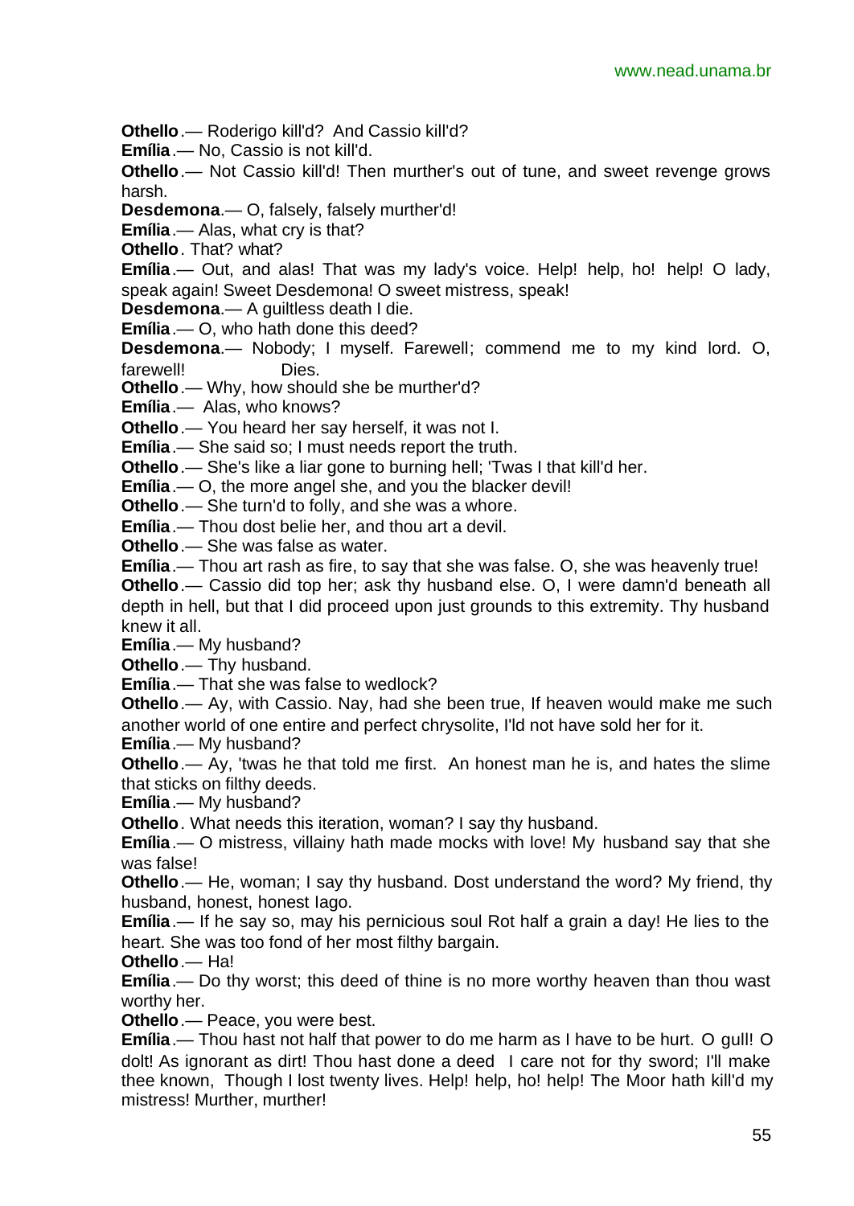**Othello**.— Roderigo kill'd? And Cassio kill'd?

**Emília**.— No, Cassio is not kill'd.

**Othello**.— Not Cassio kill'd! Then murther's out of tune, and sweet revenge grows harsh.

**Desdemona**.— O, falsely, falsely murther'd!

**Emília**.— Alas, what cry is that?

**Othello**. That? what?

**Emília**.— Out, and alas! That was my lady's voice. Help! help, ho! help! O lady, speak again! Sweet Desdemona! O sweet mistress, speak!

**Desdemona**.— A guiltless death I die.

**Emília**.— O, who hath done this deed?

**Desdemona**.— Nobody; I myself. Farewell; commend me to my kind lord. O, farewell! Dies.

**Othello**.— Why, how should she be murther'd?

**Emília**.— Alas, who knows?

**Othello**.— You heard her say herself, it was not I.

**Emília**.— She said so; I must needs report the truth.

**Othello**.— She's like a liar gone to burning hell; 'Twas I that kill'd her.

**Emília**.— O, the more angel she, and you the blacker devil!

**Othello**.— She turn'd to folly, and she was a whore.

**Emília**.— Thou dost belie her, and thou art a devil.

**Othello**.— She was false as water.

**Emília**.— Thou art rash as fire, to say that she was false. O, she was heavenly true!

**Othello**.— Cassio did top her; ask thy husband else. O, I were damn'd beneath all depth in hell, but that I did proceed upon just grounds to this extremity. Thy husband knew it all.

**Emília**.— My husband?

**Othello**.— Thy husband.

**Emília**.— That she was false to wedlock?

**Othello**.— Ay, with Cassio. Nay, had she been true, If heaven would make me such another world of one entire and perfect chrysolite, I'ld not have sold her for it.

**Emília**.— My husband?

**Othello**.— Ay, 'twas he that told me first. An honest man he is, and hates the slime that sticks on filthy deeds.

**Emília**.— My husband?

**Othello**. What needs this iteration, woman? I say thy husband.

**Emília**.— O mistress, villainy hath made mocks with love! My husband say that she was false!

**Othello**.— He, woman; I say thy husband. Dost understand the word? My friend, thy husband, honest, honest Iago.

**Emília**.— If he say so, may his pernicious soul Rot half a grain a day! He lies to the heart. She was too fond of her most filthy bargain.

**Othello**.— Ha!

**Emília**.— Do thy worst; this deed of thine is no more worthy heaven than thou wast worthy her.

**Othello**.— Peace, you were best.

**Emília**.— Thou hast not half that power to do me harm as I have to be hurt. O gull! O dolt! As ignorant as dirt! Thou hast done a deed I care not for thy sword; I'll make thee known, Though I lost twenty lives. Help! help, ho! help! The Moor hath kill'd my mistress! Murther, murther!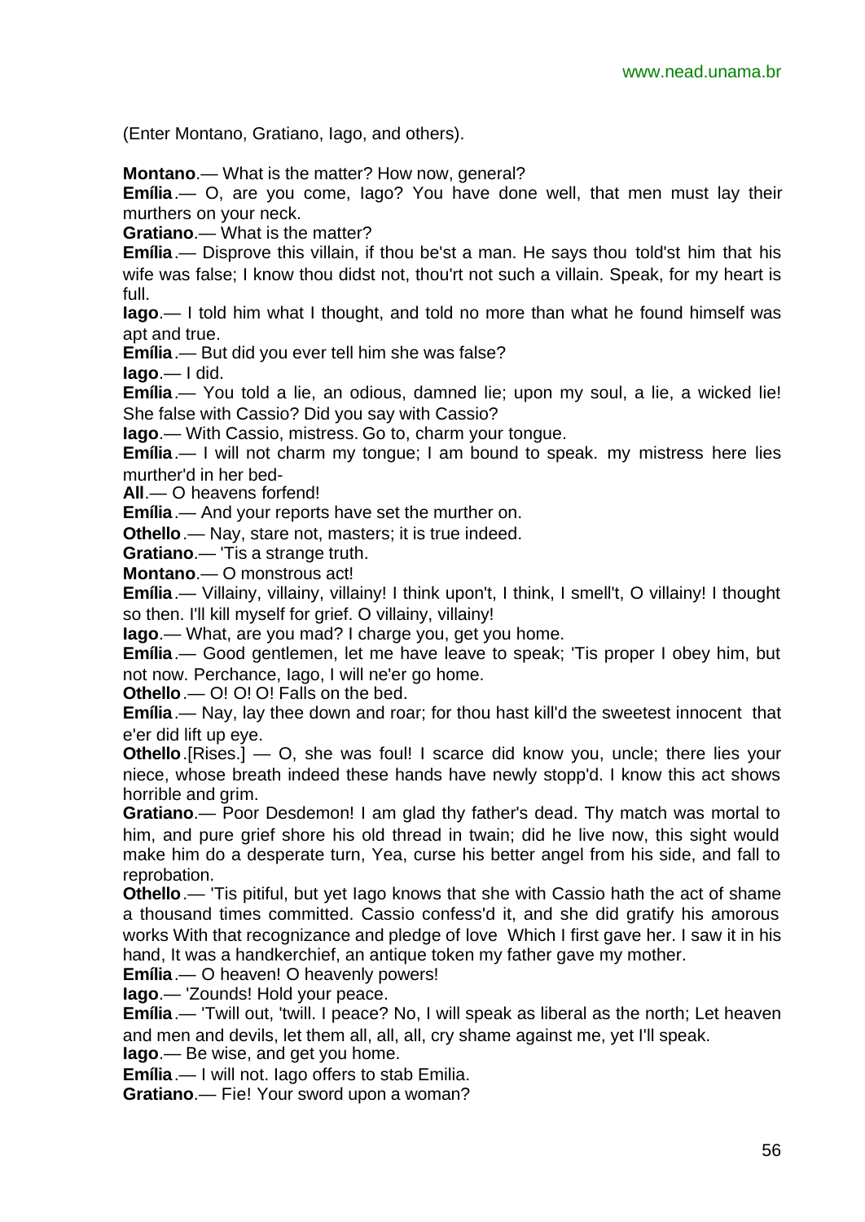(Enter Montano, Gratiano, Iago, and others).

**Montano**.— What is the matter? How now, general?

**Emília**.— O, are you come, Iago? You have done well, that men must lay their murthers on your neck.

**Gratiano**.— What is the matter?

**Emília**.— Disprove this villain, if thou be'st a man. He says thou told'st him that his wife was false; I know thou didst not, thou'rt not such a villain. Speak, for my heart is full.

**Iago**.— I told him what I thought, and told no more than what he found himself was apt and true.

**Emília**.— But did you ever tell him she was false?

**Iago**.— I did.

**Emília**.— You told a lie, an odious, damned lie; upon my soul, a lie, a wicked lie! She false with Cassio? Did you say with Cassio?

**Iago**.— With Cassio, mistress. Go to, charm your tongue.

**Emília**.— I will not charm my tongue; I am bound to speak. my mistress here lies murther'd in her bed-

**All**.— O heavens forfend!

**Emília**.— And your reports have set the murther on.

**Othello**.— Nay, stare not, masters; it is true indeed.

**Gratiano**.— 'Tis a strange truth.

**Montano**.— O monstrous act!

**Emília**.— Villainy, villainy, villainy! I think upon't, I think, I smell't, O villainy! I thought so then. I'll kill myself for grief. O villainy, villainy!

**Iago**.— What, are you mad? I charge you, get you home.

**Emília**.— Good gentlemen, let me have leave to speak; 'Tis proper I obey him, but not now. Perchance, Iago, I will ne'er go home.

**Othello**.— O! O! O! Falls on the bed.

**Emília**.— Nay, lay thee down and roar; for thou hast kill'd the sweetest innocent that e'er did lift up eye.

**Othello**.[Rises.] — O, she was foul! I scarce did know you, uncle; there lies your niece, whose breath indeed these hands have newly stopp'd. I know this act shows horrible and grim.

**Gratiano**.— Poor Desdemon! I am glad thy father's dead. Thy match was mortal to him, and pure grief shore his old thread in twain; did he live now, this sight would make him do a desperate turn, Yea, curse his better angel from his side, and fall to reprobation.

**Othello**.— 'Tis pitiful, but yet Iago knows that she with Cassio hath the act of shame a thousand times committed. Cassio confess'd it, and she did gratify his amorous works With that recognizance and pledge of love Which I first gave her. I saw it in his hand, It was a handkerchief, an antique token my father gave my mother.

**Emília**.— O heaven! O heavenly powers!

**Iago**.— 'Zounds! Hold your peace.

**Emília**.— 'Twill out, 'twill. I peace? No, I will speak as liberal as the north; Let heaven and men and devils, let them all, all, all, cry shame against me, yet I'll speak.

**Iago**.— Be wise, and get you home.

**Emília**.— I will not. Iago offers to stab Emilia.

**Gratiano**.— Fie! Your sword upon a woman?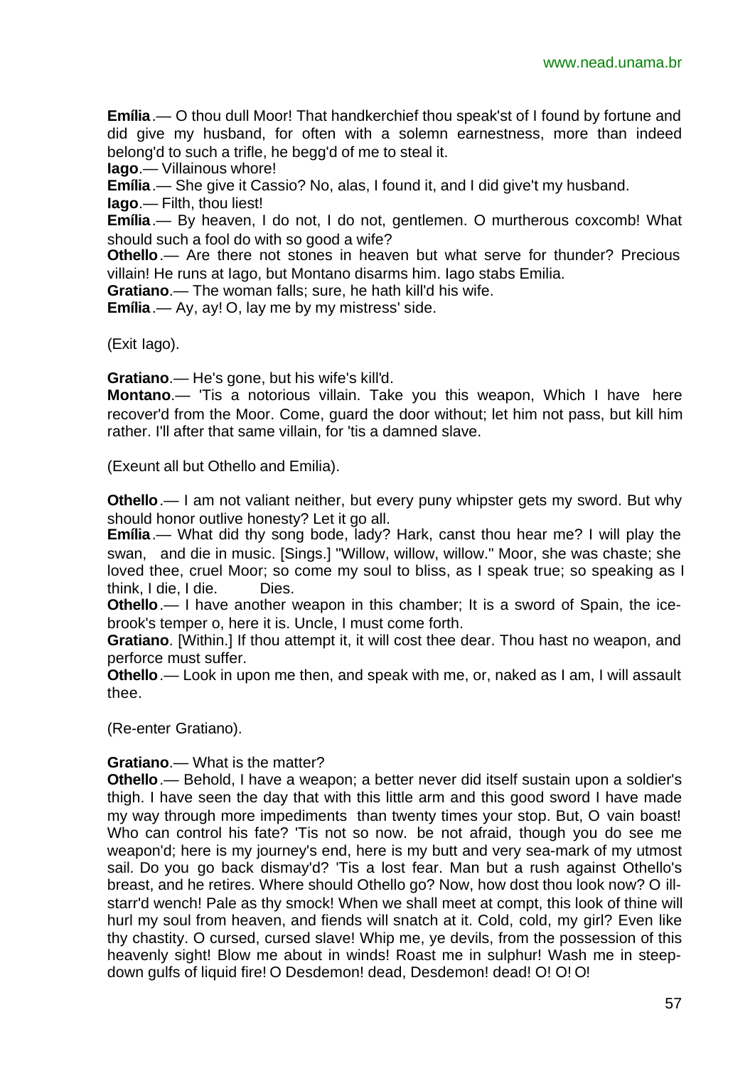**Emília**.— O thou dull Moor! That handkerchief thou speak'st of I found by fortune and did give my husband, for often with a solemn earnestness, more than indeed belong'd to such a trifle, he begg'd of me to steal it.

**Iago**.— Villainous whore!

**Emília**.— She give it Cassio? No, alas, I found it, and I did give't my husband.

**Iago**.— Filth, thou liest!

**Emília**.— By heaven, I do not, I do not, gentlemen. O murtherous coxcomb! What should such a fool do with so good a wife?

**Othello**.— Are there not stones in heaven but what serve for thunder? Precious villain! He runs at Iago, but Montano disarms him. Iago stabs Emilia.

**Gratiano**.— The woman falls; sure, he hath kill'd his wife.

**Emília**.— Ay, ay! O, lay me by my mistress' side.

(Exit Iago).

**Gratiano**.— He's gone, but his wife's kill'd.

**Montano**.— 'Tis a notorious villain. Take you this weapon, Which I have here recover'd from the Moor. Come, guard the door without; let him not pass, but kill him rather. I'll after that same villain, for 'tis a damned slave.

(Exeunt all but Othello and Emilia).

**Othello**.— I am not valiant neither, but every puny whipster gets my sword. But why should honor outlive honesty? Let it go all.

**Emília**.— What did thy song bode, lady? Hark, canst thou hear me? I will play the swan, and die in music. [Sings.] "Willow, willow, willow." Moor, she was chaste; she loved thee, cruel Moor; so come my soul to bliss, as I speak true; so speaking as I think, I die, I die. Dies.

**Othello**.— I have another weapon in this chamber; It is a sword of Spain, the ice-brook's temper o, here it is. Uncle, I must come forth.

**Gratiano**. [Within.] If thou attempt it, it will cost thee dear. Thou hast no weapon, and perforce must suffer.

**Othello**.— Look in upon me then, and speak with me, or, naked as I am, I will assault thee.

(Re-enter Gratiano).

**Gratiano**.— What is the matter?

**Othello**.— Behold, I have a weapon; a better never did itself sustain upon a soldier's thigh. I have seen the day that with this little arm and this good sword I have made my way through more impediments than twenty times your stop. But, O vain boast! Who can control his fate? 'Tis not so now. be not afraid, though you do see me weapon'd; here is my journey's end, here is my butt and very sea-mark of my utmost sail. Do you go back dismay'd? 'Tis a lost fear. Man but a rush against Othello's breast, and he retires. Where should Othello go? Now, how dost thou look now? O ill-starr'd wench! Pale as thy smock! When we shall meet at compt, this look of thine will hurl my soul from heaven, and fiends will snatch at it. Cold, cold, my girl? Even like thy chastity. O cursed, cursed slave! Whip me, ye devils, from the possession of this heavenly sight! Blow me about in winds! Roast me in sulphur! Wash me in steep-down gulfs of liquid fire! O Desdemon! dead, Desdemon! dead! O! O! O!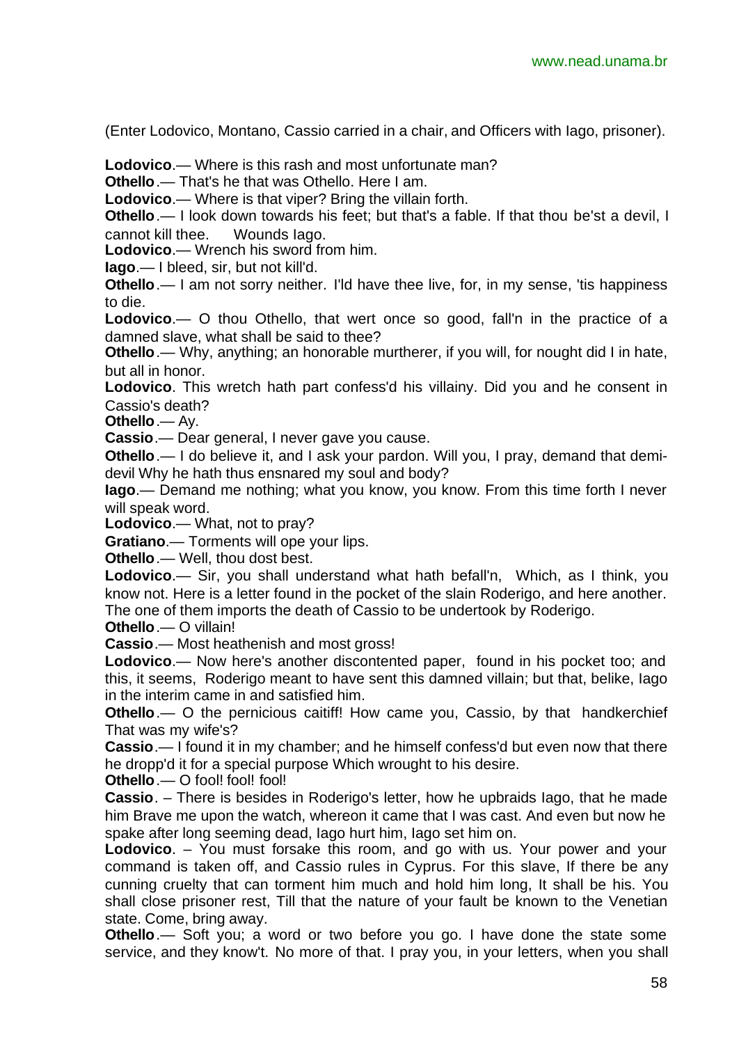(Enter Lodovico, Montano, Cassio carried in a chair, and Officers with Iago, prisoner).

**Lodovico**.— Where is this rash and most unfortunate man?

**Othello**.— That's he that was Othello. Here I am.

**Lodovico**.— Where is that viper? Bring the villain forth.

**Othello**.— I look down towards his feet; but that's a fable. If that thou be'st a devil, I cannot kill thee. Wounds Iago.

**Lodovico**.— Wrench his sword from him.

**Iago**.— I bleed, sir, but not kill'd.

**Othello**.— I am not sorry neither. I'ld have thee live, for, in my sense, 'tis happiness to die.

**Lodovico**.— O thou Othello, that wert once so good, fall'n in the practice of a damned slave, what shall be said to thee?

**Othello**.— Why, anything; an honorable murtherer, if you will, for nought did I in hate, but all in honor.

**Lodovico**. This wretch hath part confess'd his villainy. Did you and he consent in Cassio's death?

**Othello**.— Ay.

**Cassio**.— Dear general, I never gave you cause.

**Othello**.— I do believe it, and I ask your pardon. Will you, I pray, demand that demi-devil Why he hath thus ensnared my soul and body?

**Iago**.— Demand me nothing; what you know, you know. From this time forth I never will speak word.

**Lodovico**.— What, not to pray?

**Gratiano**.— Torments will ope your lips.

**Othello**.— Well, thou dost best.

**Lodovico**.— Sir, you shall understand what hath befall'n, Which, as I think, you know not. Here is a letter found in the pocket of the slain Roderigo, and here another. The one of them imports the death of Cassio to be undertook by Roderigo.

**Othello**.— O villain!

**Cassio**.— Most heathenish and most gross!

**Lodovico**.— Now here's another discontented paper, found in his pocket too; and this, it seems, Roderigo meant to have sent this damned villain; but that, belike, Iago in the interim came in and satisfied him.

**Othello**.— O the pernicious caitiff! How came you, Cassio, by that handkerchief That was my wife's?

**Cassio**.— I found it in my chamber; and he himself confess'd but even now that there he dropp'd it for a special purpose Which wrought to his desire.

**Othello**.— O fool! fool! fool!

**Cassio**. – There is besides in Roderigo's letter, how he upbraids Iago, that he made him Brave me upon the watch, whereon it came that I was cast. And even but now he spake after long seeming dead, Iago hurt him, Iago set him on.

**Lodovico**. – You must forsake this room, and go with us. Your power and your command is taken off, and Cassio rules in Cyprus. For this slave, If there be any cunning cruelty that can torment him much and hold him long, It shall be his. You shall close prisoner rest, Till that the nature of your fault be known to the Venetian state. Come, bring away.

**Othello**.— Soft you; a word or two before you go. I have done the state some service, and they know't. No more of that. I pray you, in your letters, when you shall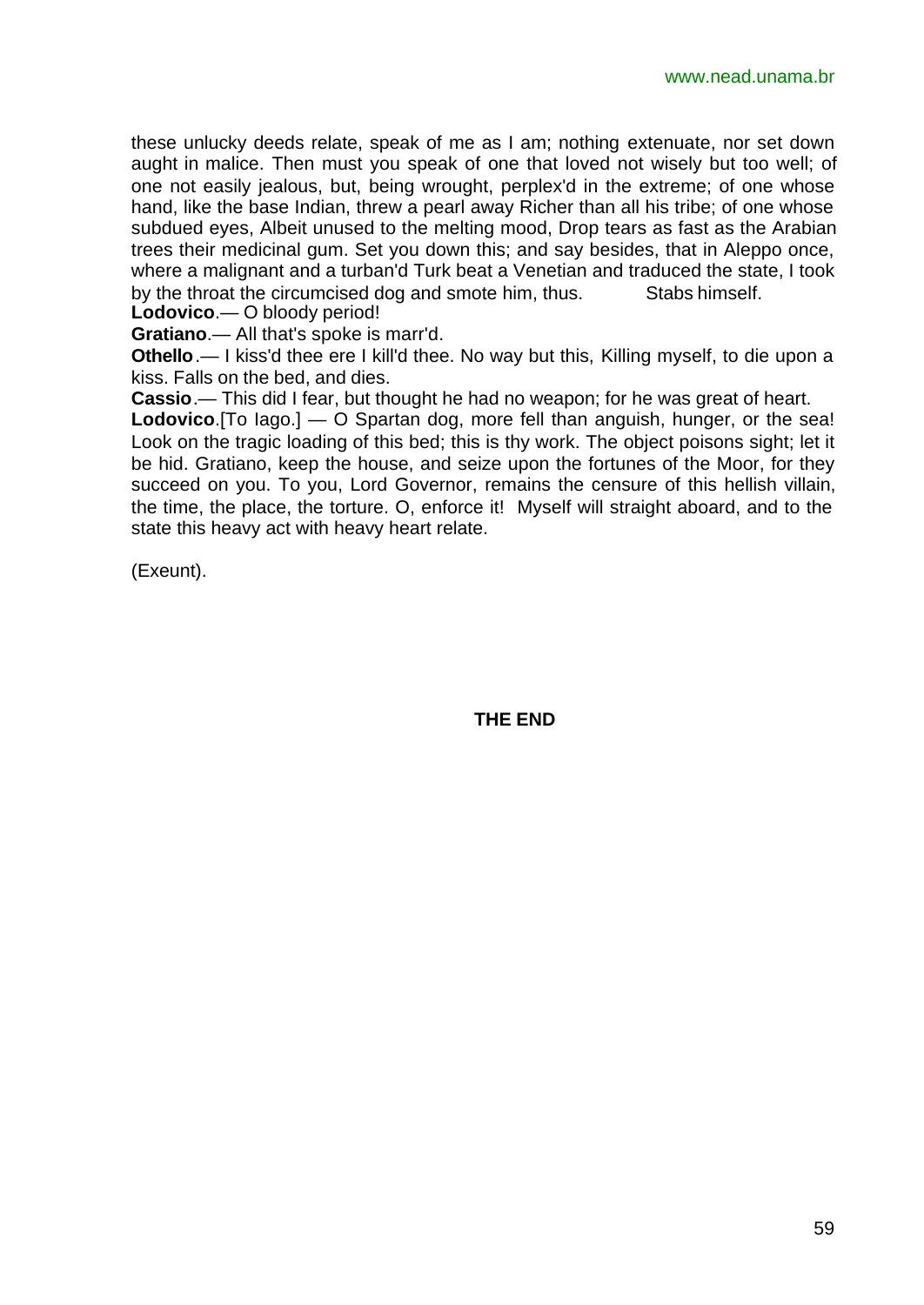these unlucky deeds relate, speak of me as I am; nothing extenuate, nor set down aught in malice. Then must you speak of one that loved not wisely but too well; of one not easily jealous, but, being wrought, perplex'd in the extreme; of one whose hand, like the base Indian, threw a pearl away Richer than all his tribe; of one whose subdued eyes, Albeit unused to the melting mood, Drop tears as fast as the Arabian trees their medicinal gum. Set you down this; and say besides, that in Aleppo once, where a malignant and a turban'd Turk beat a Venetian and traduced the state, I took by the throat the circumcised dog and smote him, thus. Stabs himself.

**Lodovico**.— O bloody period!

**Gratiano**.— All that's spoke is marr'd.

**Othello**.— I kiss'd thee ere I kill'd thee. No way but this, Killing myself, to die upon a kiss. Falls on the bed, and dies.

**Cassio**.— This did I fear, but thought he had no weapon; for he was great of heart.

**Lodovico**.[To Iago.] — O Spartan dog, more fell than anguish, hunger, or the sea! Look on the tragic loading of this bed; this is thy work. The object poisons sight; let it be hid. Gratiano, keep the house, and seize upon the fortunes of the Moor, for they succeed on you. To you, Lord Governor, remains the censure of this hellish villain, the time, the place, the torture. O, enforce it! Myself will straight aboard, and to the state this heavy act with heavy heart relate.

(Exeunt).

**THE END**